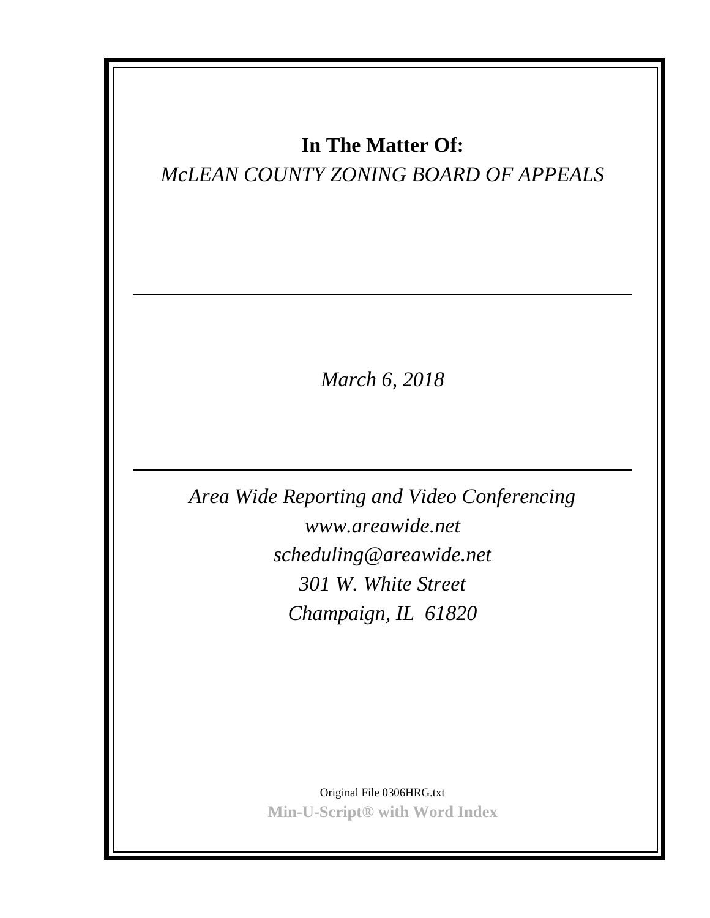**In The Matter Of:**

*McLEAN COUNTY ZONING BOARD OF APPEALS*

---

*March 6, 2018*

---

*Area Wide Reporting and Video Conferencing*

*www.areawide.net*

*scheduling@areawide.net*

*301 W. White Street*

*Champaign, IL 61820*

Original File 0306HRG.txt

**Min-U-Script® with Word Index**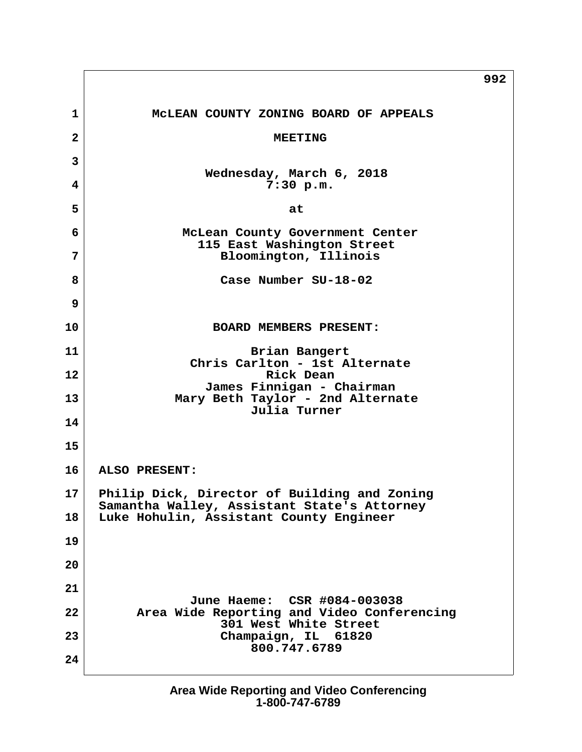# McLEAN COUNTY ZONING BOARD OF APPEALS

## MEETING

Wednesday, March 6, 2018
7:30 p.m.

at

McLean County Government Center
115 East Washington Street
Bloomington, Illinois

Case Number SU-18-02

**BOARD MEMBERS PRESENT:**

Brian Bangert
Chris Carlton - 1st Alternate
Rick Dean
James Finnigan - Chairman
Mary Beth Taylor - 2nd Alternate
Julia Turner

**ALSO PRESENT:**

Philip Dick, Director of Building and Zoning
Samantha Walley, Assistant State's Attorney
Luke Hohulin, Assistant County Engineer

June Haeme: CSR #084-003038
Area Wide Reporting and Video Conferencing
301 West White Street
Champaign, IL 61820
800.747.6789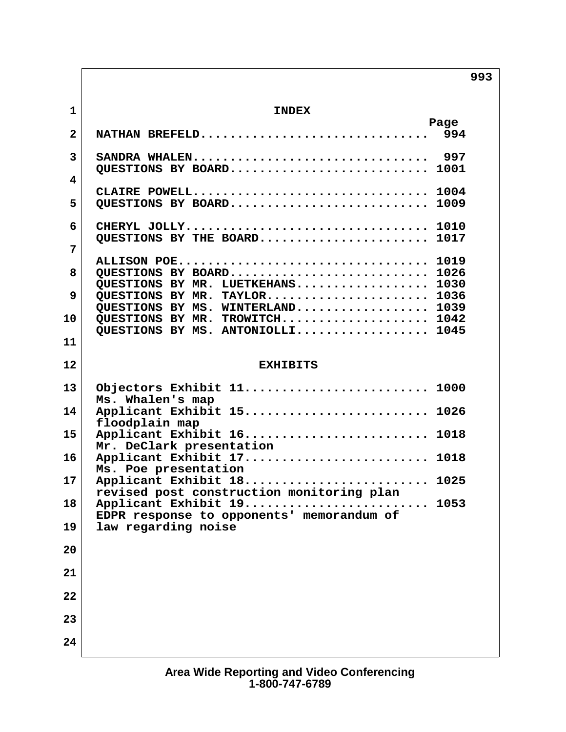# INDEX

| | Page |
|---|---|
| NATHAN BREFELD | 994 |
| SANDRA WHALEN | 997 |
| QUESTIONS BY BOARD | 1001 |
| CLAIRE POWELL | 1004 |
| QUESTIONS BY BOARD | 1009 |
| CHERYL JOLLY | 1010 |
| QUESTIONS BY THE BOARD | 1017 |
| ALLISON POE | 1019 |
| QUESTIONS BY BOARD | 1026 |
| QUESTIONS BY MR. LUETKEHANS | 1030 |
| QUESTIONS BY MR. TAYLOR | 1036 |
| QUESTIONS BY MS. WINTERLAND | 1039 |
| QUESTIONS BY MR. TROWITCH | 1042 |
| QUESTIONS BY MS. ANTONIOLLI | 1045 |

# EXHIBITS

| | |
|---|---|
| Objectors Exhibit 11 — Ms. Whalen's map | 1000 |
| Applicant Exhibit 15 — floodplain map | 1026 |
| Applicant Exhibit 16 — Mr. DeClark presentation | 1018 |
| Applicant Exhibit 17 — Ms. Poe presentation | 1018 |
| Applicant Exhibit 18 — revised post construction monitoring plan | 1025 |
| Applicant Exhibit 19 — EDPR response to opponents' memorandum of law regarding noise | 1053 |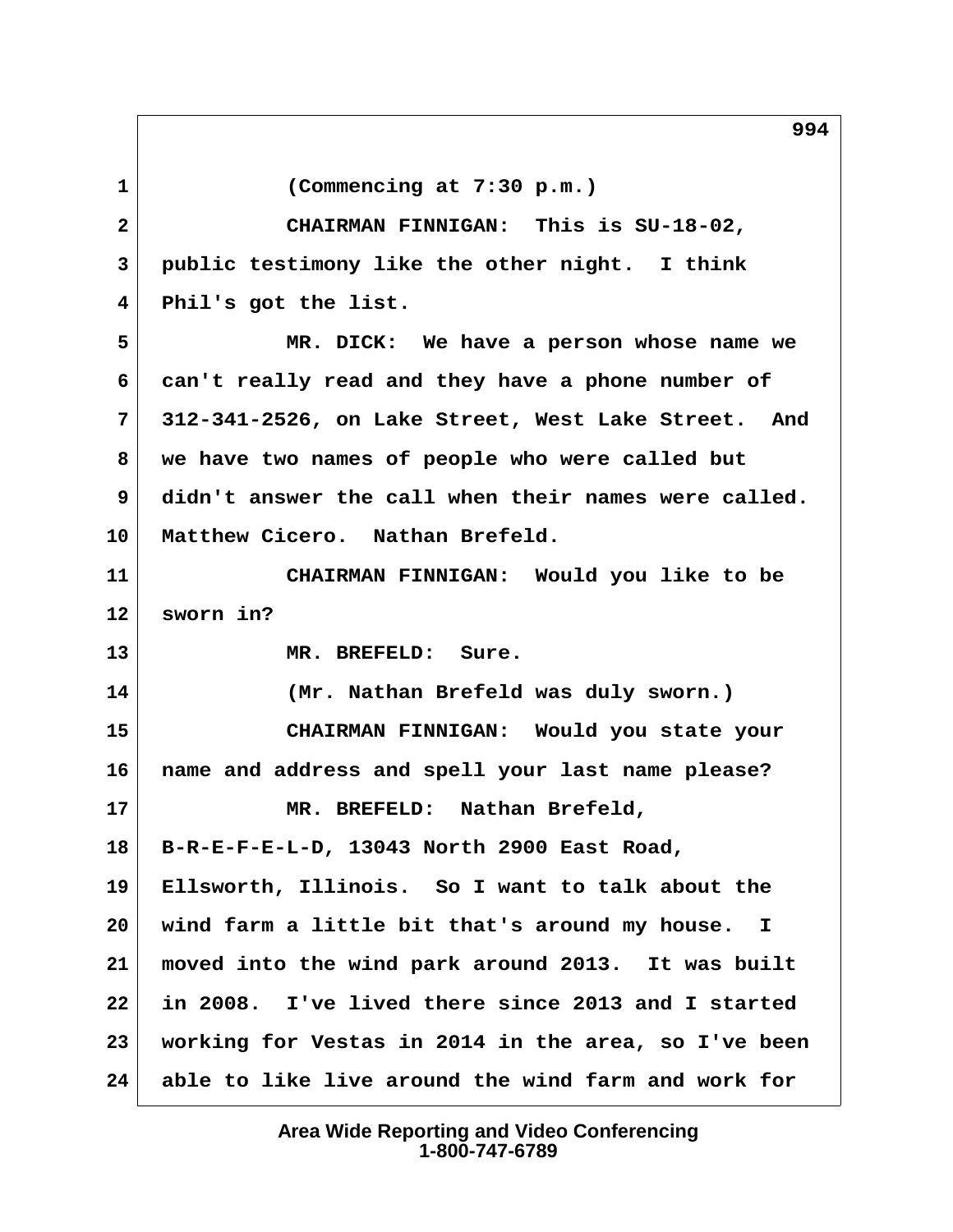1 (Commencing at 7:30 p.m.)

2 CHAIRMAN FINNIGAN: This is SU-18-02,
3 public testimony like the other night. I think
4 Phil's got the list.

5 MR. DICK: We have a person whose name we
6 can't really read and they have a phone number of
7 312-341-2526, on Lake Street, West Lake Street. And
8 we have two names of people who were called but
9 didn't answer the call when their names were called.
10 Matthew Cicero. Nathan Brefeld.

11 CHAIRMAN FINNIGAN: Would you like to be
12 sworn in?

13 MR. BREFELD: Sure.

14 (Mr. Nathan Brefeld was duly sworn.)

15 CHAIRMAN FINNIGAN: Would you state your
16 name and address and spell your last name please?

17 MR. BREFELD: Nathan Brefeld,
18 B-R-E-F-E-L-D, 13043 North 2900 East Road,
19 Ellsworth, Illinois. So I want to talk about the
20 wind farm a little bit that's around my house. I
21 moved into the wind park around 2013. It was built
22 in 2008. I've lived there since 2013 and I started
23 working for Vestas in 2014 in the area, so I've been
24 able to like live around the wind farm and work for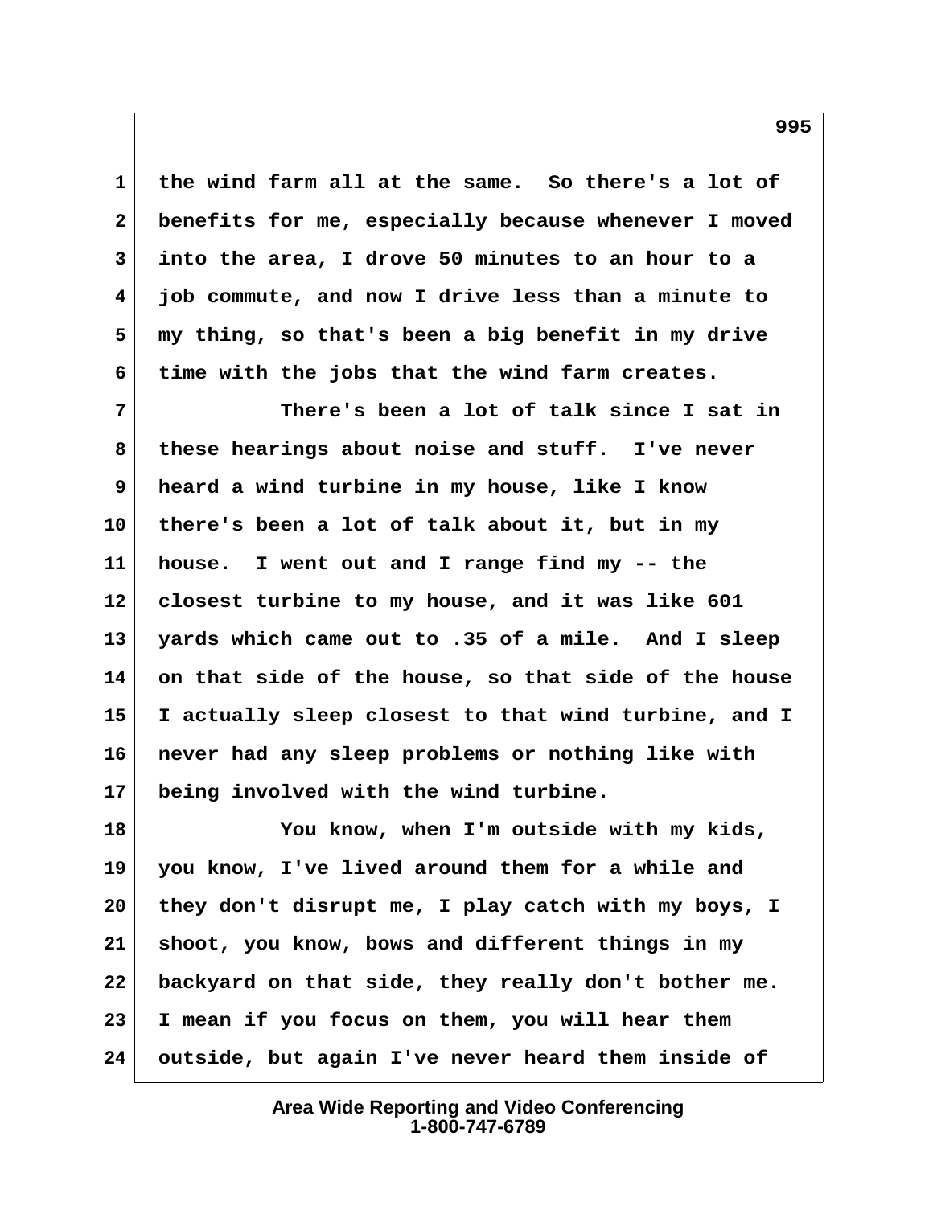the wind farm all at the same. So there's a lot of benefits for me, especially because whenever I moved into the area, I drove 50 minutes to an hour to a job commute, and now I drive less than a minute to my thing, so that's been a big benefit in my drive time with the jobs that the wind farm creates.

There's been a lot of talk since I sat in these hearings about noise and stuff. I've never heard a wind turbine in my house, like I know there's been a lot of talk about it, but in my house. I went out and I range find my -- the closest turbine to my house, and it was like 601 yards which came out to .35 of a mile. And I sleep on that side of the house, so that side of the house I actually sleep closest to that wind turbine, and I never had any sleep problems or nothing like with being involved with the wind turbine.

You know, when I'm outside with my kids, you know, I've lived around them for a while and they don't disrupt me, I play catch with my boys, I shoot, you know, bows and different things in my backyard on that side, they really don't bother me. I mean if you focus on them, you will hear them outside, but again I've never heard them inside of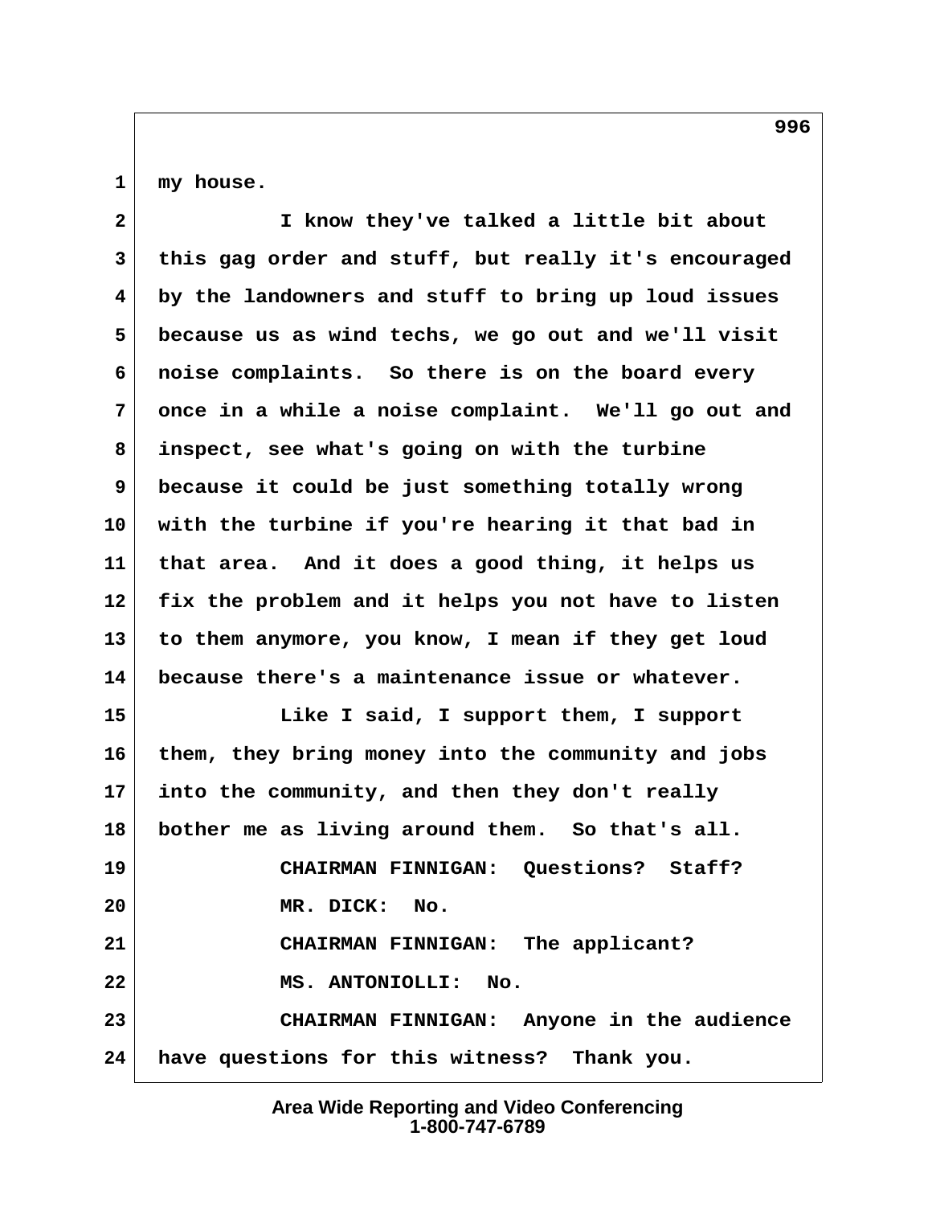my house.

I know they've talked a little bit about this gag order and stuff, but really it's encouraged by the landowners and stuff to bring up loud issues because us as wind techs, we go out and we'll visit noise complaints. So there is on the board every once in a while a noise complaint. We'll go out and inspect, see what's going on with the turbine because it could be just something totally wrong with the turbine if you're hearing it that bad in that area. And it does a good thing, it helps us fix the problem and it helps you not have to listen to them anymore, you know, I mean if they get loud because there's a maintenance issue or whatever.

Like I said, I support them, I support them, they bring money into the community and jobs into the community, and then they don't really bother me as living around them. So that's all.

CHAIRMAN FINNIGAN: Questions? Staff?

MR. DICK: No.

CHAIRMAN FINNIGAN: The applicant?

MS. ANTONIOLLI: No.

CHAIRMAN FINNIGAN: Anyone in the audience have questions for this witness? Thank you.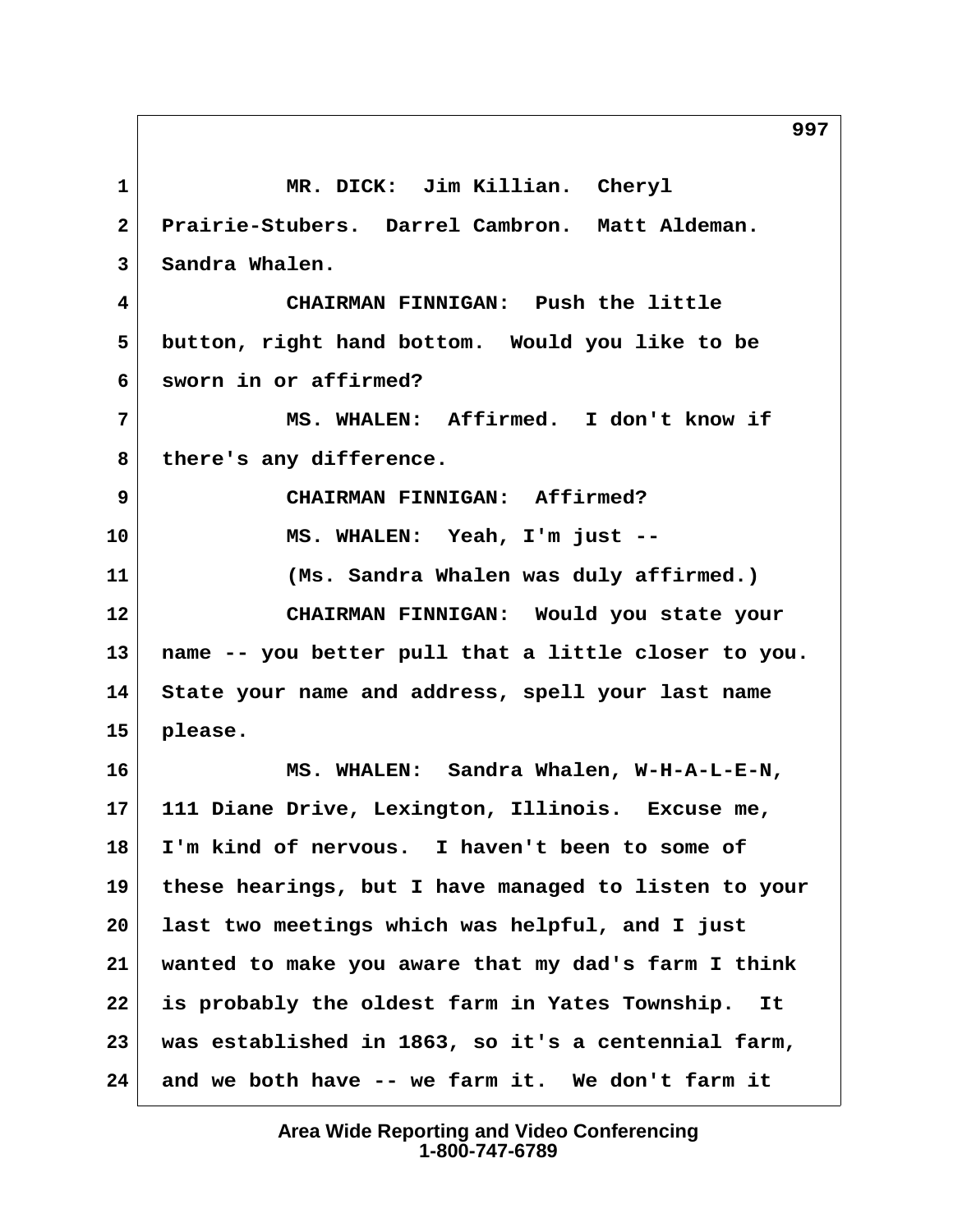MR. DICK: Jim Killian. Cheryl Prairie-Stubers. Darrel Cambron. Matt Aldeman. Sandra Whalen.

CHAIRMAN FINNIGAN: Push the little button, right hand bottom. Would you like to be sworn in or affirmed?

MS. WHALEN: Affirmed. I don't know if there's any difference.

CHAIRMAN FINNIGAN: Affirmed?

MS. WHALEN: Yeah, I'm just --

(Ms. Sandra Whalen was duly affirmed.)

CHAIRMAN FINNIGAN: Would you state your name -- you better pull that a little closer to you. State your name and address, spell your last name please.

MS. WHALEN: Sandra Whalen, W-H-A-L-E-N, 111 Diane Drive, Lexington, Illinois. Excuse me, I'm kind of nervous. I haven't been to some of these hearings, but I have managed to listen to your last two meetings which was helpful, and I just wanted to make you aware that my dad's farm I think is probably the oldest farm in Yates Township. It was established in 1863, so it's a centennial farm, and we both have -- we farm it. We don't farm it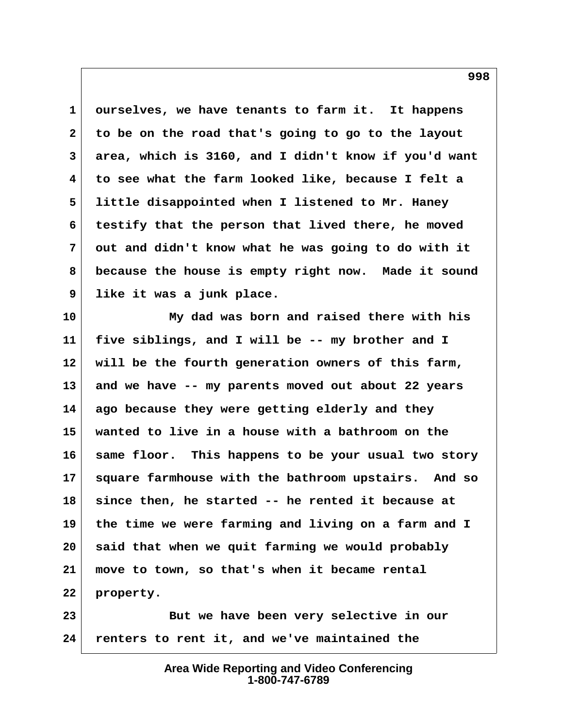ourselves, we have tenants to farm it. It happens to be on the road that's going to go to the layout area, which is 3160, and I didn't know if you'd want to see what the farm looked like, because I felt a little disappointed when I listened to Mr. Haney testify that the person that lived there, he moved out and didn't know what he was going to do with it because the house is empty right now. Made it sound like it was a junk place.

My dad was born and raised there with his five siblings, and I will be -- my brother and I will be the fourth generation owners of this farm, and we have -- my parents moved out about 22 years ago because they were getting elderly and they wanted to live in a house with a bathroom on the same floor. This happens to be your usual two story square farmhouse with the bathroom upstairs. And so since then, he started -- he rented it because at the time we were farming and living on a farm and I said that when we quit farming we would probably move to town, so that's when it became rental property.

But we have been very selective in our renters to rent it, and we've maintained the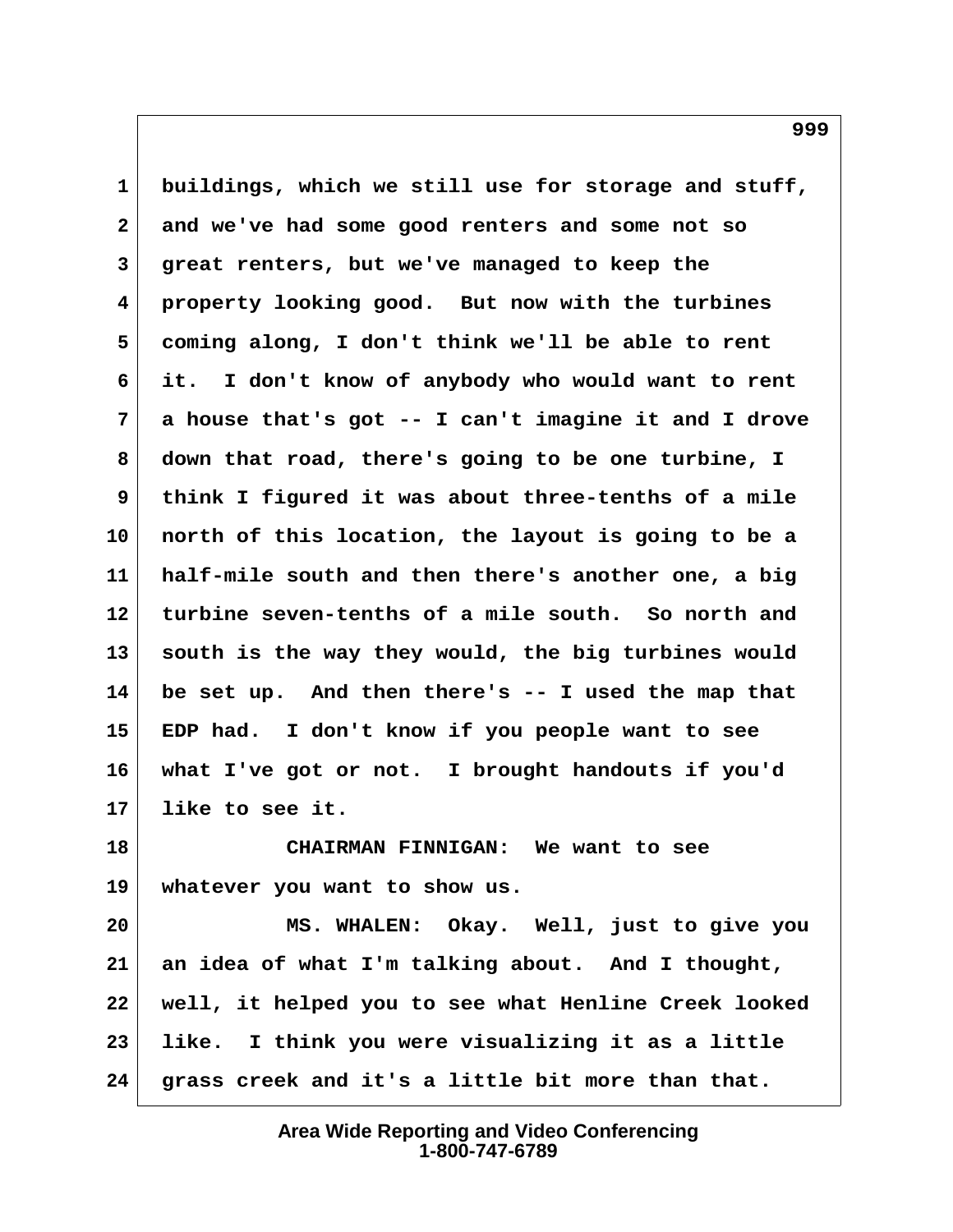buildings, which we still use for storage and stuff, and we've had some good renters and some not so great renters, but we've managed to keep the property looking good. But now with the turbines coming along, I don't think we'll be able to rent it. I don't know of anybody who would want to rent a house that's got -- I can't imagine it and I drove down that road, there's going to be one turbine, I think I figured it was about three-tenths of a mile north of this location, the layout is going to be a half-mile south and then there's another one, a big turbine seven-tenths of a mile south. So north and south is the way they would, the big turbines would be set up. And then there's -- I used the map that EDP had. I don't know if you people want to see what I've got or not. I brought handouts if you'd like to see it.

CHAIRMAN FINNIGAN: We want to see whatever you want to show us.

MS. WHALEN: Okay. Well, just to give you an idea of what I'm talking about. And I thought, well, it helped you to see what Henline Creek looked like. I think you were visualizing it as a little grass creek and it's a little bit more than that.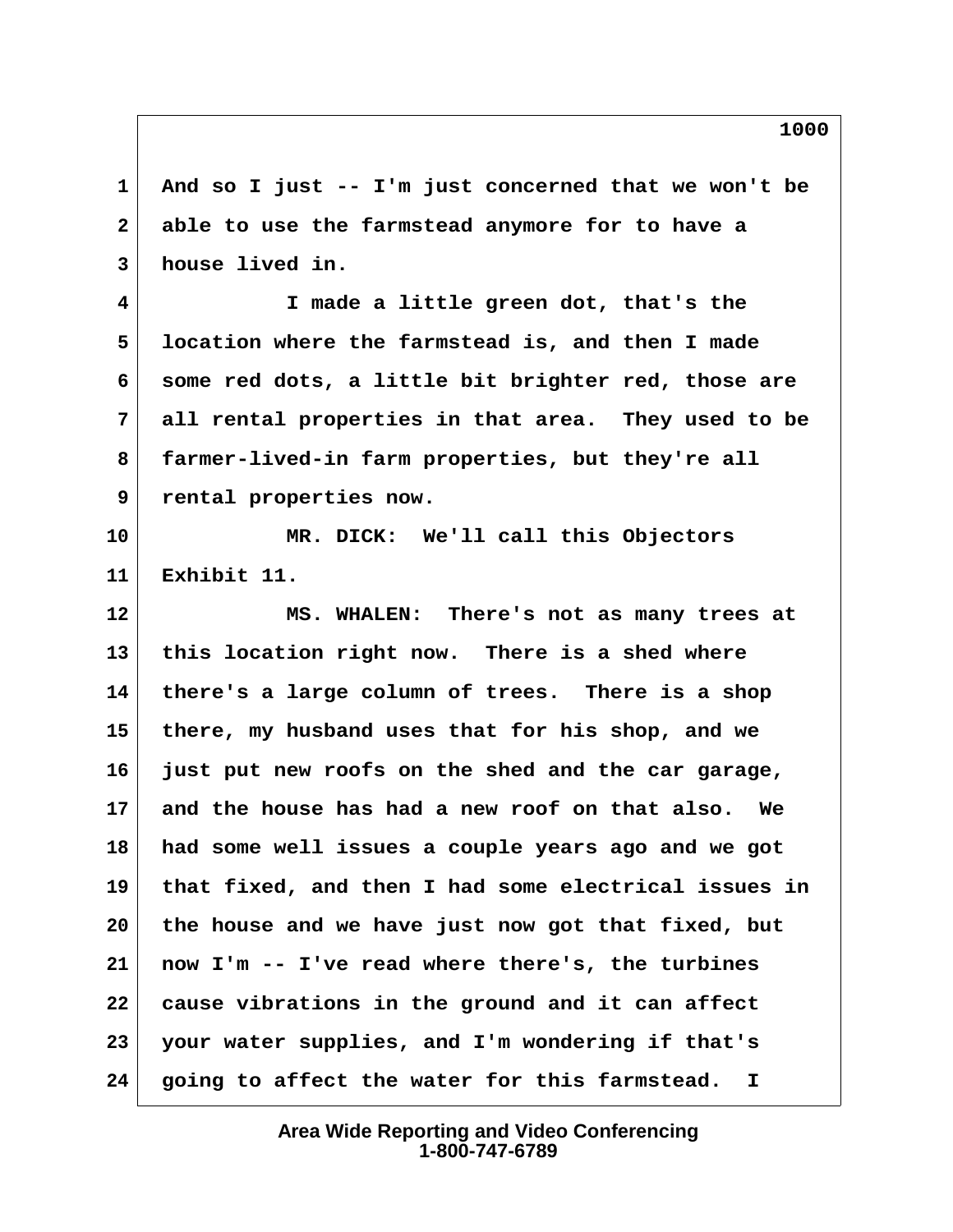And so I just -- I'm just concerned that we won't be able to use the farmstead anymore for to have a house lived in.

I made a little green dot, that's the location where the farmstead is, and then I made some red dots, a little bit brighter red, those are all rental properties in that area. They used to be farmer-lived-in farm properties, but they're all rental properties now.

MR. DICK: We'll call this Objectors Exhibit 11.

MS. WHALEN: There's not as many trees at this location right now. There is a shed where there's a large column of trees. There is a shop there, my husband uses that for his shop, and we just put new roofs on the shed and the car garage, and the house has had a new roof on that also. We had some well issues a couple years ago and we got that fixed, and then I had some electrical issues in the house and we have just now got that fixed, but now I'm -- I've read where there's, the turbines cause vibrations in the ground and it can affect your water supplies, and I'm wondering if that's going to affect the water for this farmstead. I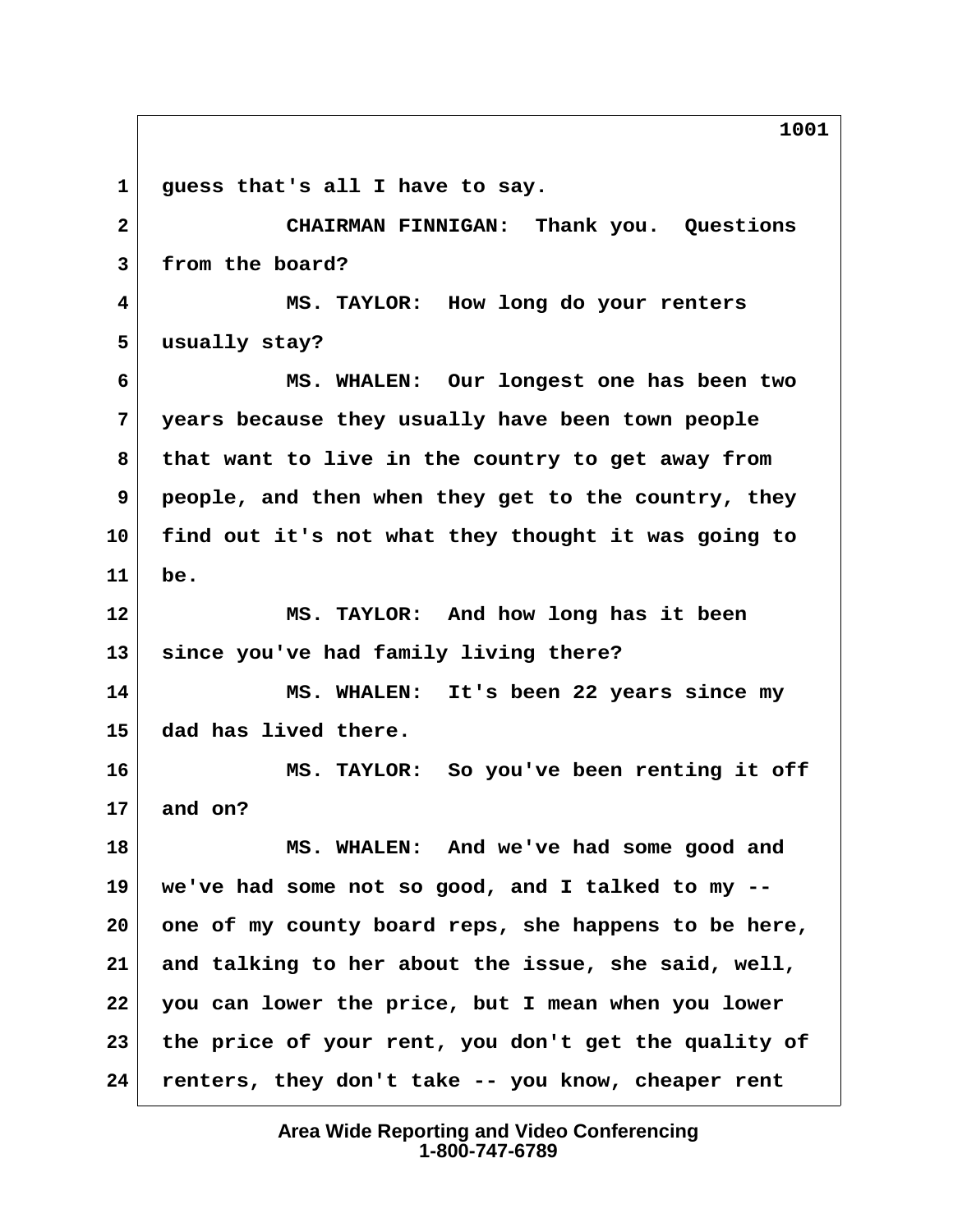guess that's all I have to say.

CHAIRMAN FINNIGAN: Thank you. Questions from the board?

MS. TAYLOR: How long do your renters usually stay?

MS. WHALEN: Our longest one has been two years because they usually have been town people that want to live in the country to get away from people, and then when they get to the country, they find out it's not what they thought it was going to be.

MS. TAYLOR: And how long has it been since you've had family living there?

MS. WHALEN: It's been 22 years since my dad has lived there.

MS. TAYLOR: So you've been renting it off and on?

MS. WHALEN: And we've had some good and we've had some not so good, and I talked to my -- one of my county board reps, she happens to be here, and talking to her about the issue, she said, well, you can lower the price, but I mean when you lower the price of your rent, you don't get the quality of renters, they don't take -- you know, cheaper rent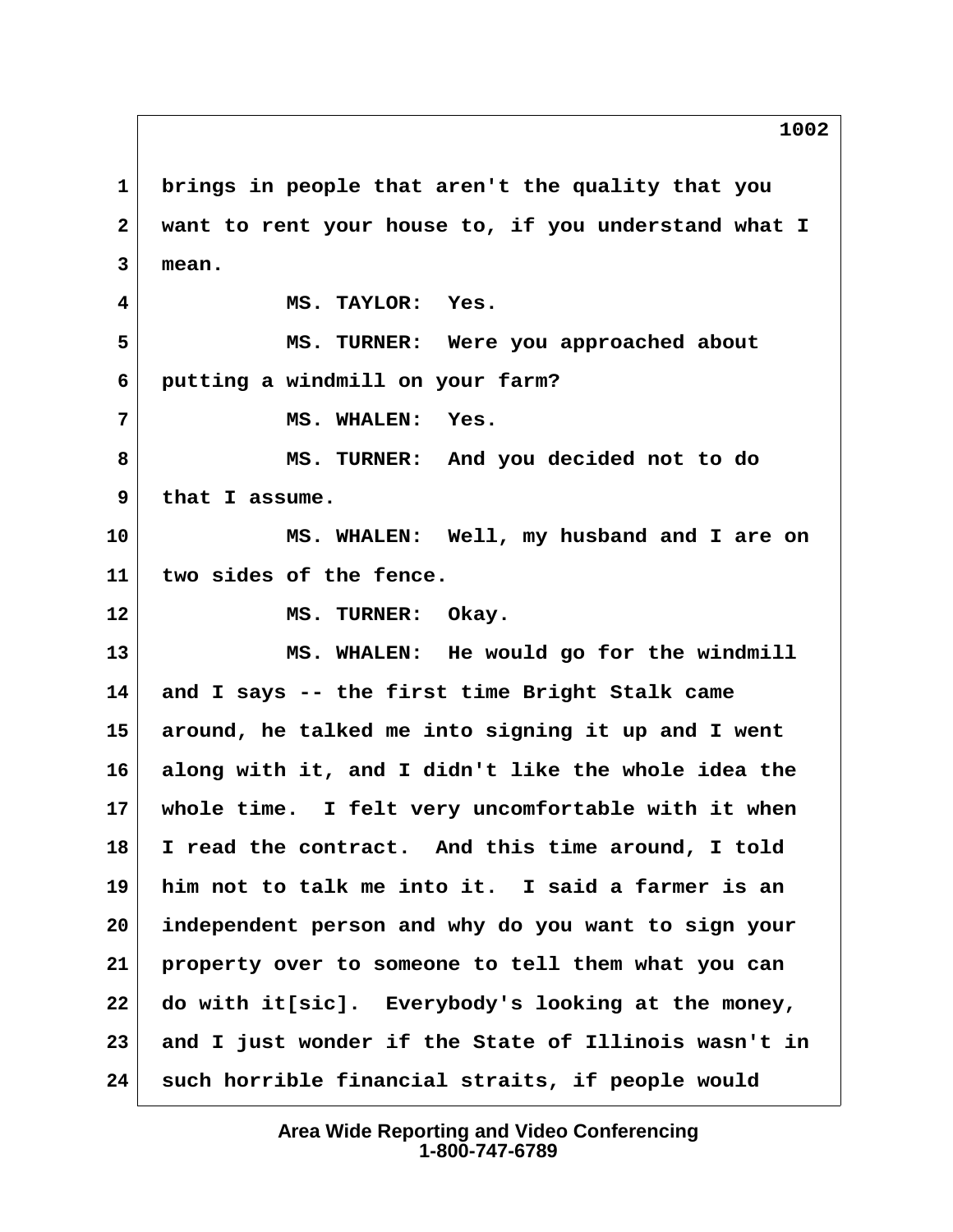brings in people that aren't the quality that you want to rent your house to, if you understand what I mean.

MS. TAYLOR: Yes.

MS. TURNER: Were you approached about putting a windmill on your farm?

MS. WHALEN: Yes.

MS. TURNER: And you decided not to do that I assume.

MS. WHALEN: Well, my husband and I are on two sides of the fence.

MS. TURNER: Okay.

MS. WHALEN: He would go for the windmill and I says -- the first time Bright Stalk came around, he talked me into signing it up and I went along with it, and I didn't like the whole idea the whole time. I felt very uncomfortable with it when I read the contract. And this time around, I told him not to talk me into it. I said a farmer is an independent person and why do you want to sign your property over to someone to tell them what you can do with it[sic]. Everybody's looking at the money, and I just wonder if the State of Illinois wasn't in such horrible financial straits, if people would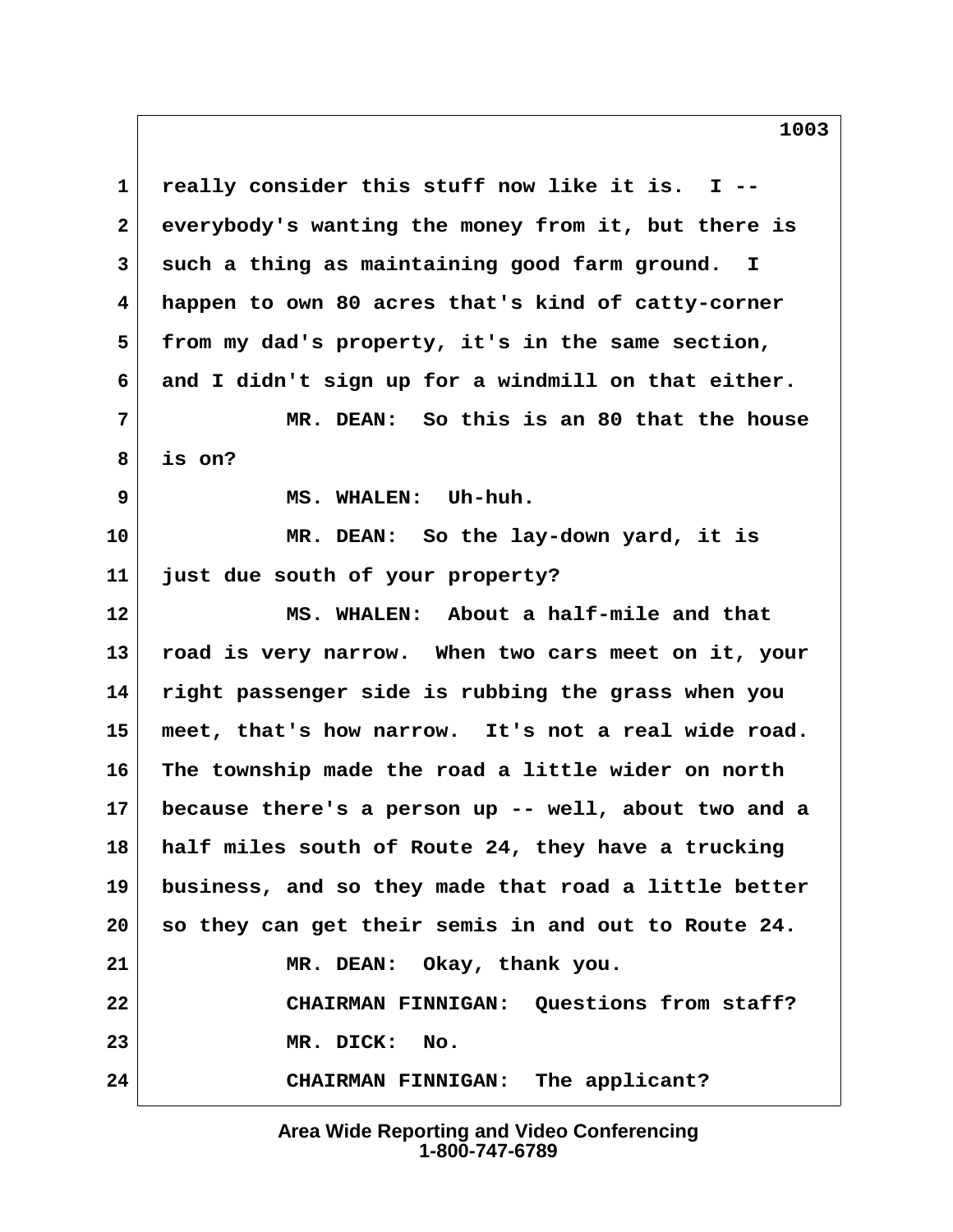really consider this stuff now like it is. I -- everybody's wanting the money from it, but there is such a thing as maintaining good farm ground. I happen to own 80 acres that's kind of catty-corner from my dad's property, it's in the same section, and I didn't sign up for a windmill on that either.

MR. DEAN: So this is an 80 that the house is on?

MS. WHALEN: Uh-huh.

MR. DEAN: So the lay-down yard, it is just due south of your property?

MS. WHALEN: About a half-mile and that road is very narrow. When two cars meet on it, your right passenger side is rubbing the grass when you meet, that's how narrow. It's not a real wide road. The township made the road a little wider on north because there's a person up -- well, about two and a half miles south of Route 24, they have a trucking business, and so they made that road a little better so they can get their semis in and out to Route 24.

MR. DEAN: Okay, thank you.

CHAIRMAN FINNIGAN: Questions from staff?

MR. DICK: No.

CHAIRMAN FINNIGAN: The applicant?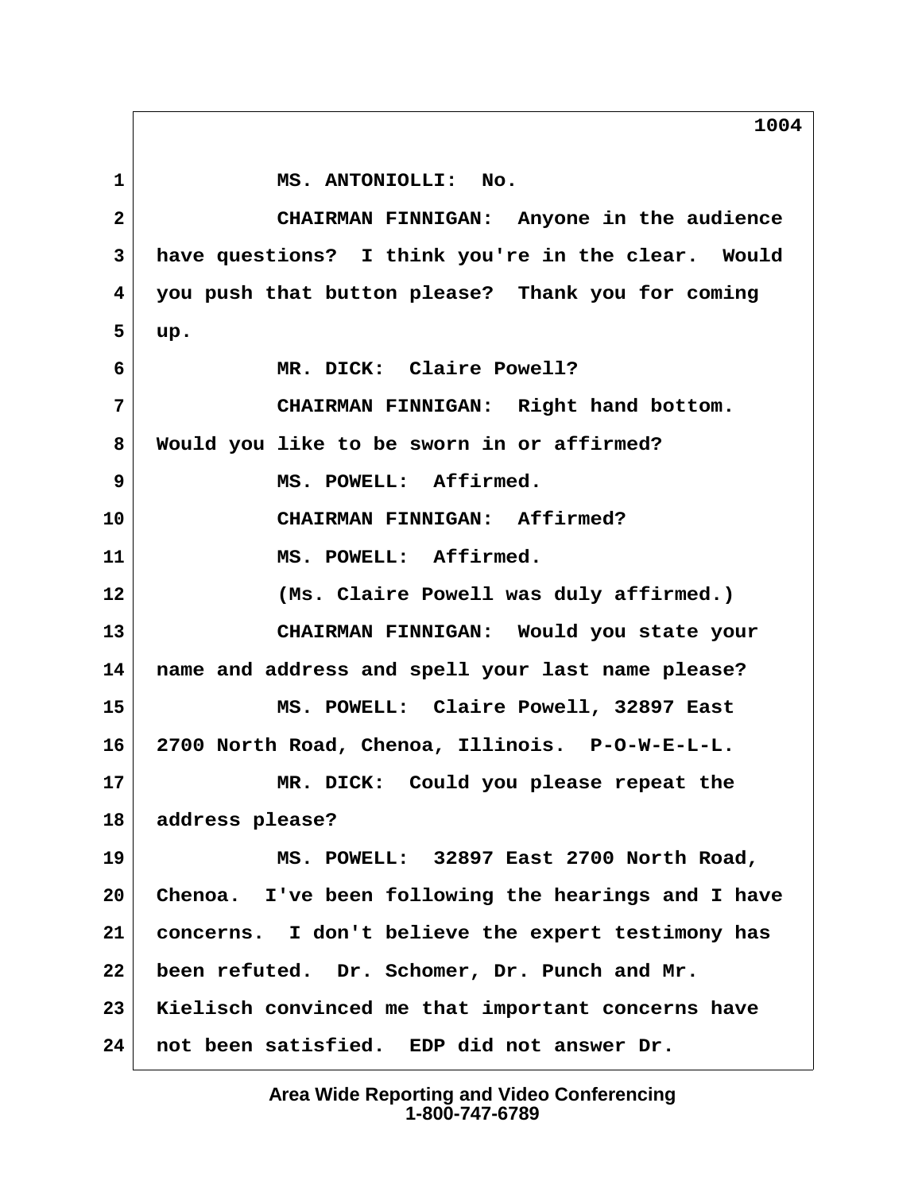1 MS. ANTONIOLLI: No.

2 CHAIRMAN FINNIGAN: Anyone in the audience

3 have questions? I think you're in the clear. Would

4 you push that button please? Thank you for coming

5 up.

6 MR. DICK: Claire Powell?

7 CHAIRMAN FINNIGAN: Right hand bottom.

8 Would you like to be sworn in or affirmed?

9 MS. POWELL: Affirmed.

10 CHAIRMAN FINNIGAN: Affirmed?

11 MS. POWELL: Affirmed.

12 (Ms. Claire Powell was duly affirmed.)

13 CHAIRMAN FINNIGAN: Would you state your

14 name and address and spell your last name please?

15 MS. POWELL: Claire Powell, 32897 East

16 2700 North Road, Chenoa, Illinois. P-O-W-E-L-L.

17 MR. DICK: Could you please repeat the

18 address please?

19 MS. POWELL: 32897 East 2700 North Road,

20 Chenoa. I've been following the hearings and I have

21 concerns. I don't believe the expert testimony has

22 been refuted. Dr. Schomer, Dr. Punch and Mr.

23 Kielisch convinced me that important concerns have

24 not been satisfied. EDP did not answer Dr.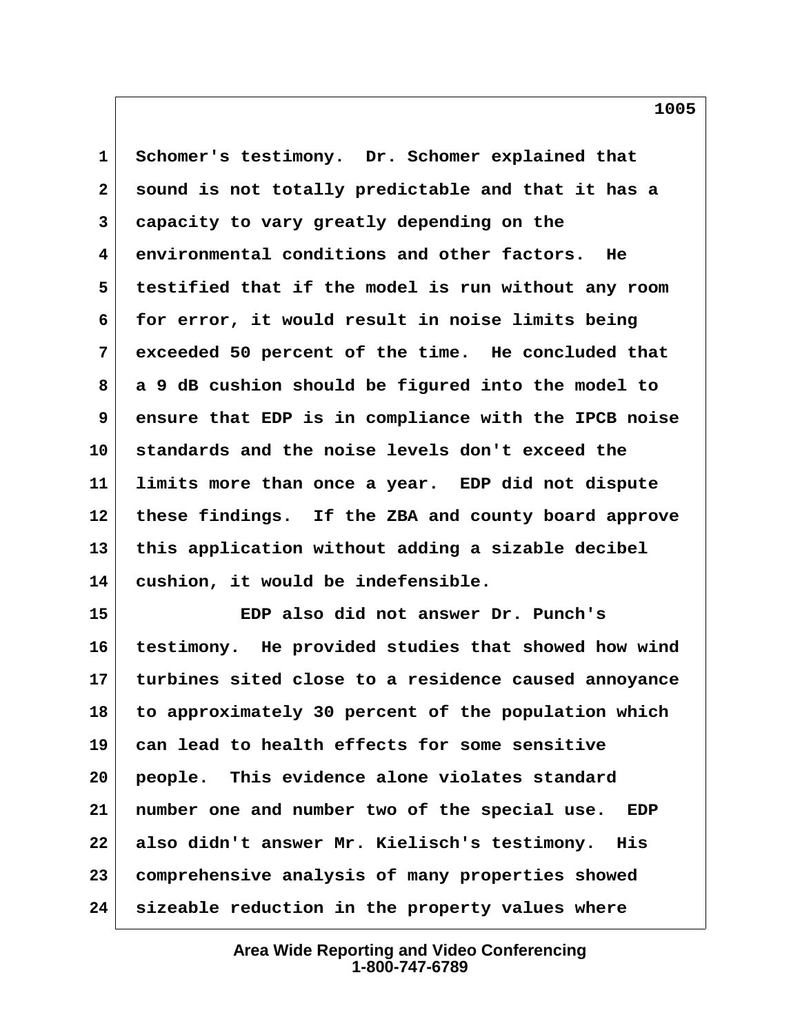Schomer's testimony. Dr. Schomer explained that sound is not totally predictable and that it has a capacity to vary greatly depending on the environmental conditions and other factors. He testified that if the model is run without any room for error, it would result in noise limits being exceeded 50 percent of the time. He concluded that a 9 dB cushion should be figured into the model to ensure that EDP is in compliance with the IPCB noise standards and the noise levels don't exceed the limits more than once a year. EDP did not dispute these findings. If the ZBA and county board approve this application without adding a sizable decibel cushion, it would be indefensible.

EDP also did not answer Dr. Punch's testimony. He provided studies that showed how wind turbines sited close to a residence caused annoyance to approximately 30 percent of the population which can lead to health effects for some sensitive people. This evidence alone violates standard number one and number two of the special use. EDP also didn't answer Mr. Kielisch's testimony. His comprehensive analysis of many properties showed sizeable reduction in the property values where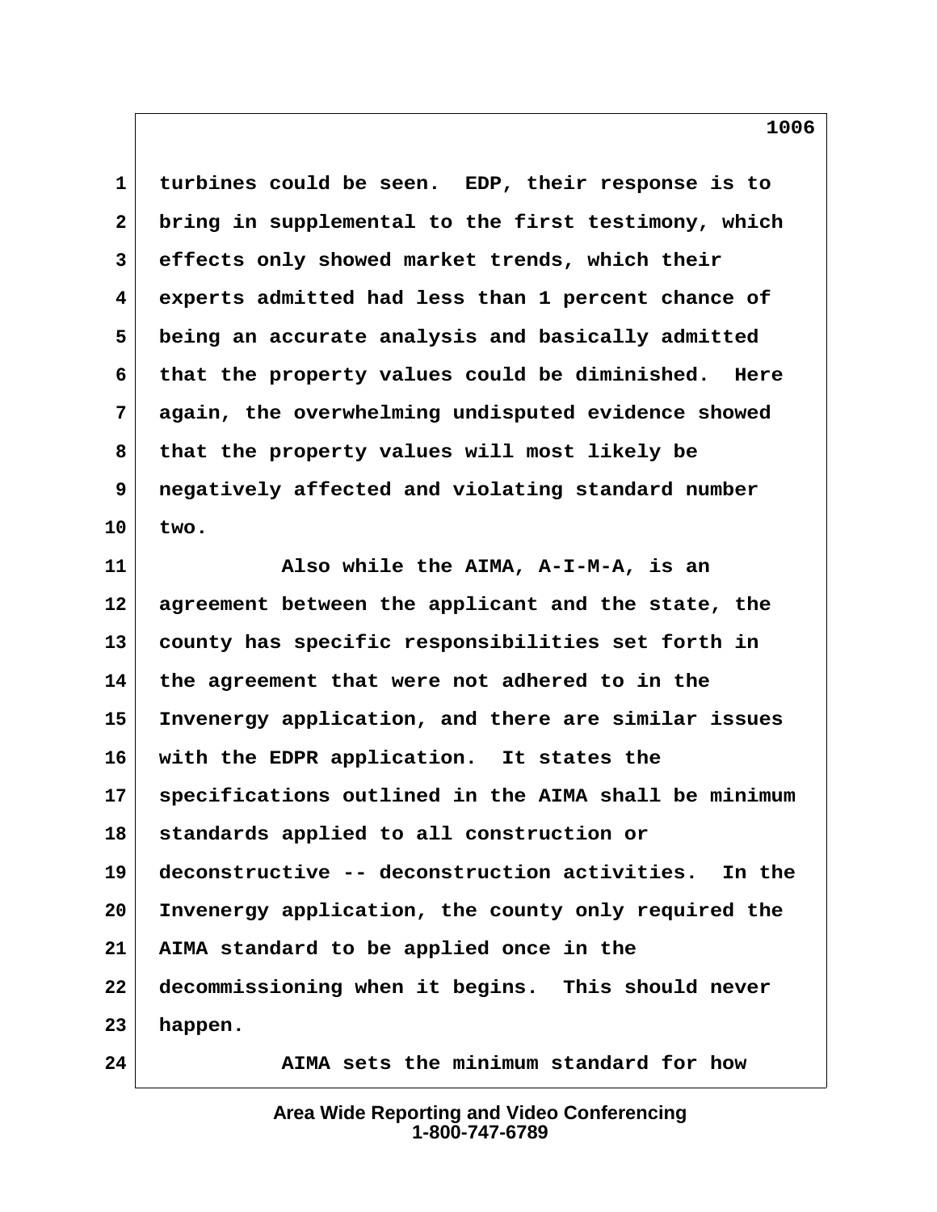1 turbines could be seen. EDP, their response is to
2 bring in supplemental to the first testimony, which
3 effects only showed market trends, which their
4 experts admitted had less than 1 percent chance of
5 being an accurate analysis and basically admitted
6 that the property values could be diminished. Here
7 again, the overwhelming undisputed evidence showed
8 that the property values will most likely be
9 negatively affected and violating standard number
10 two.
11 Also while the AIMA, A-I-M-A, is an
12 agreement between the applicant and the state, the
13 county has specific responsibilities set forth in
14 the agreement that were not adhered to in the
15 Invenergy application, and there are similar issues
16 with the EDPR application. It states the
17 specifications outlined in the AIMA shall be minimum
18 standards applied to all construction or
19 deconstructive -- deconstruction activities. In the
20 Invenergy application, the county only required the
21 AIMA standard to be applied once in the
22 decommissioning when it begins. This should never
23 happen.
24 AIMA sets the minimum standard for how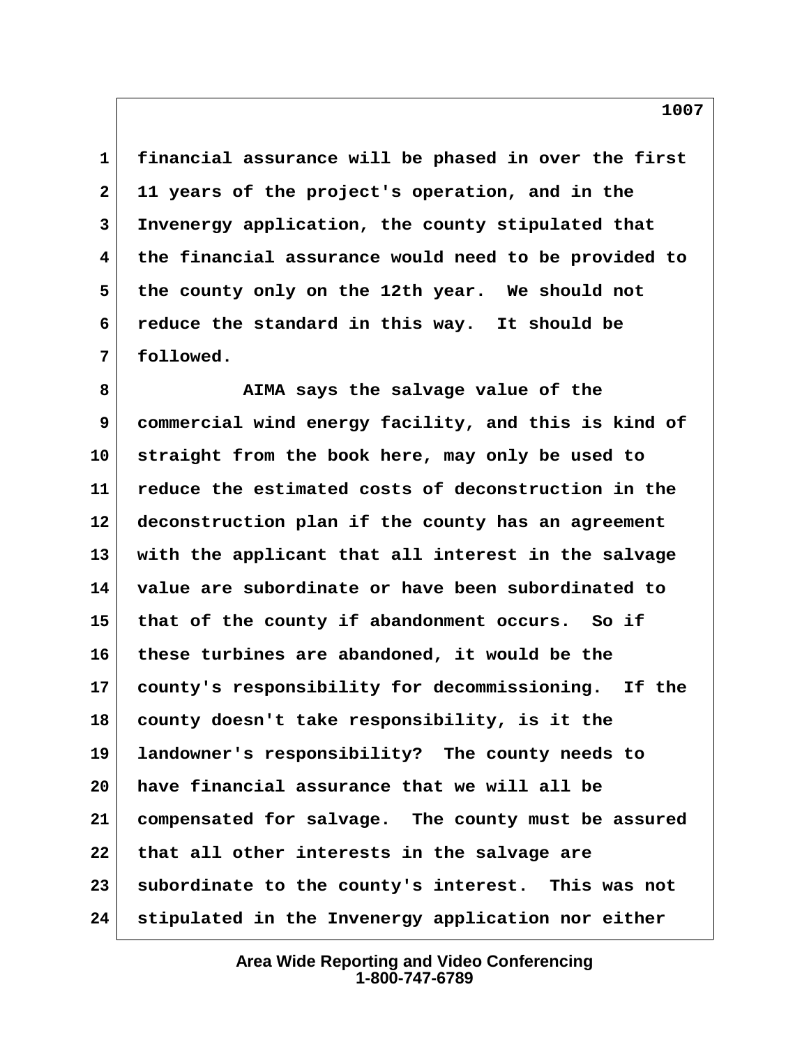financial assurance will be phased in over the first 11 years of the project's operation, and in the Invenergy application, the county stipulated that the financial assurance would need to be provided to the county only on the 12th year. We should not reduce the standard in this way. It should be followed.

AIMA says the salvage value of the commercial wind energy facility, and this is kind of straight from the book here, may only be used to reduce the estimated costs of deconstruction in the deconstruction plan if the county has an agreement with the applicant that all interest in the salvage value are subordinate or have been subordinated to that of the county if abandonment occurs. So if these turbines are abandoned, it would be the county's responsibility for decommissioning. If the county doesn't take responsibility, is it the landowner's responsibility? The county needs to have financial assurance that we will all be compensated for salvage. The county must be assured that all other interests in the salvage are subordinate to the county's interest. This was not stipulated in the Invenergy application nor either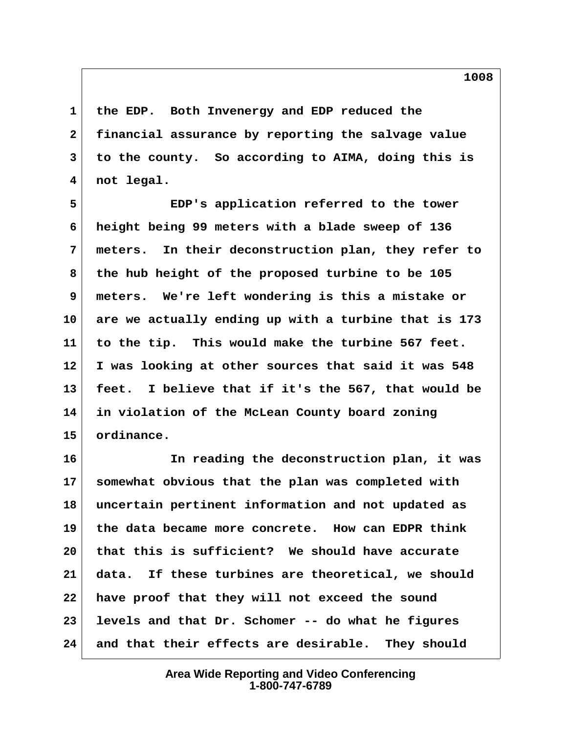the EDP. Both Invenergy and EDP reduced the financial assurance by reporting the salvage value to the county. So according to AIMA, doing this is not legal.

EDP's application referred to the tower height being 99 meters with a blade sweep of 136 meters. In their deconstruction plan, they refer to the hub height of the proposed turbine to be 105 meters. We're left wondering is this a mistake or are we actually ending up with a turbine that is 173 to the tip. This would make the turbine 567 feet. I was looking at other sources that said it was 548 feet. I believe that if it's the 567, that would be in violation of the McLean County board zoning ordinance.

In reading the deconstruction plan, it was somewhat obvious that the plan was completed with uncertain pertinent information and not updated as the data became more concrete. How can EDPR think that this is sufficient? We should have accurate data. If these turbines are theoretical, we should have proof that they will not exceed the sound levels and that Dr. Schomer -- do what he figures and that their effects are desirable. They should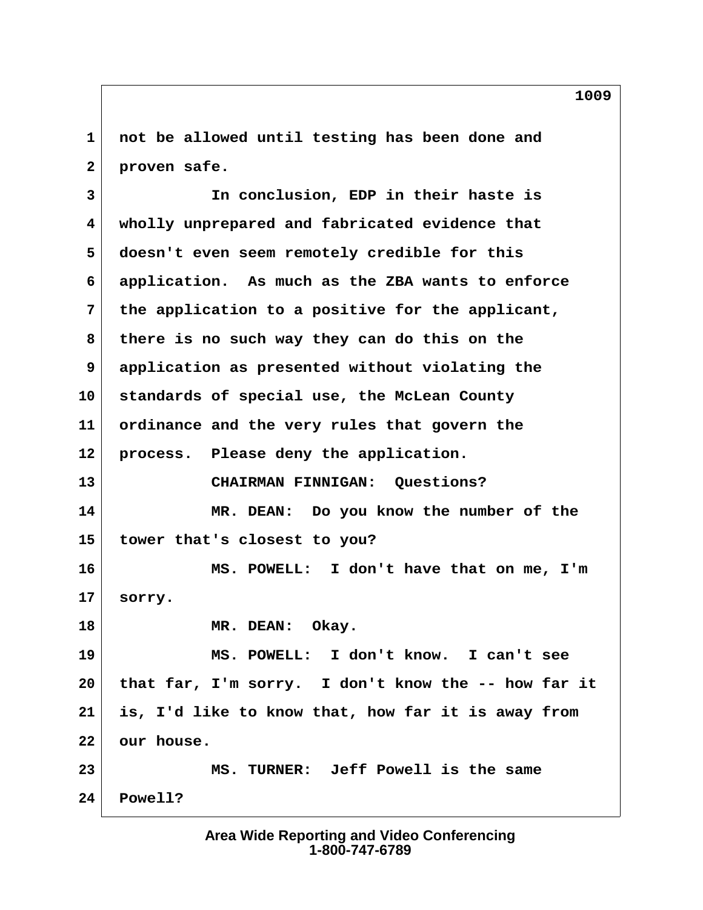not be allowed until testing has been done and proven safe.

In conclusion, EDP in their haste is wholly unprepared and fabricated evidence that doesn't even seem remotely credible for this application. As much as the ZBA wants to enforce the application to a positive for the applicant, there is no such way they can do this on the application as presented without violating the standards of special use, the McLean County ordinance and the very rules that govern the process. Please deny the application.

CHAIRMAN FINNIGAN: Questions?

MR. DEAN: Do you know the number of the tower that's closest to you?

MS. POWELL: I don't have that on me, I'm sorry.

MR. DEAN: Okay.

MS. POWELL: I don't know. I can't see that far, I'm sorry. I don't know the -- how far it is, I'd like to know that, how far it is away from our house.

MS. TURNER: Jeff Powell is the same Powell?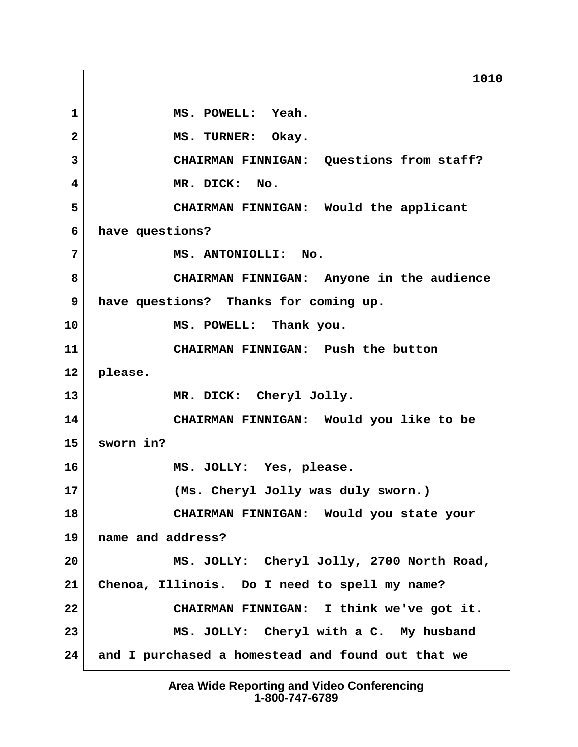1 MS. POWELL: Yeah.

2 MS. TURNER: Okay.

3 CHAIRMAN FINNIGAN: Questions from staff?

4 MR. DICK: No.

5 CHAIRMAN FINNIGAN: Would the applicant

6 have questions?

7 MS. ANTONIOLLI: No.

8 CHAIRMAN FINNIGAN: Anyone in the audience

9 have questions? Thanks for coming up.

10 MS. POWELL: Thank you.

11 CHAIRMAN FINNIGAN: Push the button

12 please.

13 MR. DICK: Cheryl Jolly.

14 CHAIRMAN FINNIGAN: Would you like to be

15 sworn in?

16 MS. JOLLY: Yes, please.

17 (Ms. Cheryl Jolly was duly sworn.)

18 CHAIRMAN FINNIGAN: Would you state your

19 name and address?

20 MS. JOLLY: Cheryl Jolly, 2700 North Road,

21 Chenoa, Illinois. Do I need to spell my name?

22 CHAIRMAN FINNIGAN: I think we've got it.

23 MS. JOLLY: Cheryl with a C. My husband

24 and I purchased a homestead and found out that we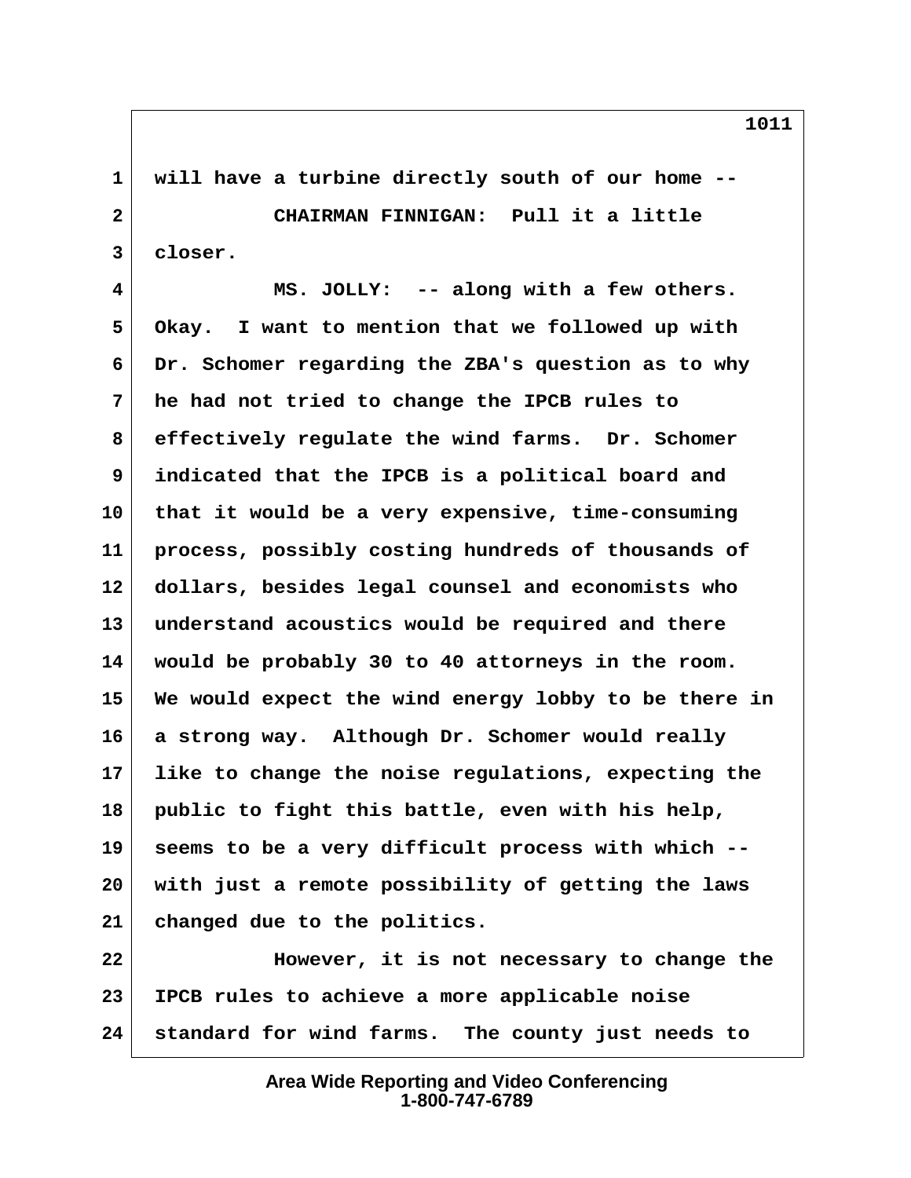will have a turbine directly south of our home --

CHAIRMAN FINNIGAN: Pull it a little closer.

MS. JOLLY: -- along with a few others. Okay. I want to mention that we followed up with Dr. Schomer regarding the ZBA's question as to why he had not tried to change the IPCB rules to effectively regulate the wind farms. Dr. Schomer indicated that the IPCB is a political board and that it would be a very expensive, time-consuming process, possibly costing hundreds of thousands of dollars, besides legal counsel and economists who understand acoustics would be required and there would be probably 30 to 40 attorneys in the room. We would expect the wind energy lobby to be there in a strong way. Although Dr. Schomer would really like to change the noise regulations, expecting the public to fight this battle, even with his help, seems to be a very difficult process with which -- with just a remote possibility of getting the laws changed due to the politics.

However, it is not necessary to change the IPCB rules to achieve a more applicable noise standard for wind farms. The county just needs to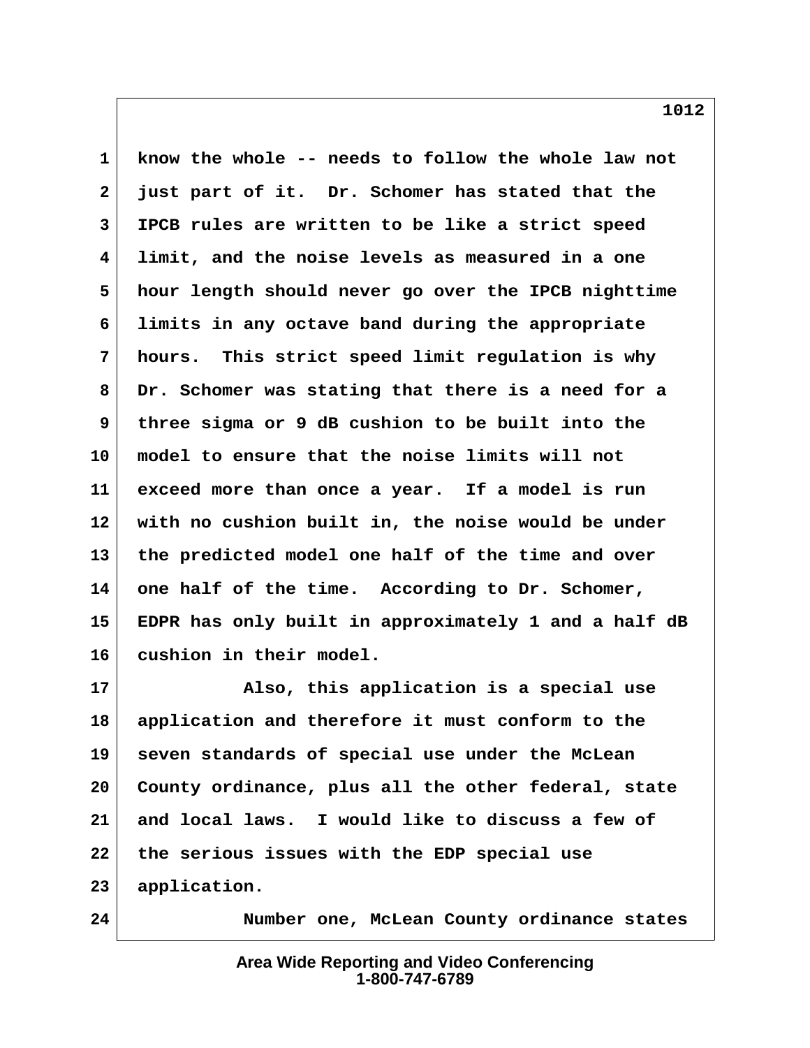know the whole -- needs to follow the whole law not just part of it. Dr. Schomer has stated that the IPCB rules are written to be like a strict speed limit, and the noise levels as measured in a one hour length should never go over the IPCB nighttime limits in any octave band during the appropriate hours. This strict speed limit regulation is why Dr. Schomer was stating that there is a need for a three sigma or 9 dB cushion to be built into the model to ensure that the noise limits will not exceed more than once a year. If a model is run with no cushion built in, the noise would be under the predicted model one half of the time and over one half of the time. According to Dr. Schomer, EDPR has only built in approximately 1 and a half dB cushion in their model.

Also, this application is a special use application and therefore it must conform to the seven standards of special use under the McLean County ordinance, plus all the other federal, state and local laws. I would like to discuss a few of the serious issues with the EDP special use application.

Number one, McLean County ordinance states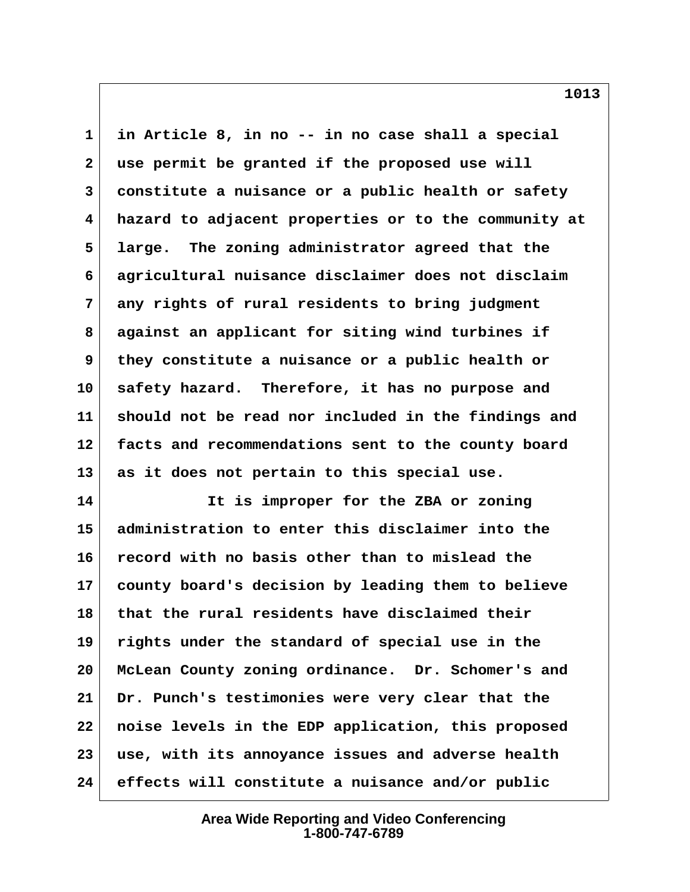in Article 8, in no -- in no case shall a special use permit be granted if the proposed use will constitute a nuisance or a public health or safety hazard to adjacent properties or to the community at large. The zoning administrator agreed that the agricultural nuisance disclaimer does not disclaim any rights of rural residents to bring judgment against an applicant for siting wind turbines if they constitute a nuisance or a public health or safety hazard. Therefore, it has no purpose and should not be read nor included in the findings and facts and recommendations sent to the county board as it does not pertain to this special use.

It is improper for the ZBA or zoning administration to enter this disclaimer into the record with no basis other than to mislead the county board's decision by leading them to believe that the rural residents have disclaimed their rights under the standard of special use in the McLean County zoning ordinance. Dr. Schomer's and Dr. Punch's testimonies were very clear that the noise levels in the EDP application, this proposed use, with its annoyance issues and adverse health effects will constitute a nuisance and/or public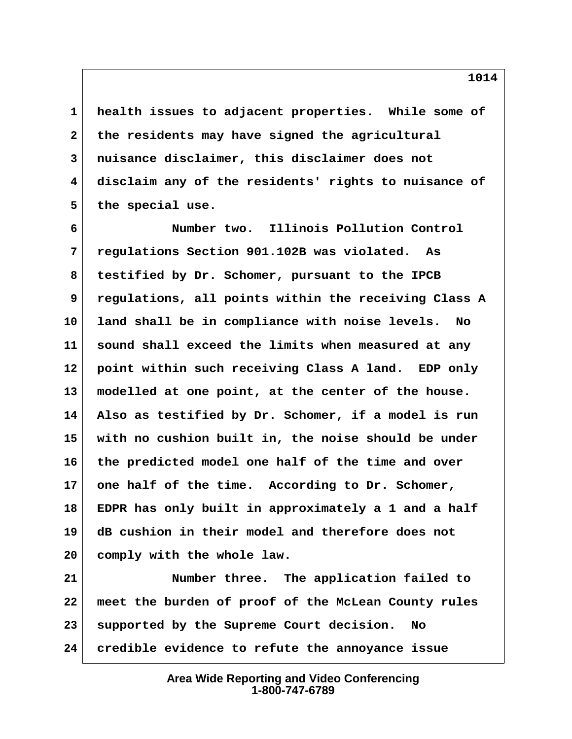health issues to adjacent properties. While some of the residents may have signed the agricultural nuisance disclaimer, this disclaimer does not disclaim any of the residents' rights to nuisance of the special use.

Number two. Illinois Pollution Control regulations Section 901.102B was violated. As testified by Dr. Schomer, pursuant to the IPCB regulations, all points within the receiving Class A land shall be in compliance with noise levels. No sound shall exceed the limits when measured at any point within such receiving Class A land. EDP only modelled at one point, at the center of the house. Also as testified by Dr. Schomer, if a model is run with no cushion built in, the noise should be under the predicted model one half of the time and over one half of the time. According to Dr. Schomer, EDPR has only built in approximately a 1 and a half dB cushion in their model and therefore does not comply with the whole law.

Number three. The application failed to meet the burden of proof of the McLean County rules supported by the Supreme Court decision. No credible evidence to refute the annoyance issue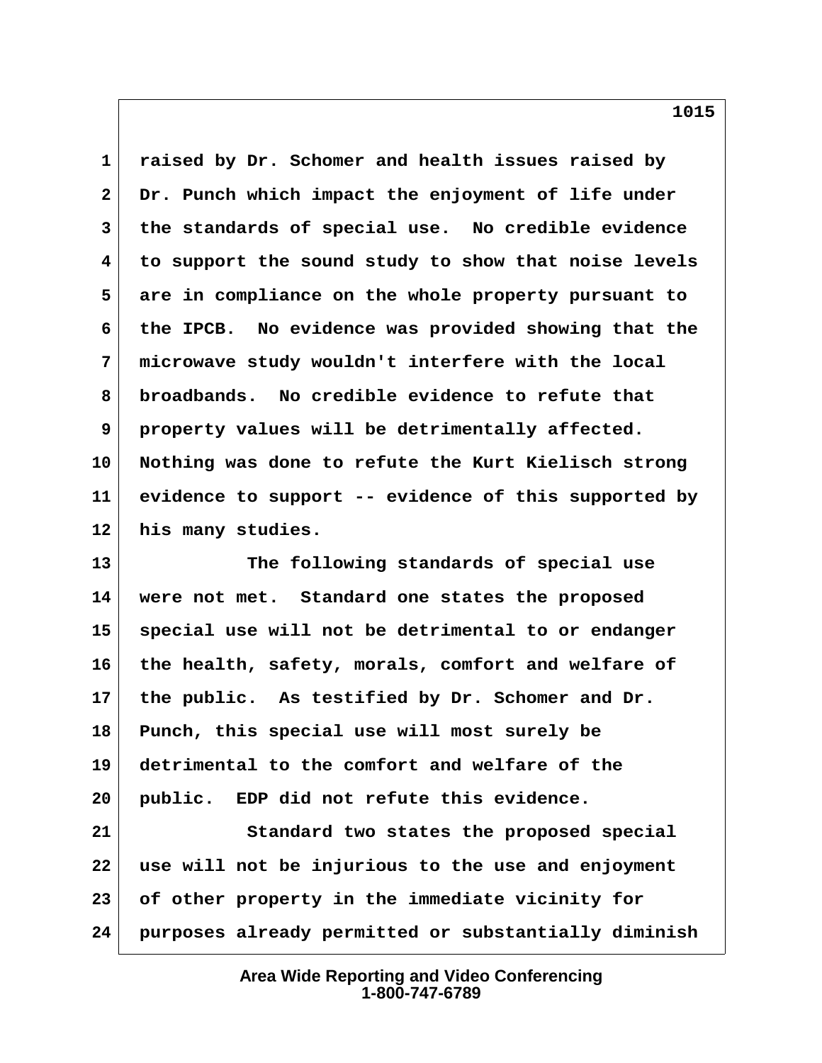raised by Dr. Schomer and health issues raised by Dr. Punch which impact the enjoyment of life under the standards of special use. No credible evidence to support the sound study to show that noise levels are in compliance on the whole property pursuant to the IPCB. No evidence was provided showing that the microwave study wouldn't interfere with the local broadbands. No credible evidence to refute that property values will be detrimentally affected. Nothing was done to refute the Kurt Kielisch strong evidence to support -- evidence of this supported by his many studies.

The following standards of special use were not met. Standard one states the proposed special use will not be detrimental to or endanger the health, safety, morals, comfort and welfare of the public. As testified by Dr. Schomer and Dr. Punch, this special use will most surely be detrimental to the comfort and welfare of the public. EDP did not refute this evidence.

Standard two states the proposed special use will not be injurious to the use and enjoyment of other property in the immediate vicinity for purposes already permitted or substantially diminish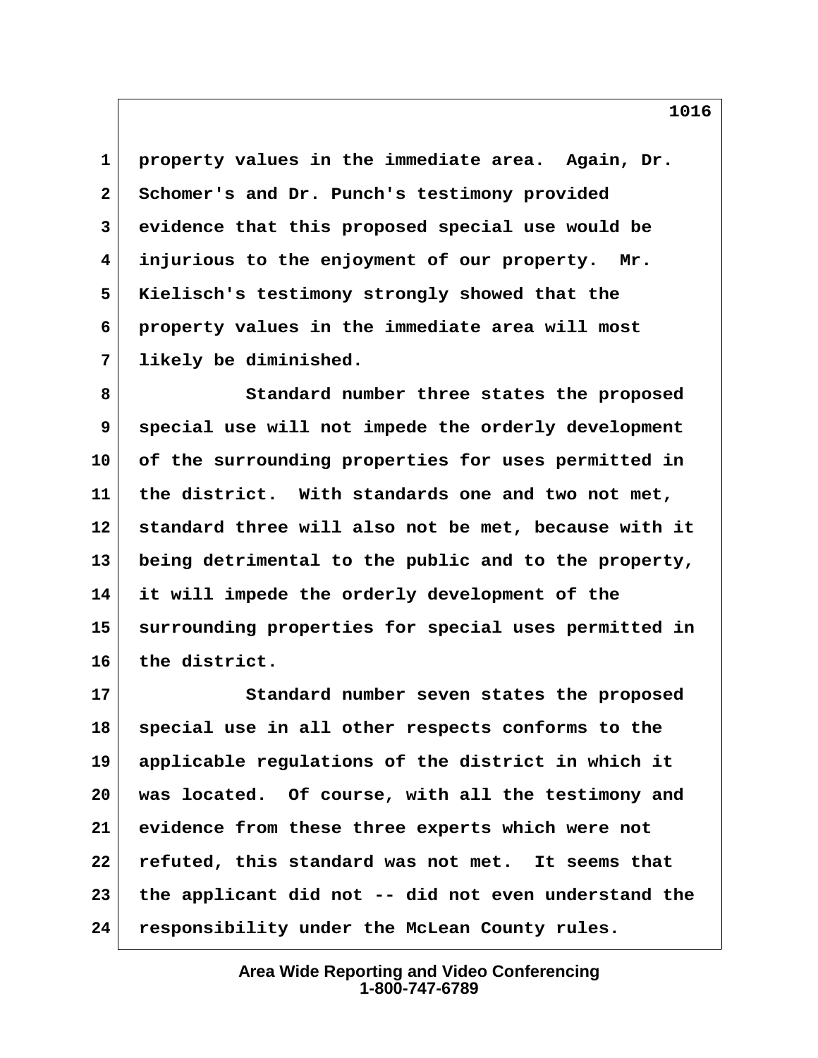property values in the immediate area. Again, Dr. Schomer's and Dr. Punch's testimony provided evidence that this proposed special use would be injurious to the enjoyment of our property. Mr. Kielisch's testimony strongly showed that the property values in the immediate area will most likely be diminished.

Standard number three states the proposed special use will not impede the orderly development of the surrounding properties for uses permitted in the district. With standards one and two not met, standard three will also not be met, because with it being detrimental to the public and to the property, it will impede the orderly development of the surrounding properties for special uses permitted in the district.

Standard number seven states the proposed special use in all other respects conforms to the applicable regulations of the district in which it was located. Of course, with all the testimony and evidence from these three experts which were not refuted, this standard was not met. It seems that the applicant did not -- did not even understand the responsibility under the McLean County rules.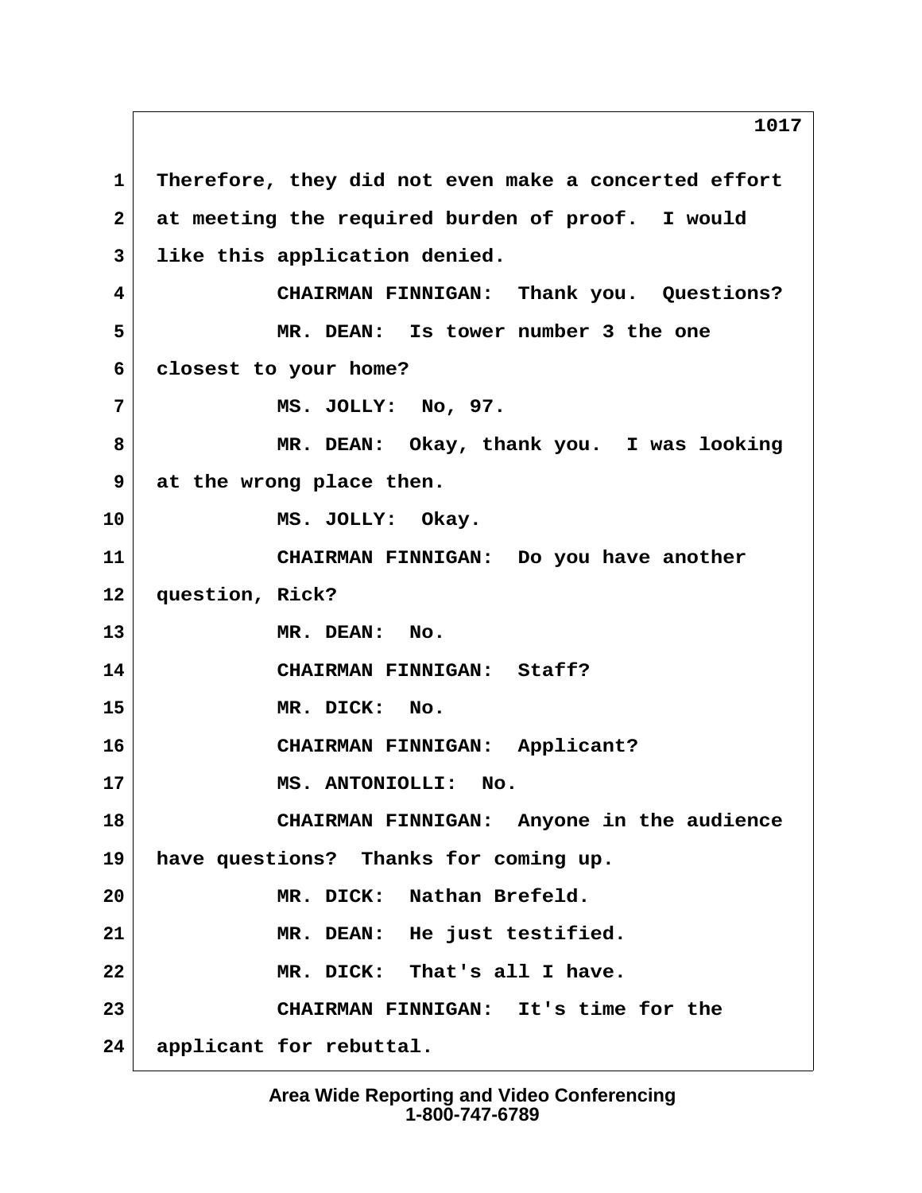1 Therefore, they did not even make a concerted effort
2 at meeting the required burden of proof. I would
3 like this application denied.
4 CHAIRMAN FINNIGAN: Thank you. Questions?
5 MR. DEAN: Is tower number 3 the one
6 closest to your home?
7 MS. JOLLY: No, 97.
8 MR. DEAN: Okay, thank you. I was looking
9 at the wrong place then.
10 MS. JOLLY: Okay.
11 CHAIRMAN FINNIGAN: Do you have another
12 question, Rick?
13 MR. DEAN: No.
14 CHAIRMAN FINNIGAN: Staff?
15 MR. DICK: No.
16 CHAIRMAN FINNIGAN: Applicant?
17 MS. ANTONIOLLI: No.
18 CHAIRMAN FINNIGAN: Anyone in the audience
19 have questions? Thanks for coming up.
20 MR. DICK: Nathan Brefeld.
21 MR. DEAN: He just testified.
22 MR. DICK: That's all I have.
23 CHAIRMAN FINNIGAN: It's time for the
24 applicant for rebuttal.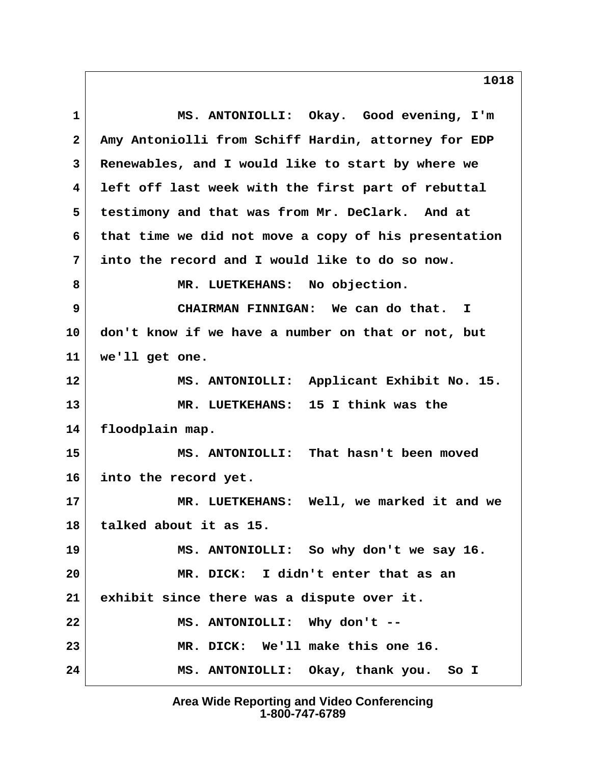1 MS. ANTONIOLLI: Okay. Good evening, I'm
2 Amy Antoniolli from Schiff Hardin, attorney for EDP
3 Renewables, and I would like to start by where we
4 left off last week with the first part of rebuttal
5 testimony and that was from Mr. DeClark. And at
6 that time we did not move a copy of his presentation
7 into the record and I would like to do so now.
8 MR. LUETKEHANS: No objection.
9 CHAIRMAN FINNIGAN: We can do that. I
10 don't know if we have a number on that or not, but
11 we'll get one.
12 MS. ANTONIOLLI: Applicant Exhibit No. 15.
13 MR. LUETKEHANS: 15 I think was the
14 floodplain map.
15 MS. ANTONIOLLI: That hasn't been moved
16 into the record yet.
17 MR. LUETKEHANS: Well, we marked it and we
18 talked about it as 15.
19 MS. ANTONIOLLI: So why don't we say 16.
20 MR. DICK: I didn't enter that as an
21 exhibit since there was a dispute over it.
22 MS. ANTONIOLLI: Why don't --
23 MR. DICK: We'll make this one 16.
24 MS. ANTONIOLLI: Okay, thank you. So I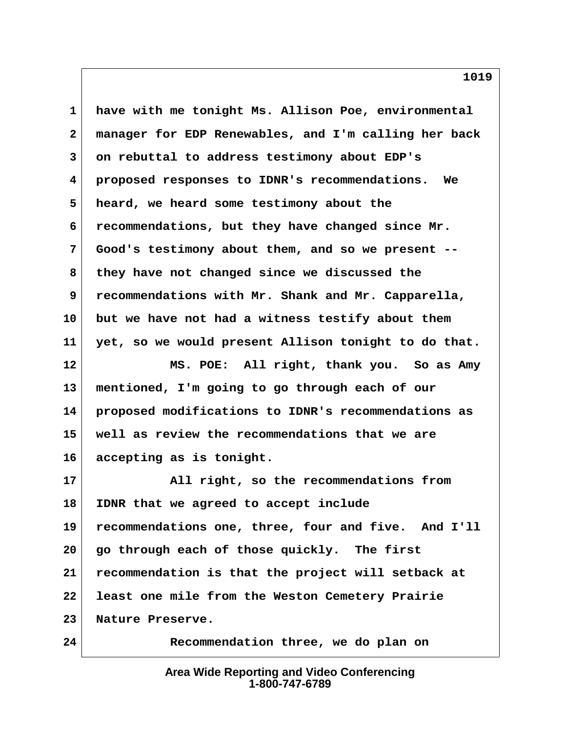have with me tonight Ms. Allison Poe, environmental manager for EDP Renewables, and I'm calling her back on rebuttal to address testimony about EDP's proposed responses to IDNR's recommendations. We heard, we heard some testimony about the recommendations, but they have changed since Mr. Good's testimony about them, and so we present -- they have not changed since we discussed the recommendations with Mr. Shank and Mr. Capparella, but we have not had a witness testify about them yet, so we would present Allison tonight to do that.

MS. POE: All right, thank you. So as Amy mentioned, I'm going to go through each of our proposed modifications to IDNR's recommendations as well as review the recommendations that we are accepting as is tonight.

All right, so the recommendations from IDNR that we agreed to accept include recommendations one, three, four and five. And I'll go through each of those quickly. The first recommendation is that the project will setback at least one mile from the Weston Cemetery Prairie Nature Preserve.

Recommendation three, we do plan on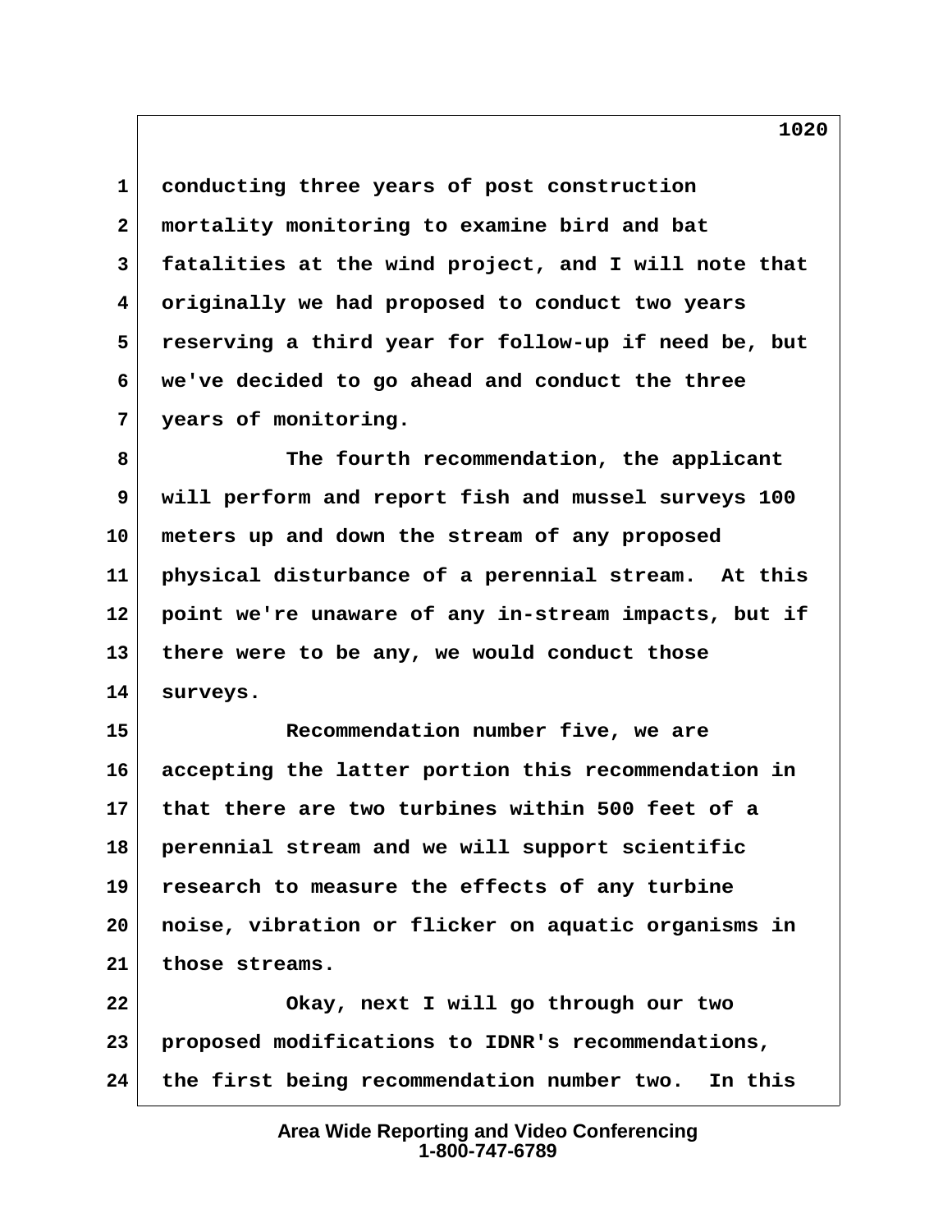conducting three years of post construction mortality monitoring to examine bird and bat fatalities at the wind project, and I will note that originally we had proposed to conduct two years reserving a third year for follow-up if need be, but we've decided to go ahead and conduct the three years of monitoring.

The fourth recommendation, the applicant will perform and report fish and mussel surveys 100 meters up and down the stream of any proposed physical disturbance of a perennial stream. At this point we're unaware of any in-stream impacts, but if there were to be any, we would conduct those surveys.

Recommendation number five, we are accepting the latter portion this recommendation in that there are two turbines within 500 feet of a perennial stream and we will support scientific research to measure the effects of any turbine noise, vibration or flicker on aquatic organisms in those streams.

Okay, next I will go through our two proposed modifications to IDNR's recommendations, the first being recommendation number two. In this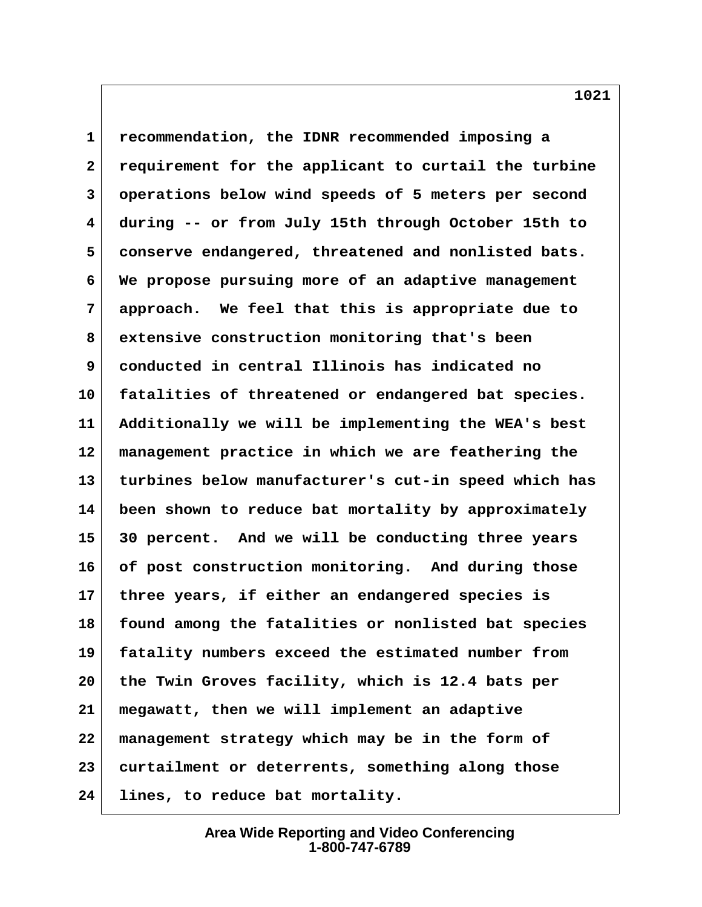recommendation, the IDNR recommended imposing a requirement for the applicant to curtail the turbine operations below wind speeds of 5 meters per second during -- or from July 15th through October 15th to conserve endangered, threatened and nonlisted bats. We propose pursuing more of an adaptive management approach. We feel that this is appropriate due to extensive construction monitoring that's been conducted in central Illinois has indicated no fatalities of threatened or endangered bat species. Additionally we will be implementing the WEA's best management practice in which we are feathering the turbines below manufacturer's cut-in speed which has been shown to reduce bat mortality by approximately 30 percent. And we will be conducting three years of post construction monitoring. And during those three years, if either an endangered species is found among the fatalities or nonlisted bat species fatality numbers exceed the estimated number from the Twin Groves facility, which is 12.4 bats per megawatt, then we will implement an adaptive management strategy which may be in the form of curtailment or deterrents, something along those lines, to reduce bat mortality.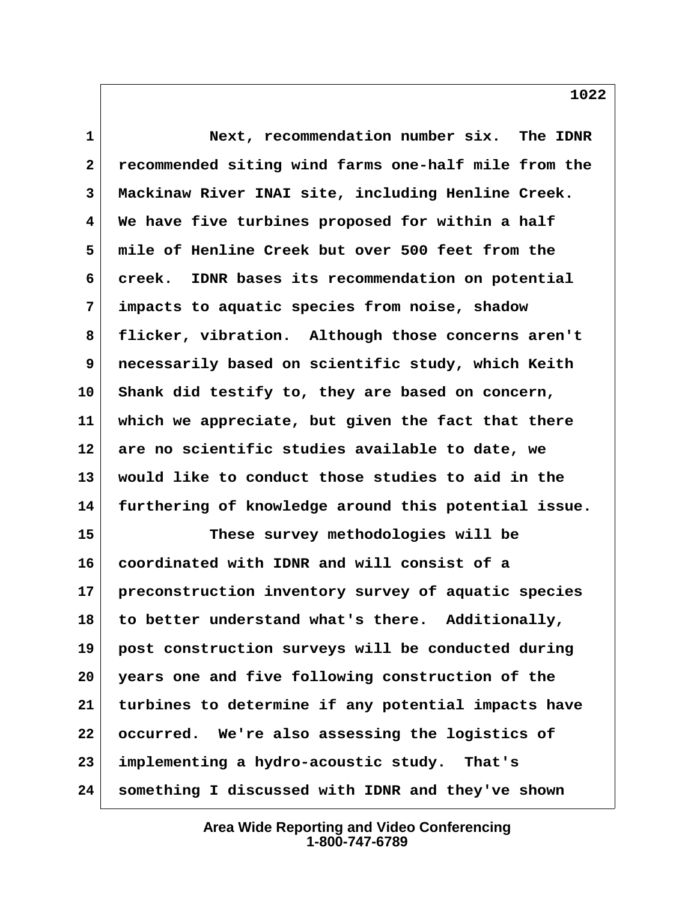Next, recommendation number six. The IDNR recommended siting wind farms one-half mile from the Mackinaw River INAI site, including Henline Creek. We have five turbines proposed for within a half mile of Henline Creek but over 500 feet from the creek. IDNR bases its recommendation on potential impacts to aquatic species from noise, shadow flicker, vibration. Although those concerns aren't necessarily based on scientific study, which Keith Shank did testify to, they are based on concern, which we appreciate, but given the fact that there are no scientific studies available to date, we would like to conduct those studies to aid in the furthering of knowledge around this potential issue.

These survey methodologies will be coordinated with IDNR and will consist of a preconstruction inventory survey of aquatic species to better understand what's there. Additionally, post construction surveys will be conducted during years one and five following construction of the turbines to determine if any potential impacts have occurred. We're also assessing the logistics of implementing a hydro-acoustic study. That's something I discussed with IDNR and they've shown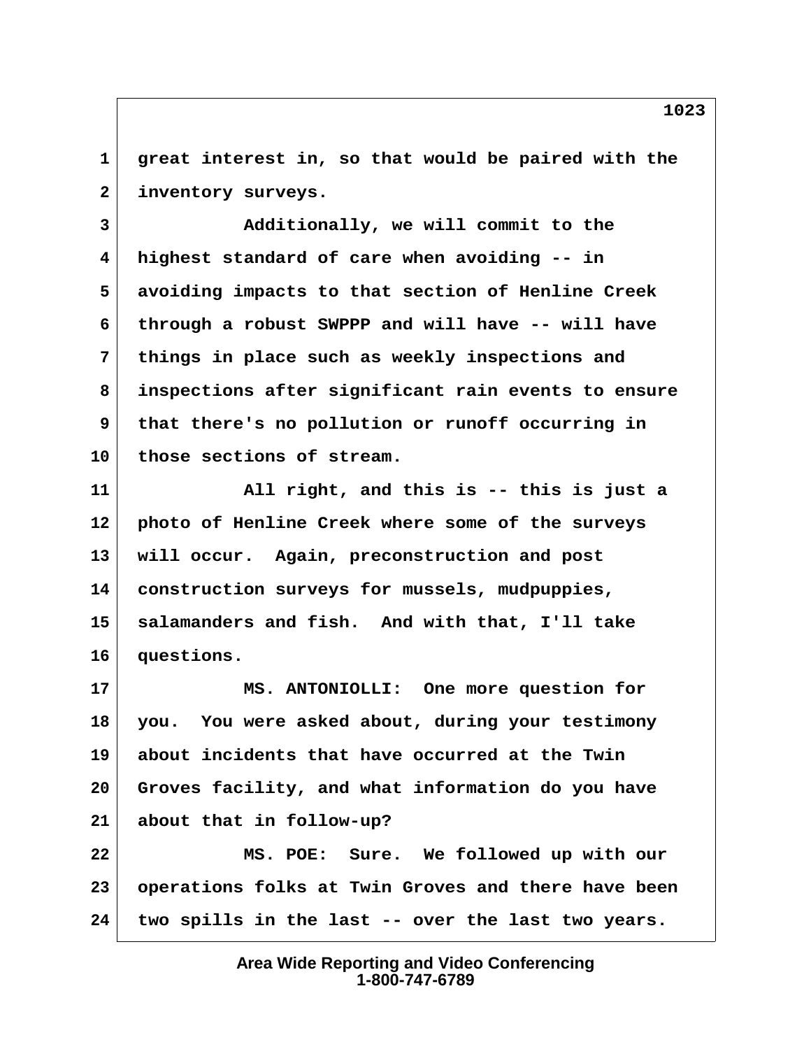great interest in, so that would be paired with the inventory surveys.

Additionally, we will commit to the highest standard of care when avoiding -- in avoiding impacts to that section of Henline Creek through a robust SWPPP and will have -- will have things in place such as weekly inspections and inspections after significant rain events to ensure that there's no pollution or runoff occurring in those sections of stream.

All right, and this is -- this is just a photo of Henline Creek where some of the surveys will occur. Again, preconstruction and post construction surveys for mussels, mudpuppies, salamanders and fish. And with that, I'll take questions.

MS. ANTONIOLLI: One more question for you. You were asked about, during your testimony about incidents that have occurred at the Twin Groves facility, and what information do you have about that in follow-up?

MS. POE: Sure. We followed up with our operations folks at Twin Groves and there have been two spills in the last -- over the last two years.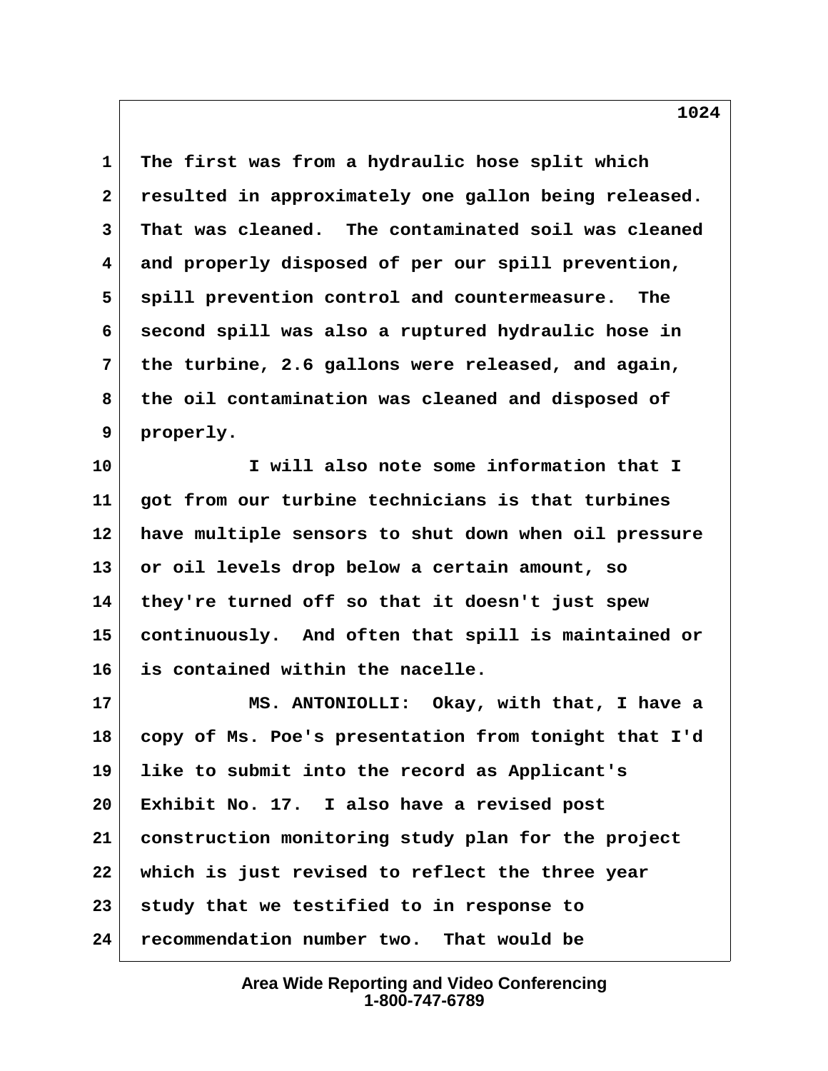1 The first was from a hydraulic hose split which
2 resulted in approximately one gallon being released.
3 That was cleaned. The contaminated soil was cleaned
4 and properly disposed of per our spill prevention,
5 spill prevention control and countermeasure. The
6 second spill was also a ruptured hydraulic hose in
7 the turbine, 2.6 gallons were released, and again,
8 the oil contamination was cleaned and disposed of
9 properly.

10 I will also note some information that I
11 got from our turbine technicians is that turbines
12 have multiple sensors to shut down when oil pressure
13 or oil levels drop below a certain amount, so
14 they're turned off so that it doesn't just spew
15 continuously. And often that spill is maintained or
16 is contained within the nacelle.

17 MS. ANTONIOLLI: Okay, with that, I have a
18 copy of Ms. Poe's presentation from tonight that I'd
19 like to submit into the record as Applicant's
20 Exhibit No. 17. I also have a revised post
21 construction monitoring study plan for the project
22 which is just revised to reflect the three year
23 study that we testified to in response to
24 recommendation number two. That would be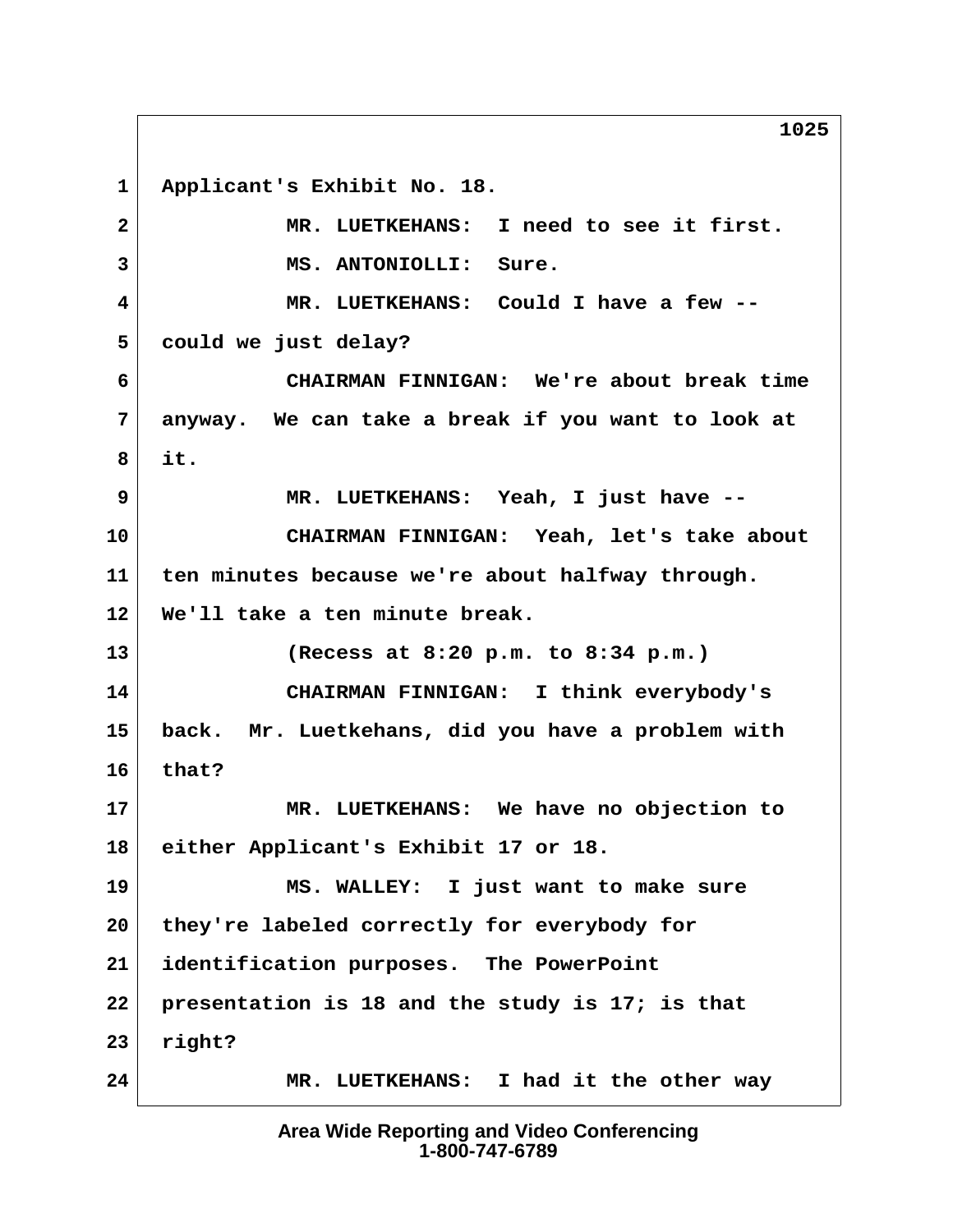1 Applicant's Exhibit No. 18.

2 MR. LUETKEHANS: I need to see it first.

3 MS. ANTONIOLLI: Sure.

4 MR. LUETKEHANS: Could I have a few --

5 could we just delay?

6 CHAIRMAN FINNIGAN: We're about break time

7 anyway. We can take a break if you want to look at

8 it.

9 MR. LUETKEHANS: Yeah, I just have --

10 CHAIRMAN FINNIGAN: Yeah, let's take about

11 ten minutes because we're about halfway through.

12 We'll take a ten minute break.

13 (Recess at 8:20 p.m. to 8:34 p.m.)

14 CHAIRMAN FINNIGAN: I think everybody's

15 back. Mr. Luetkehans, did you have a problem with

16 that?

17 MR. LUETKEHANS: We have no objection to

18 either Applicant's Exhibit 17 or 18.

19 MS. WALLEY: I just want to make sure

20 they're labeled correctly for everybody for

21 identification purposes. The PowerPoint

22 presentation is 18 and the study is 17; is that

23 right?

24 MR. LUETKEHANS: I had it the other way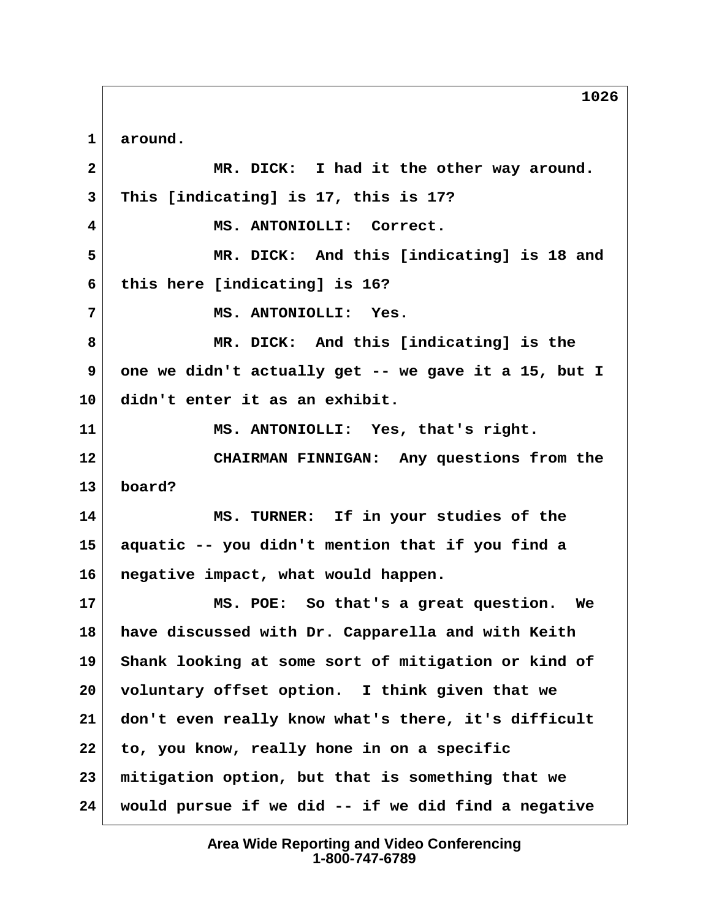1 around.

2 MR. DICK: I had it the other way around.

3 This [indicating] is 17, this is 17?

4 MS. ANTONIOLLI: Correct.

5 MR. DICK: And this [indicating] is 18 and

6 this here [indicating] is 16?

7 MS. ANTONIOLLI: Yes.

8 MR. DICK: And this [indicating] is the

9 one we didn't actually get -- we gave it a 15, but I

10 didn't enter it as an exhibit.

11 MS. ANTONIOLLI: Yes, that's right.

12 CHAIRMAN FINNIGAN: Any questions from the

13 board?

14 MS. TURNER: If in your studies of the

15 aquatic -- you didn't mention that if you find a

16 negative impact, what would happen.

17 MS. POE: So that's a great question. We

18 have discussed with Dr. Capparella and with Keith

19 Shank looking at some sort of mitigation or kind of

20 voluntary offset option. I think given that we

21 don't even really know what's there, it's difficult

22 to, you know, really hone in on a specific

23 mitigation option, but that is something that we

24 would pursue if we did -- if we did find a negative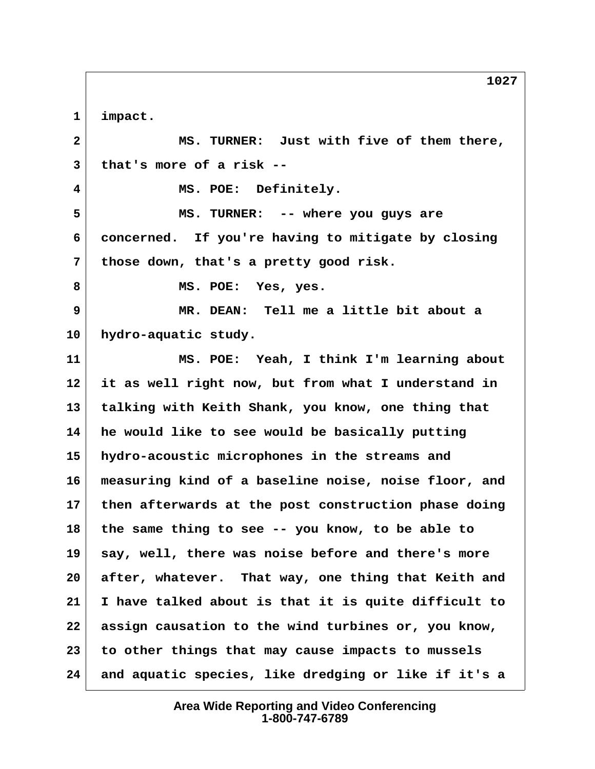1 impact.

2 MS. TURNER: Just with five of them there,

3 that's more of a risk --

4 MS. POE: Definitely.

5 MS. TURNER: -- where you guys are

6 concerned. If you're having to mitigate by closing

7 those down, that's a pretty good risk.

8 MS. POE: Yes, yes.

9 MR. DEAN: Tell me a little bit about a

10 hydro-aquatic study.

11 MS. POE: Yeah, I think I'm learning about

12 it as well right now, but from what I understand in

13 talking with Keith Shank, you know, one thing that

14 he would like to see would be basically putting

15 hydro-acoustic microphones in the streams and

16 measuring kind of a baseline noise, noise floor, and

17 then afterwards at the post construction phase doing

18 the same thing to see -- you know, to be able to

19 say, well, there was noise before and there's more

20 after, whatever. That way, one thing that Keith and

21 I have talked about is that it is quite difficult to

22 assign causation to the wind turbines or, you know,

23 to other things that may cause impacts to mussels

24 and aquatic species, like dredging or like if it's a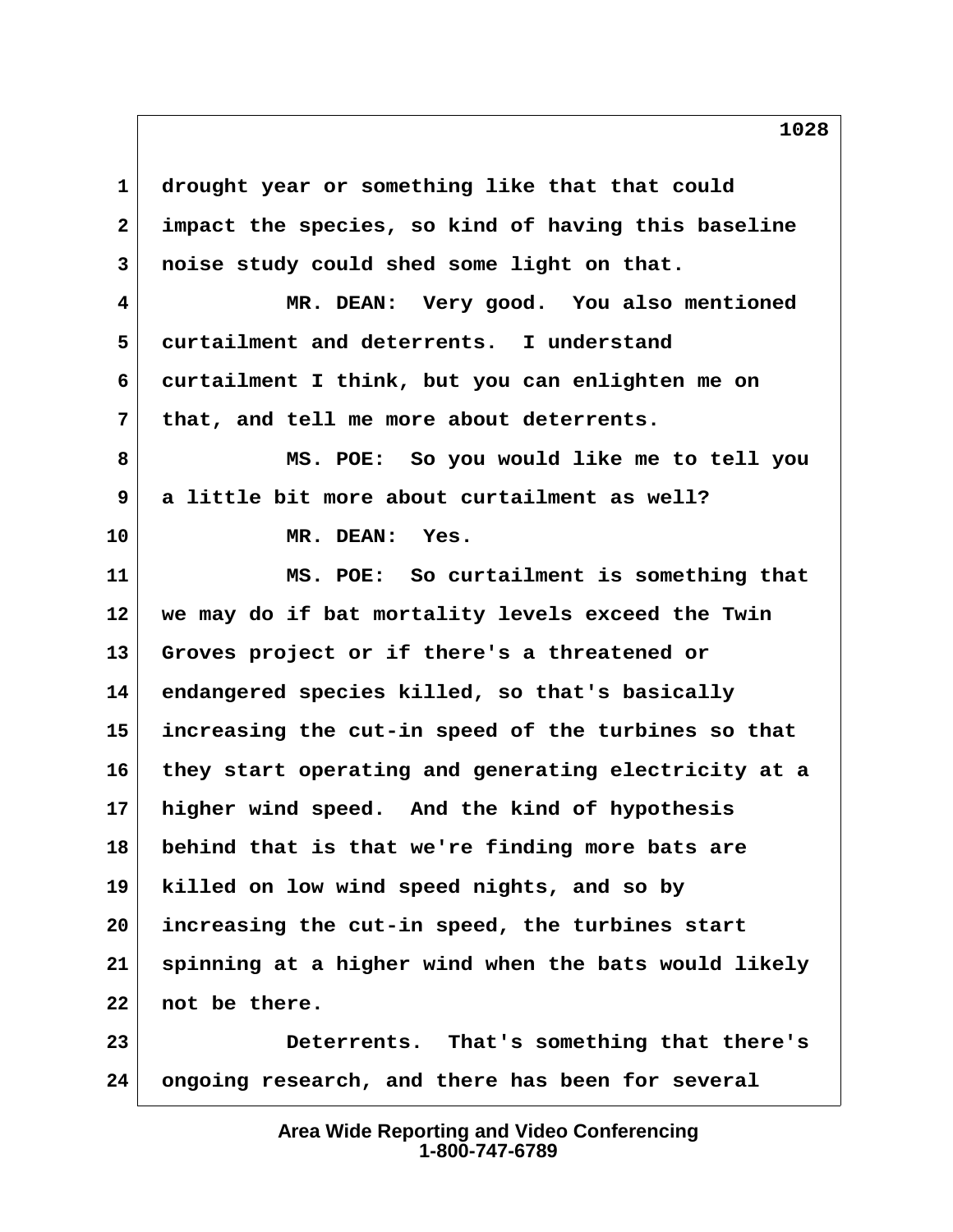drought year or something like that that could impact the species, so kind of having this baseline noise study could shed some light on that.

MR. DEAN: Very good. You also mentioned curtailment and deterrents. I understand curtailment I think, but you can enlighten me on that, and tell me more about deterrents.

MS. POE: So you would like me to tell you a little bit more about curtailment as well?

MR. DEAN: Yes.

MS. POE: So curtailment is something that we may do if bat mortality levels exceed the Twin Groves project or if there's a threatened or endangered species killed, so that's basically increasing the cut-in speed of the turbines so that they start operating and generating electricity at a higher wind speed. And the kind of hypothesis behind that is that we're finding more bats are killed on low wind speed nights, and so by increasing the cut-in speed, the turbines start spinning at a higher wind when the bats would likely not be there.

Deterrents. That's something that there's ongoing research, and there has been for several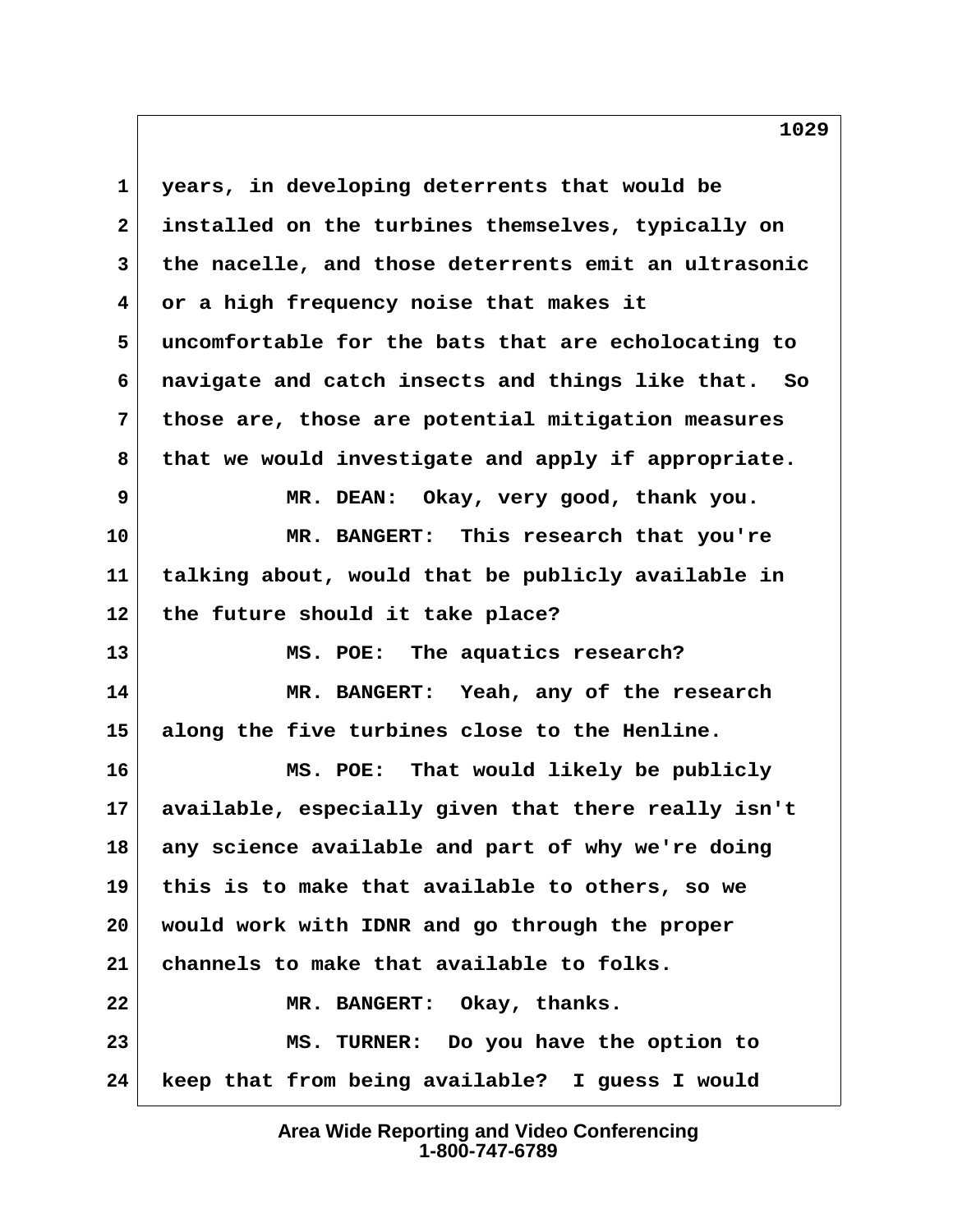1 years, in developing deterrents that would be
2 installed on the turbines themselves, typically on
3 the nacelle, and those deterrents emit an ultrasonic
4 or a high frequency noise that makes it
5 uncomfortable for the bats that are echolocating to
6 navigate and catch insects and things like that. So
7 those are, those are potential mitigation measures
8 that we would investigate and apply if appropriate.
9 MR. DEAN: Okay, very good, thank you.
10 MR. BANGERT: This research that you're
11 talking about, would that be publicly available in
12 the future should it take place?
13 MS. POE: The aquatics research?
14 MR. BANGERT: Yeah, any of the research
15 along the five turbines close to the Henline.
16 MS. POE: That would likely be publicly
17 available, especially given that there really isn't
18 any science available and part of why we're doing
19 this is to make that available to others, so we
20 would work with IDNR and go through the proper
21 channels to make that available to folks.
22 MR. BANGERT: Okay, thanks.
23 MS. TURNER: Do you have the option to
24 keep that from being available? I guess I would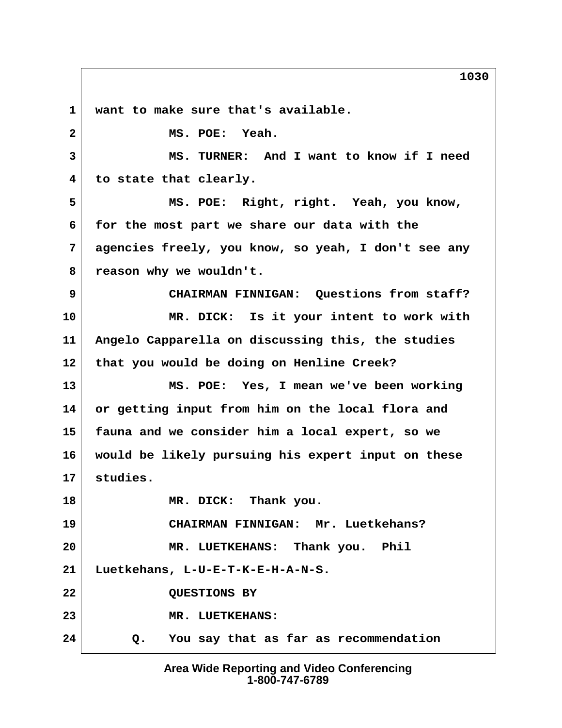1 want to make sure that's available.

2 MS. POE: Yeah.

3 MS. TURNER: And I want to know if I need

4 to state that clearly.

5 MS. POE: Right, right. Yeah, you know,

6 for the most part we share our data with the

7 agencies freely, you know, so yeah, I don't see any

8 reason why we wouldn't.

9 CHAIRMAN FINNIGAN: Questions from staff?

10 MR. DICK: Is it your intent to work with

11 Angelo Capparella on discussing this, the studies

12 that you would be doing on Henline Creek?

13 MS. POE: Yes, I mean we've been working

14 or getting input from him on the local flora and

15 fauna and we consider him a local expert, so we

16 would be likely pursuing his expert input on these

17 studies.

18 MR. DICK: Thank you.

19 CHAIRMAN FINNIGAN: Mr. Luetkehans?

20 MR. LUETKEHANS: Thank you. Phil

21 Luetkehans, L-U-E-T-K-E-H-A-N-S.

22 QUESTIONS BY

23 MR. LUETKEHANS:

24 Q. You say that as far as recommendation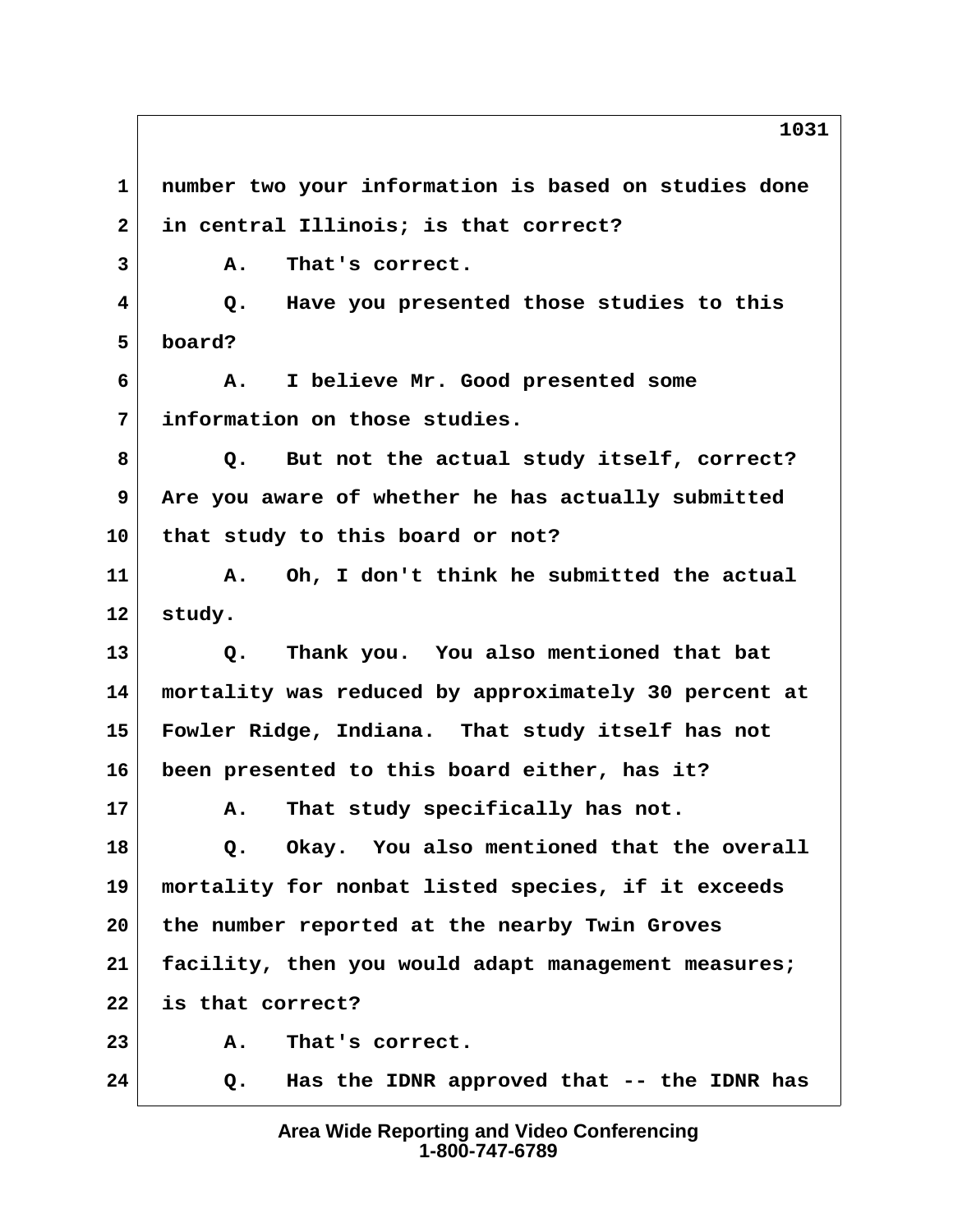1 number two your information is based on studies done
2 in central Illinois; is that correct?
3 A. That's correct.
4 Q. Have you presented those studies to this
5 board?
6 A. I believe Mr. Good presented some
7 information on those studies.
8 Q. But not the actual study itself, correct?
9 Are you aware of whether he has actually submitted
10 that study to this board or not?
11 A. Oh, I don't think he submitted the actual
12 study.
13 Q. Thank you. You also mentioned that bat
14 mortality was reduced by approximately 30 percent at
15 Fowler Ridge, Indiana. That study itself has not
16 been presented to this board either, has it?
17 A. That study specifically has not.
18 Q. Okay. You also mentioned that the overall
19 mortality for nonbat listed species, if it exceeds
20 the number reported at the nearby Twin Groves
21 facility, then you would adapt management measures;
22 is that correct?
23 A. That's correct.
24 Q. Has the IDNR approved that -- the IDNR has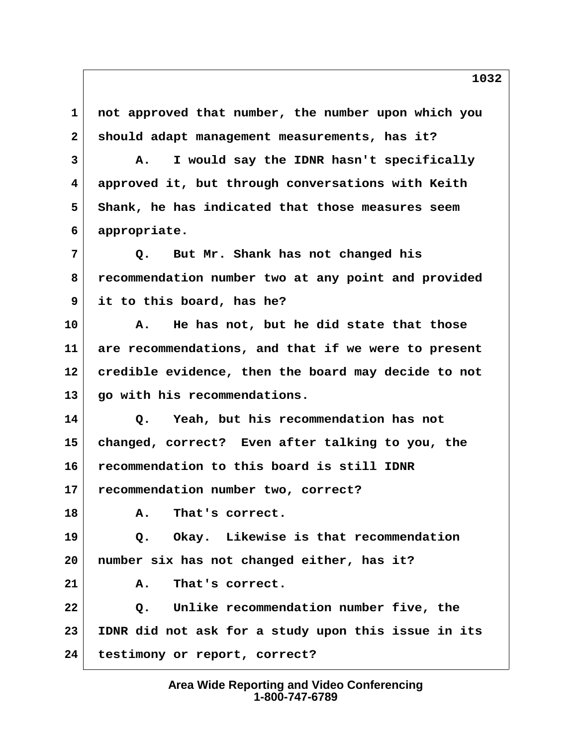1 not approved that number, the number upon which you
2 should adapt management measurements, has it?
3 A. I would say the IDNR hasn't specifically
4 approved it, but through conversations with Keith
5 Shank, he has indicated that those measures seem
6 appropriate.
7 Q. But Mr. Shank has not changed his
8 recommendation number two at any point and provided
9 it to this board, has he?
10 A. He has not, but he did state that those
11 are recommendations, and that if we were to present
12 credible evidence, then the board may decide to not
13 go with his recommendations.
14 Q. Yeah, but his recommendation has not
15 changed, correct? Even after talking to you, the
16 recommendation to this board is still IDNR
17 recommendation number two, correct?
18 A. That's correct.
19 Q. Okay. Likewise is that recommendation
20 number six has not changed either, has it?
21 A. That's correct.
22 Q. Unlike recommendation number five, the
23 IDNR did not ask for a study upon this issue in its
24 testimony or report, correct?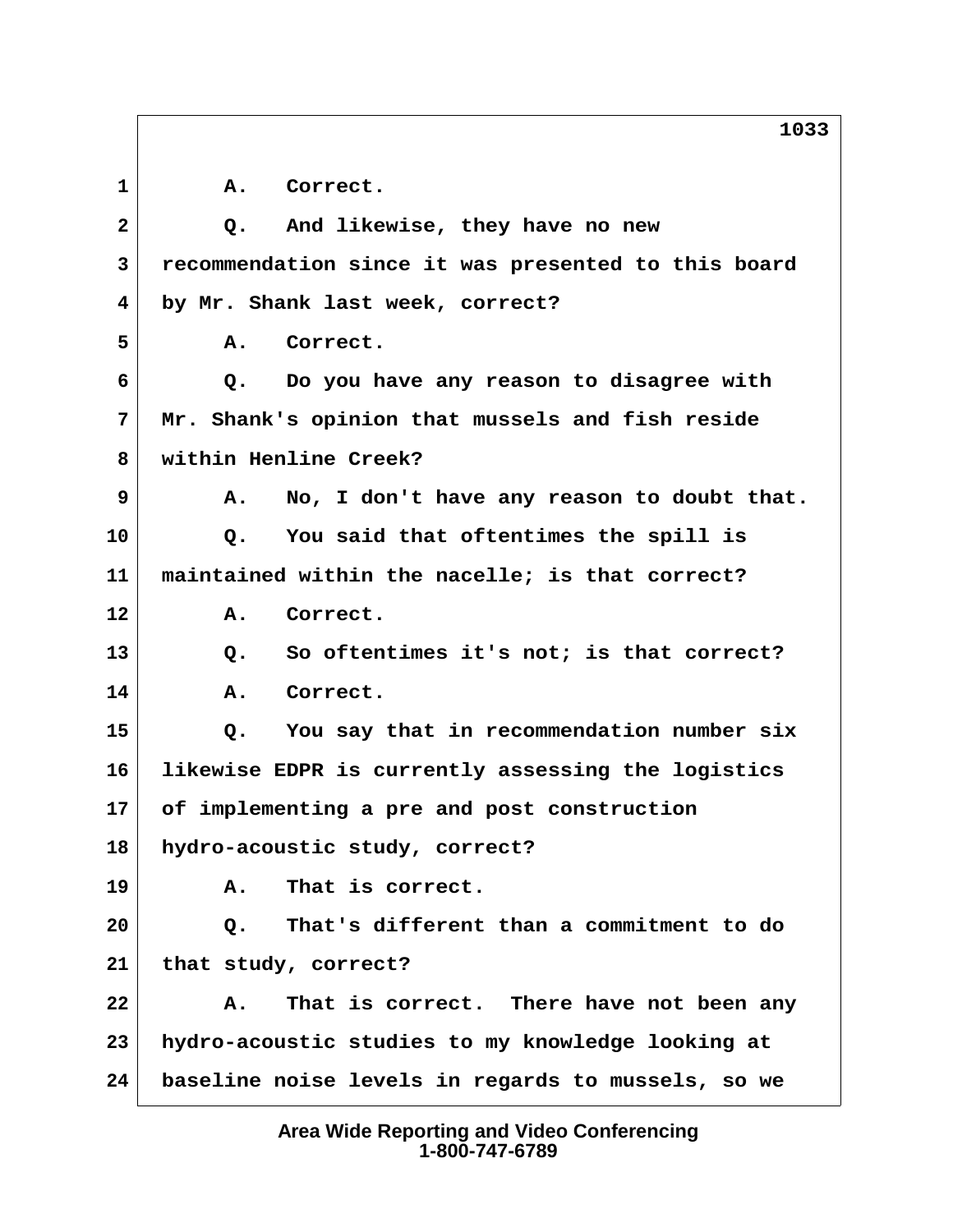1 A. Correct.

2 Q. And likewise, they have no new

3 recommendation since it was presented to this board

4 by Mr. Shank last week, correct?

5 A. Correct.

6 Q. Do you have any reason to disagree with

7 Mr. Shank's opinion that mussels and fish reside

8 within Henline Creek?

9 A. No, I don't have any reason to doubt that.

10 Q. You said that oftentimes the spill is

11 maintained within the nacelle; is that correct?

12 A. Correct.

13 Q. So oftentimes it's not; is that correct?

14 A. Correct.

15 Q. You say that in recommendation number six

16 likewise EDPR is currently assessing the logistics

17 of implementing a pre and post construction

18 hydro-acoustic study, correct?

19 A. That is correct.

20 Q. That's different than a commitment to do

21 that study, correct?

22 A. That is correct. There have not been any

23 hydro-acoustic studies to my knowledge looking at

24 baseline noise levels in regards to mussels, so we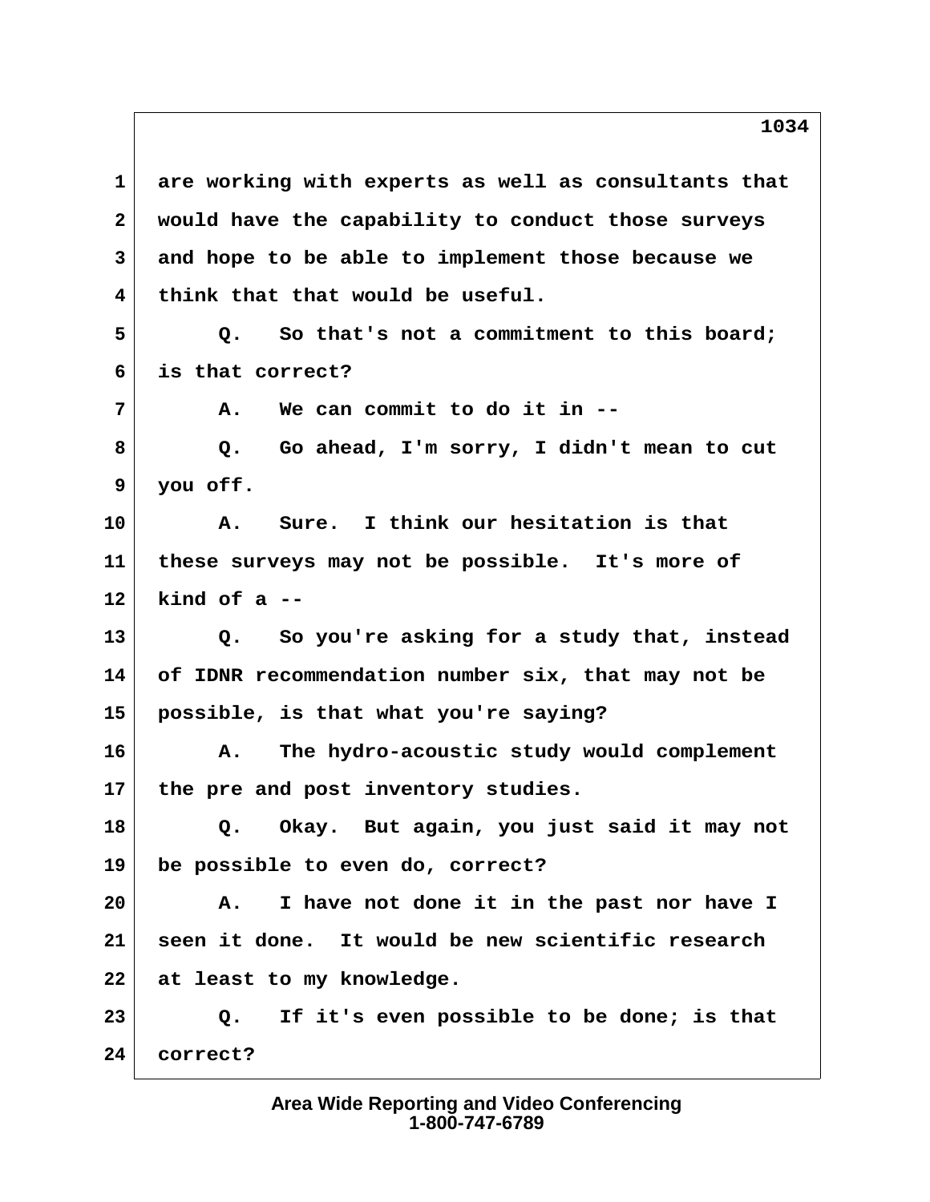1 are working with experts as well as consultants that
2 would have the capability to conduct those surveys
3 and hope to be able to implement those because we
4 think that that would be useful.

5 Q. So that's not a commitment to this board;
6 is that correct?

7 A. We can commit to do it in --

8 Q. Go ahead, I'm sorry, I didn't mean to cut
9 you off.

10 A. Sure. I think our hesitation is that
11 these surveys may not be possible. It's more of
12 kind of a --

13 Q. So you're asking for a study that, instead
14 of IDNR recommendation number six, that may not be
15 possible, is that what you're saying?

16 A. The hydro-acoustic study would complement
17 the pre and post inventory studies.

18 Q. Okay. But again, you just said it may not
19 be possible to even do, correct?

20 A. I have not done it in the past nor have I
21 seen it done. It would be new scientific research
22 at least to my knowledge.

23 Q. If it's even possible to be done; is that
24 correct?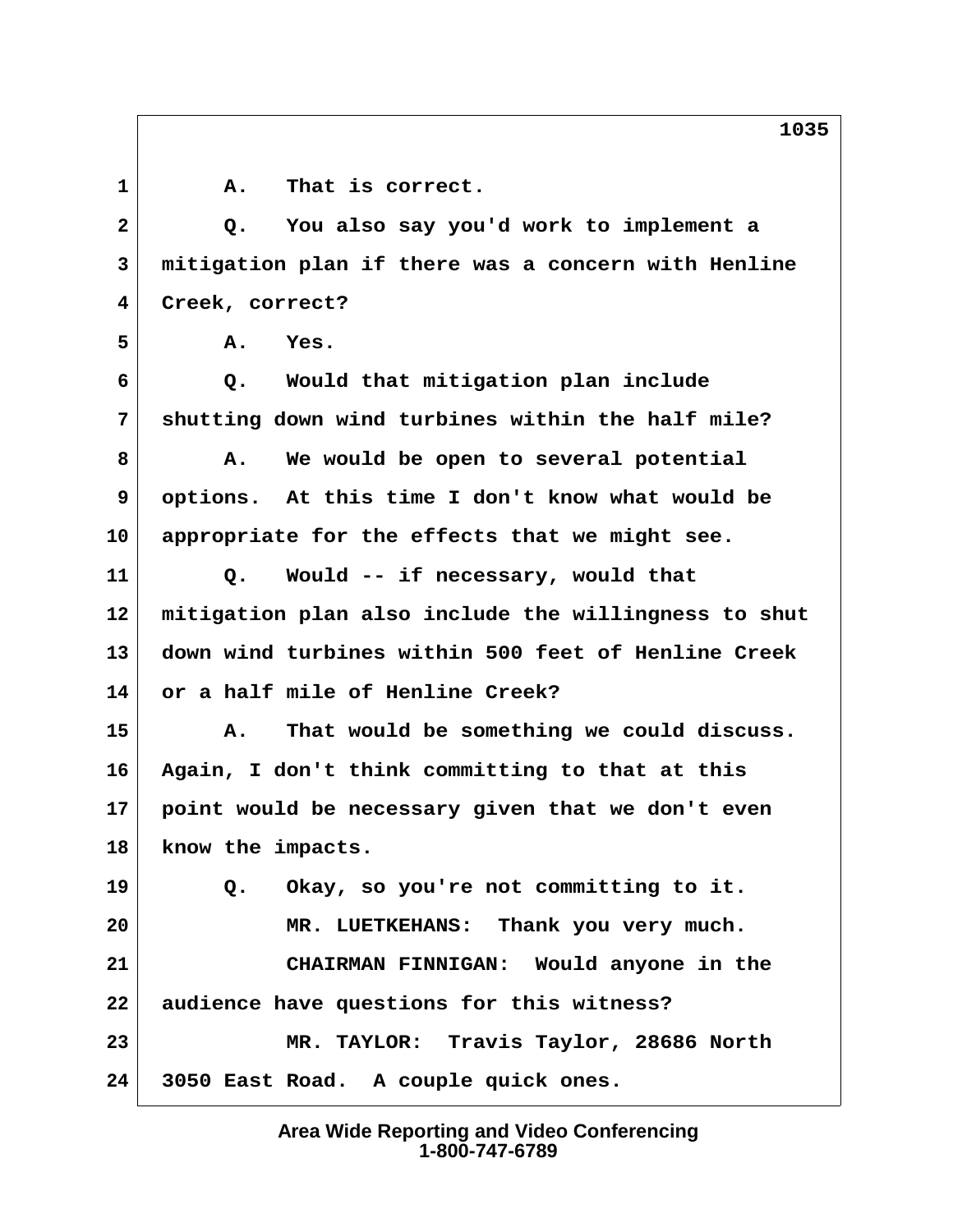1 A. That is correct.

2 Q. You also say you'd work to implement a

3 mitigation plan if there was a concern with Henline

4 Creek, correct?

5 A. Yes.

6 Q. Would that mitigation plan include

7 shutting down wind turbines within the half mile?

8 A. We would be open to several potential

9 options. At this time I don't know what would be

10 appropriate for the effects that we might see.

11 Q. Would -- if necessary, would that

12 mitigation plan also include the willingness to shut

13 down wind turbines within 500 feet of Henline Creek

14 or a half mile of Henline Creek?

15 A. That would be something we could discuss.

16 Again, I don't think committing to that at this

17 point would be necessary given that we don't even

18 know the impacts.

19 Q. Okay, so you're not committing to it.

20 MR. LUETKEHANS: Thank you very much.

21 CHAIRMAN FINNIGAN: Would anyone in the

22 audience have questions for this witness?

23 MR. TAYLOR: Travis Taylor, 28686 North

24 3050 East Road. A couple quick ones.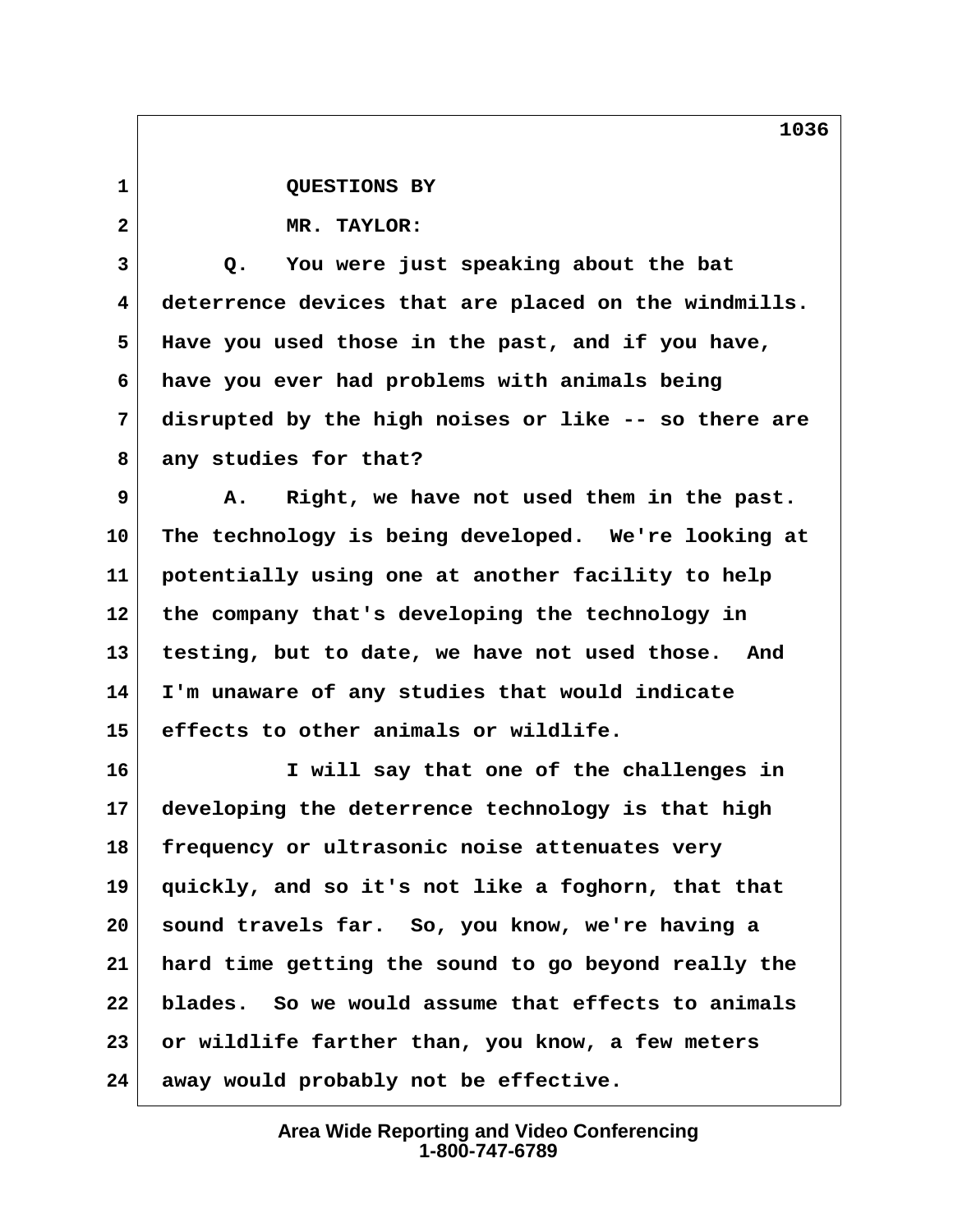QUESTIONS BY

MR. TAYLOR:

Q. You were just speaking about the bat deterrence devices that are placed on the windmills. Have you used those in the past, and if you have, have you ever had problems with animals being disrupted by the high noises or like -- so there are any studies for that?

A. Right, we have not used them in the past. The technology is being developed. We're looking at potentially using one at another facility to help the company that's developing the technology in testing, but to date, we have not used those. And I'm unaware of any studies that would indicate effects to other animals or wildlife.

I will say that one of the challenges in developing the deterrence technology is that high frequency or ultrasonic noise attenuates very quickly, and so it's not like a foghorn, that that sound travels far. So, you know, we're having a hard time getting the sound to go beyond really the blades. So we would assume that effects to animals or wildlife farther than, you know, a few meters away would probably not be effective.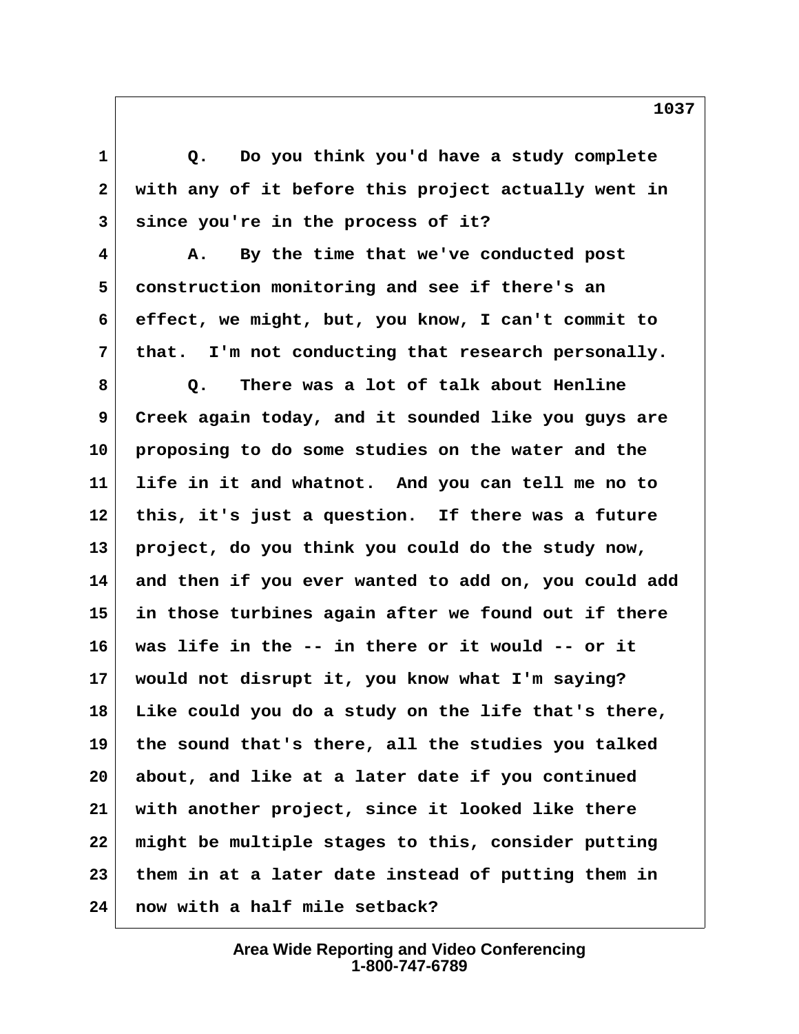Q. Do you think you'd have a study complete with any of it before this project actually went in since you're in the process of it?

A. By the time that we've conducted post construction monitoring and see if there's an effect, we might, but, you know, I can't commit to that. I'm not conducting that research personally.

Q. There was a lot of talk about Henline Creek again today, and it sounded like you guys are proposing to do some studies on the water and the life in it and whatnot. And you can tell me no to this, it's just a question. If there was a future project, do you think you could do the study now, and then if you ever wanted to add on, you could add in those turbines again after we found out if there was life in the -- in there or it would -- or it would not disrupt it, you know what I'm saying? Like could you do a study on the life that's there, the sound that's there, all the studies you talked about, and like at a later date if you continued with another project, since it looked like there might be multiple stages to this, consider putting them in at a later date instead of putting them in now with a half mile setback?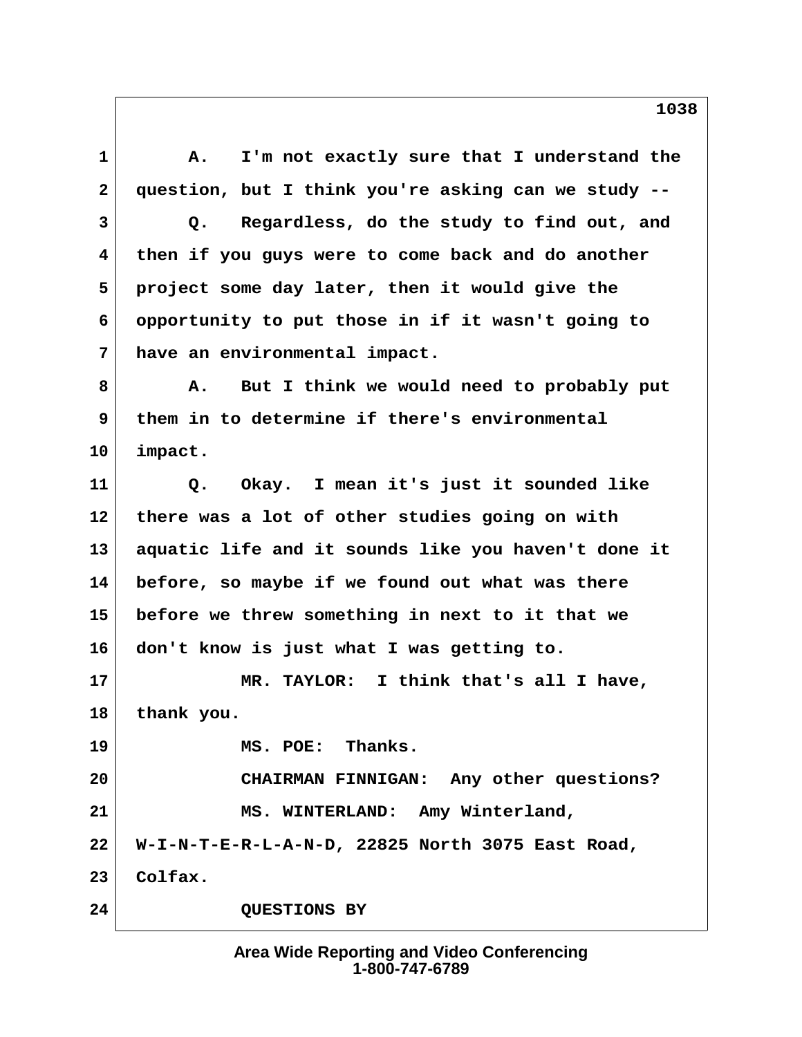1 A. I'm not exactly sure that I understand the
2 question, but I think you're asking can we study --
3 Q. Regardless, do the study to find out, and
4 then if you guys were to come back and do another
5 project some day later, then it would give the
6 opportunity to put those in if it wasn't going to
7 have an environmental impact.
8 A. But I think we would need to probably put
9 them in to determine if there's environmental
10 impact.
11 Q. Okay. I mean it's just it sounded like
12 there was a lot of other studies going on with
13 aquatic life and it sounds like you haven't done it
14 before, so maybe if we found out what was there
15 before we threw something in next to it that we
16 don't know is just what I was getting to.
17 MR. TAYLOR: I think that's all I have,
18 thank you.
19 MS. POE: Thanks.
20 CHAIRMAN FINNIGAN: Any other questions?
21 MS. WINTERLAND: Amy Winterland,
22 W-I-N-T-E-R-L-A-N-D, 22825 North 3075 East Road,
23 Colfax.
24 QUESTIONS BY

Area Wide Reporting and Video Conferencing
1-800-747-6789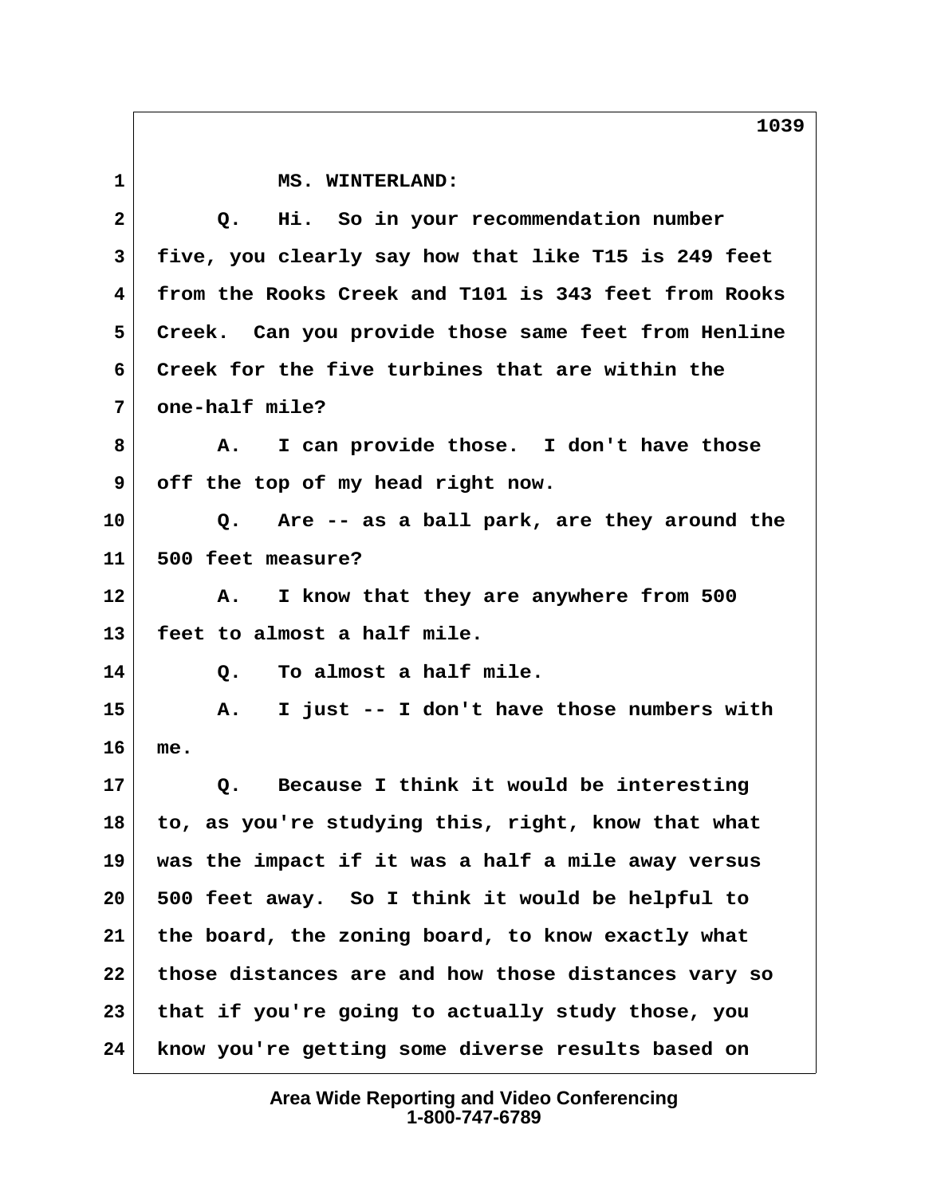1 MS. WINTERLAND:

2 Q. Hi. So in your recommendation number

3 five, you clearly say how that like T15 is 249 feet

4 from the Rooks Creek and T101 is 343 feet from Rooks

5 Creek. Can you provide those same feet from Henline

6 Creek for the five turbines that are within the

7 one-half mile?

8 A. I can provide those. I don't have those

9 off the top of my head right now.

10 Q. Are -- as a ball park, are they around the

11 500 feet measure?

12 A. I know that they are anywhere from 500

13 feet to almost a half mile.

14 Q. To almost a half mile.

15 A. I just -- I don't have those numbers with

16 me.

17 Q. Because I think it would be interesting

18 to, as you're studying this, right, know that what

19 was the impact if it was a half a mile away versus

20 500 feet away. So I think it would be helpful to

21 the board, the zoning board, to know exactly what

22 those distances are and how those distances vary so

23 that if you're going to actually study those, you

24 know you're getting some diverse results based on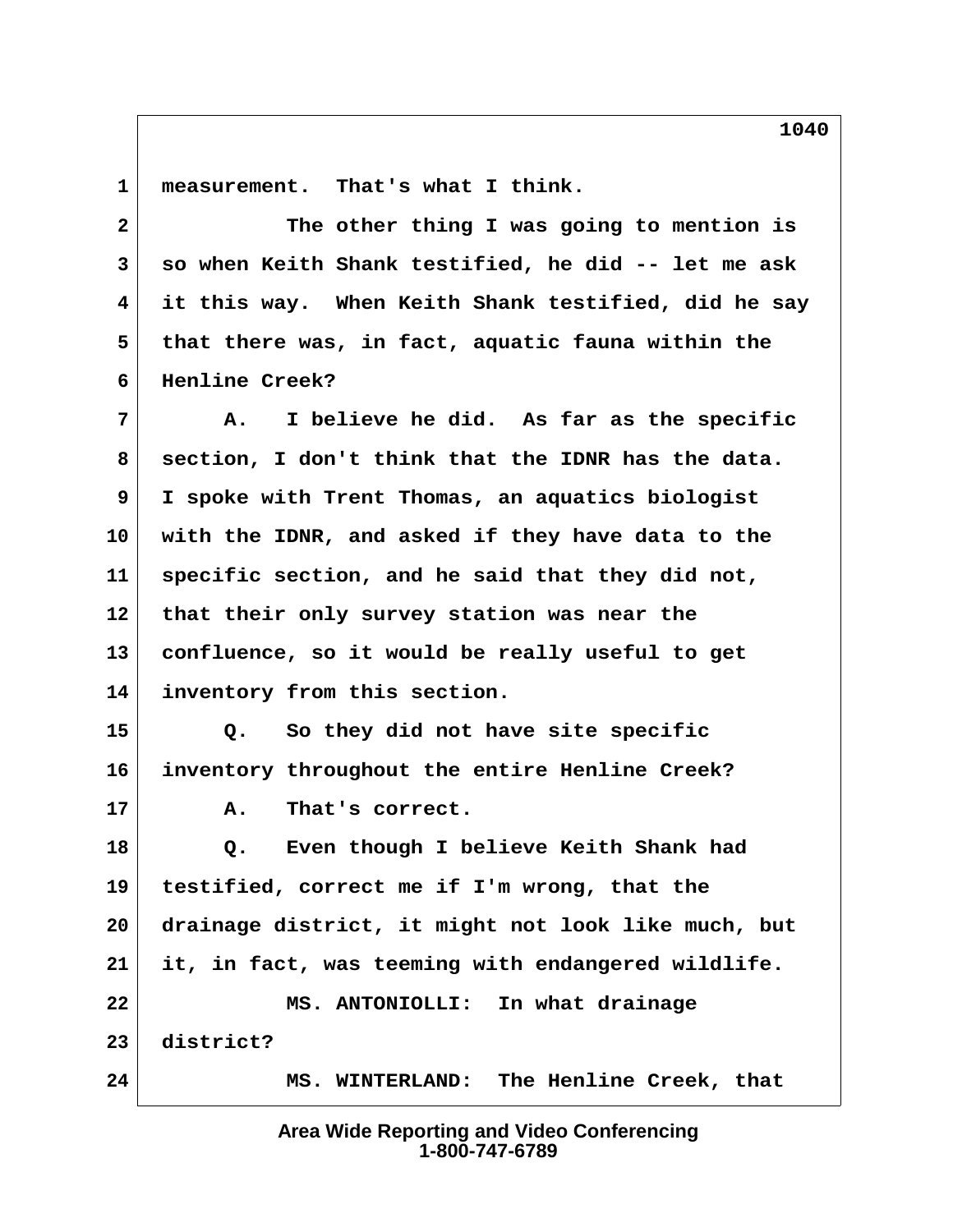1 measurement. That's what I think.

2 The other thing I was going to mention is

3 so when Keith Shank testified, he did -- let me ask

4 it this way. When Keith Shank testified, did he say

5 that there was, in fact, aquatic fauna within the

6 Henline Creek?

7 A. I believe he did. As far as the specific

8 section, I don't think that the IDNR has the data.

9 I spoke with Trent Thomas, an aquatics biologist

10 with the IDNR, and asked if they have data to the

11 specific section, and he said that they did not,

12 that their only survey station was near the

13 confluence, so it would be really useful to get

14 inventory from this section.

15 Q. So they did not have site specific

16 inventory throughout the entire Henline Creek?

17 A. That's correct.

18 Q. Even though I believe Keith Shank had

19 testified, correct me if I'm wrong, that the

20 drainage district, it might not look like much, but

21 it, in fact, was teeming with endangered wildlife.

22 MS. ANTONIOLLI: In what drainage

23 district?

24 MS. WINTERLAND: The Henline Creek, that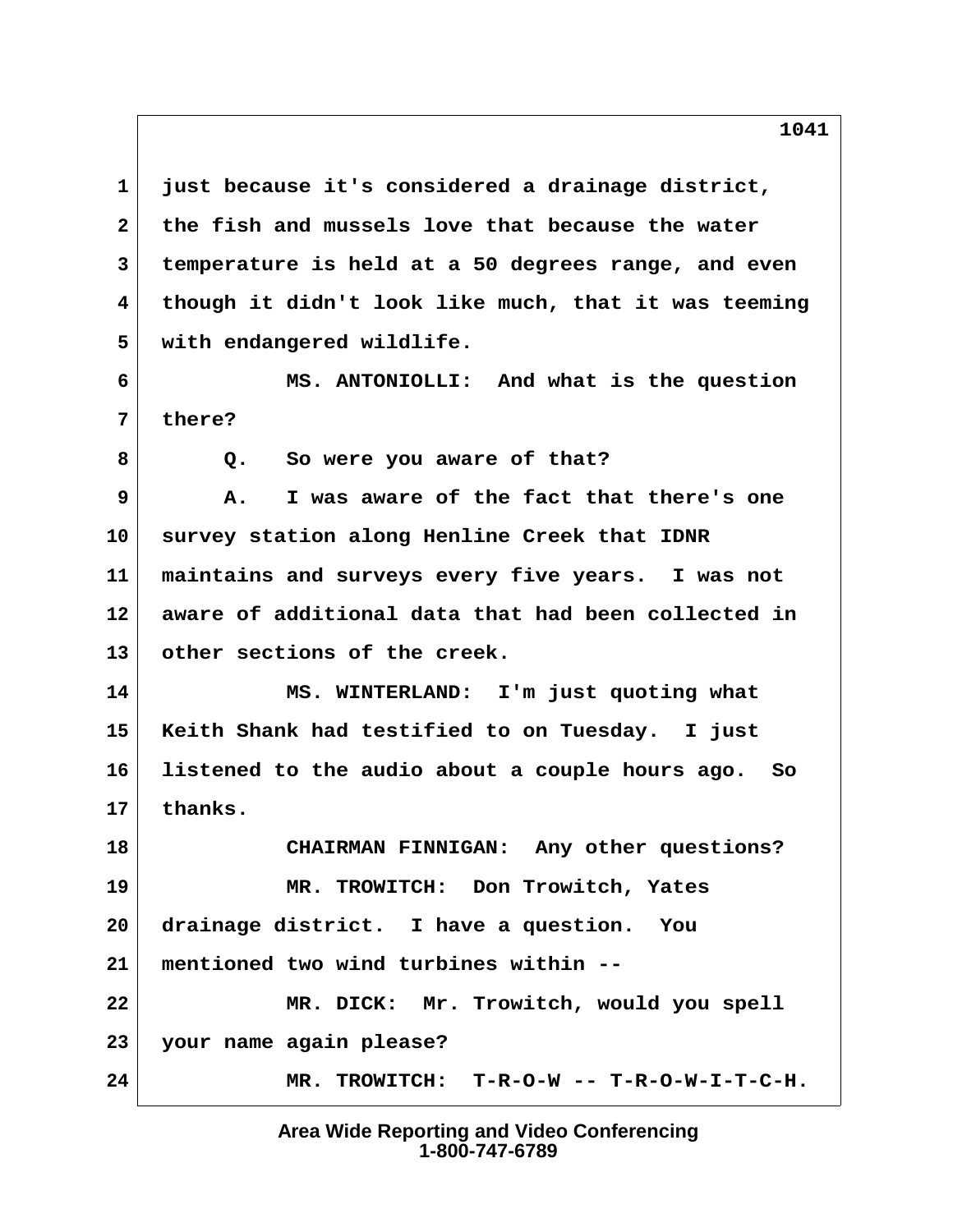1 just because it's considered a drainage district,
2 the fish and mussels love that because the water
3 temperature is held at a 50 degrees range, and even
4 though it didn't look like much, that it was teeming
5 with endangered wildlife.
6 MS. ANTONIOLLI: And what is the question
7 there?
8 Q. So were you aware of that?
9 A. I was aware of the fact that there's one
10 survey station along Henline Creek that IDNR
11 maintains and surveys every five years. I was not
12 aware of additional data that had been collected in
13 other sections of the creek.
14 MS. WINTERLAND: I'm just quoting what
15 Keith Shank had testified to on Tuesday. I just
16 listened to the audio about a couple hours ago. So
17 thanks.
18 CHAIRMAN FINNIGAN: Any other questions?
19 MR. TROWITCH: Don Trowitch, Yates
20 drainage district. I have a question. You
21 mentioned two wind turbines within --
22 MR. DICK: Mr. Trowitch, would you spell
23 your name again please?
24 MR. TROWITCH: T-R-O-W -- T-R-O-W-I-T-C-H.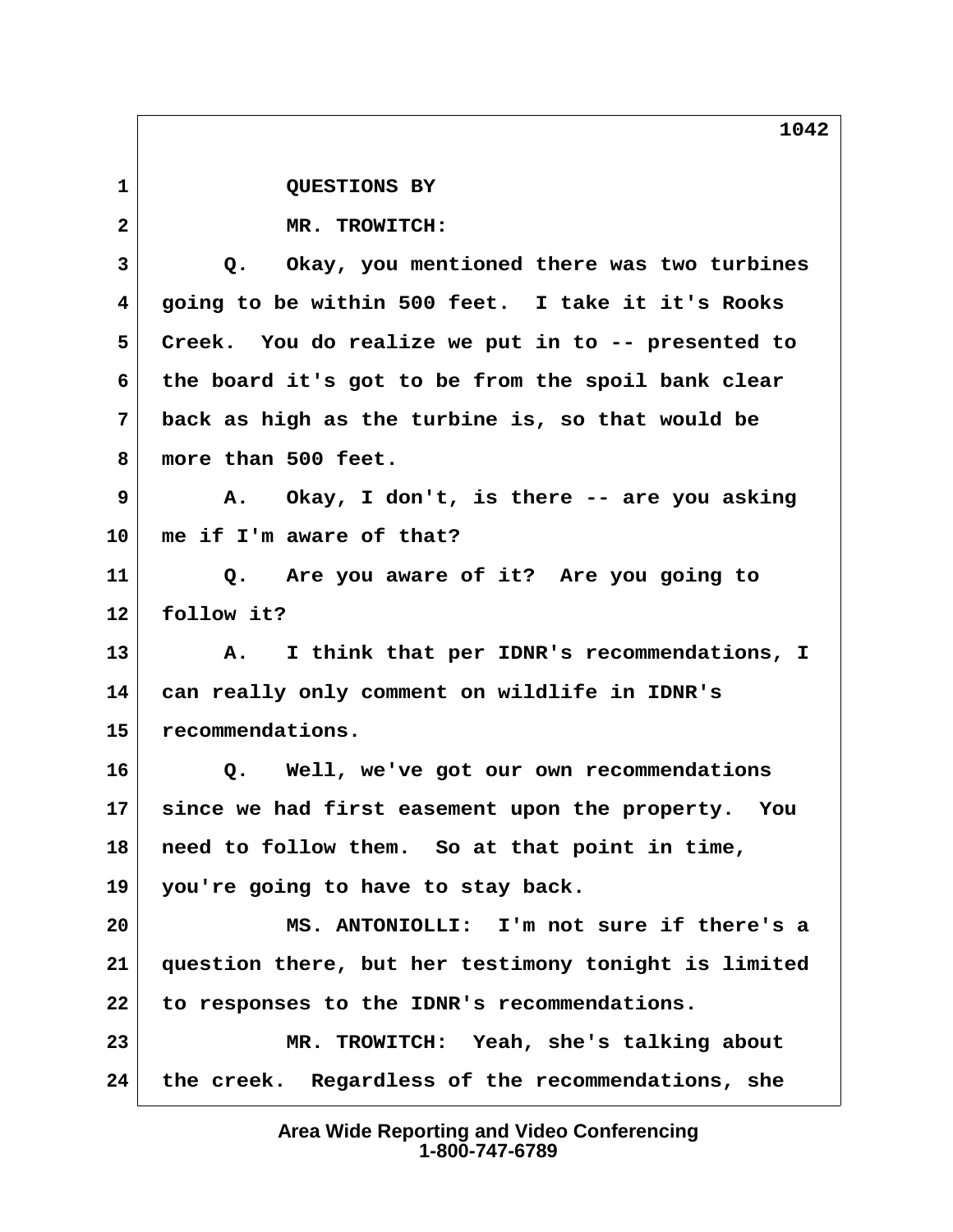1 QUESTIONS BY

2 MR. TROWITCH:

3 Q. Okay, you mentioned there was two turbines

4 going to be within 500 feet. I take it it's Rooks

5 Creek. You do realize we put in to -- presented to

6 the board it's got to be from the spoil bank clear

7 back as high as the turbine is, so that would be

8 more than 500 feet.

9 A. Okay, I don't, is there -- are you asking

10 me if I'm aware of that?

11 Q. Are you aware of it? Are you going to

12 follow it?

13 A. I think that per IDNR's recommendations, I

14 can really only comment on wildlife in IDNR's

15 recommendations.

16 Q. Well, we've got our own recommendations

17 since we had first easement upon the property. You

18 need to follow them. So at that point in time,

19 you're going to have to stay back.

20 MS. ANTONIOLLI: I'm not sure if there's a

21 question there, but her testimony tonight is limited

22 to responses to the IDNR's recommendations.

23 MR. TROWITCH: Yeah, she's talking about

24 the creek. Regardless of the recommendations, she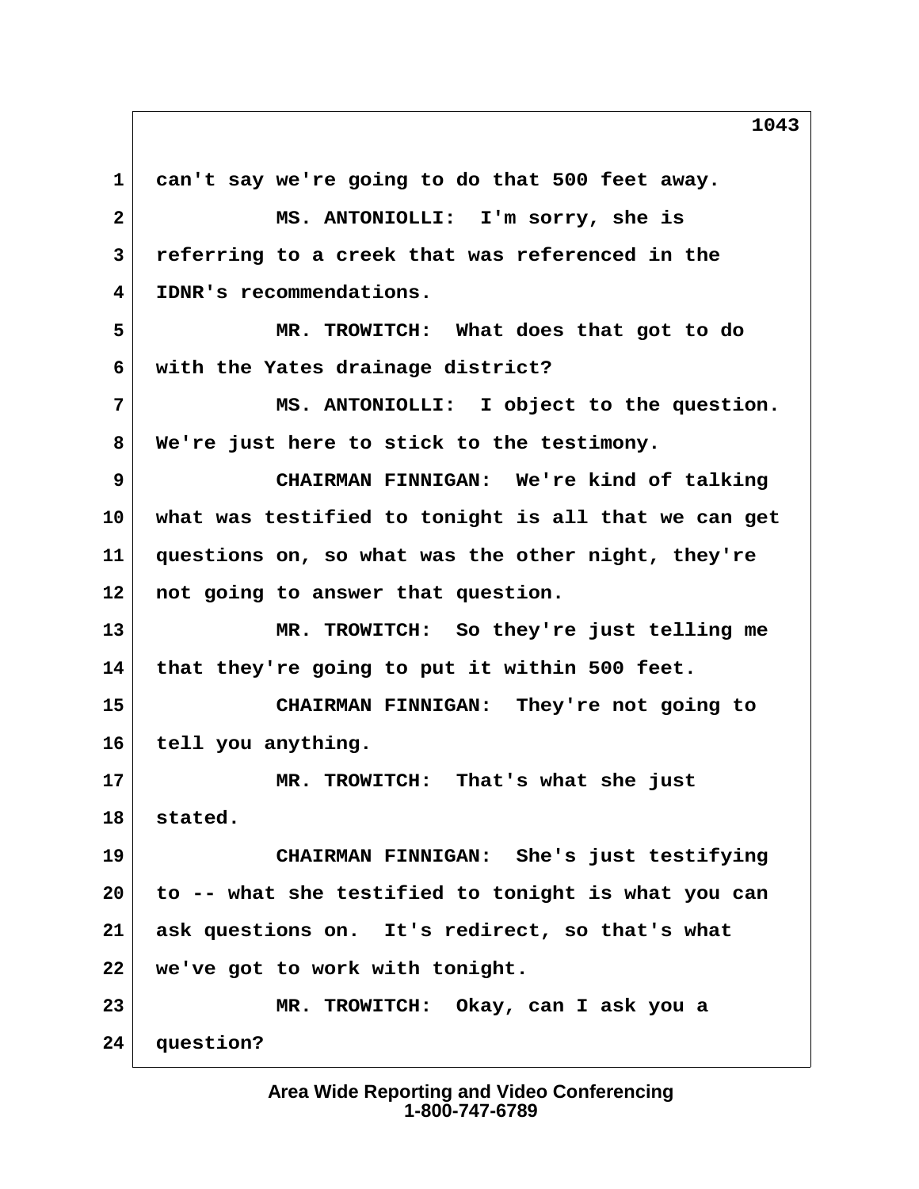1 can't say we're going to do that 500 feet away.

2 MS. ANTONIOLLI: I'm sorry, she is

3 referring to a creek that was referenced in the

4 IDNR's recommendations.

5 MR. TROWITCH: What does that got to do

6 with the Yates drainage district?

7 MS. ANTONIOLLI: I object to the question.

8 We're just here to stick to the testimony.

9 CHAIRMAN FINNIGAN: We're kind of talking

10 what was testified to tonight is all that we can get

11 questions on, so what was the other night, they're

12 not going to answer that question.

13 MR. TROWITCH: So they're just telling me

14 that they're going to put it within 500 feet.

15 CHAIRMAN FINNIGAN: They're not going to

16 tell you anything.

17 MR. TROWITCH: That's what she just

18 stated.

19 CHAIRMAN FINNIGAN: She's just testifying

20 to -- what she testified to tonight is what you can

21 ask questions on. It's redirect, so that's what

22 we've got to work with tonight.

23 MR. TROWITCH: Okay, can I ask you a

24 question?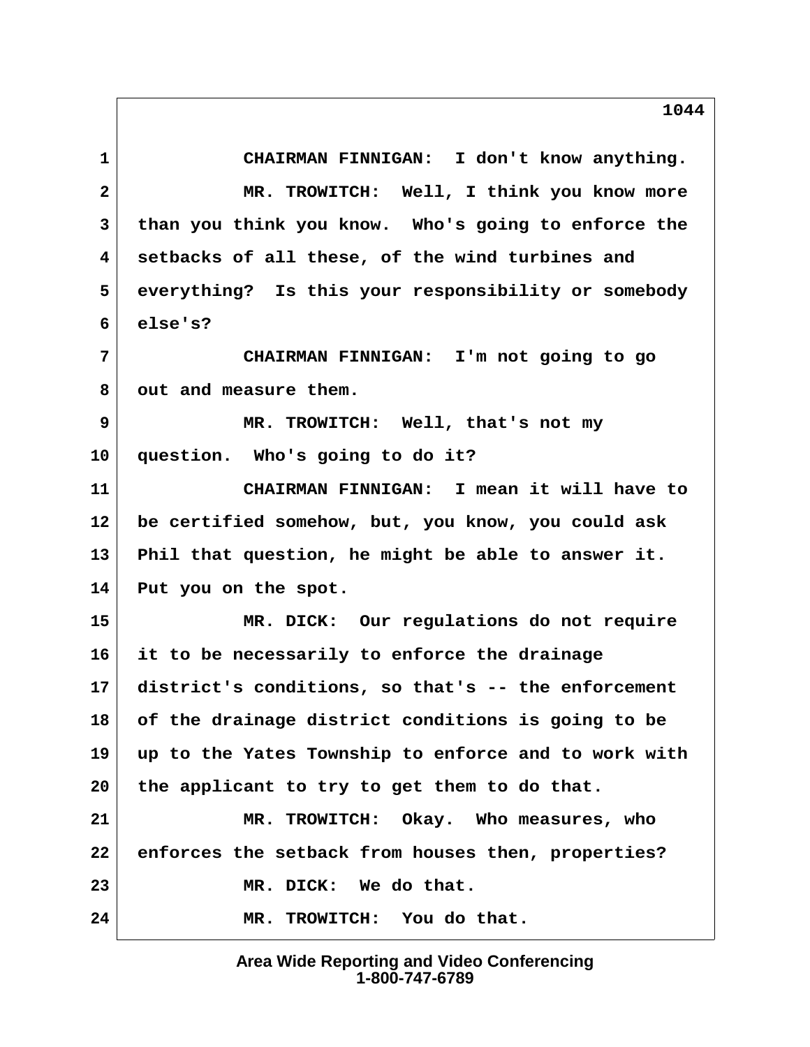CHAIRMAN FINNIGAN: I don't know anything.

MR. TROWITCH: Well, I think you know more than you think you know. Who's going to enforce the setbacks of all these, of the wind turbines and everything? Is this your responsibility or somebody else's?

CHAIRMAN FINNIGAN: I'm not going to go out and measure them.

MR. TROWITCH: Well, that's not my question. Who's going to do it?

CHAIRMAN FINNIGAN: I mean it will have to be certified somehow, but, you know, you could ask Phil that question, he might be able to answer it. Put you on the spot.

MR. DICK: Our regulations do not require it to be necessarily to enforce the drainage district's conditions, so that's -- the enforcement of the drainage district conditions is going to be up to the Yates Township to enforce and to work with the applicant to try to get them to do that.

MR. TROWITCH: Okay. Who measures, who enforces the setback from houses then, properties?

MR. DICK: We do that.

MR. TROWITCH: You do that.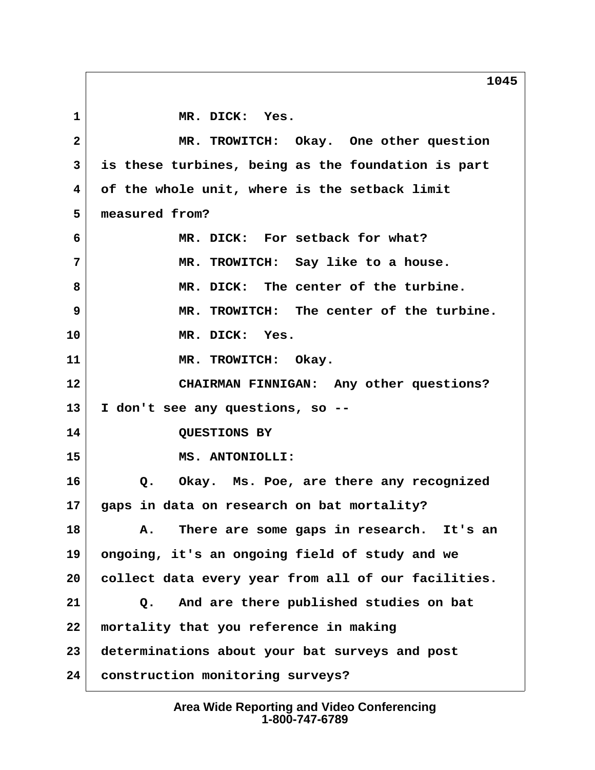MR. DICK: Yes.

MR. TROWITCH: Okay. One other question is these turbines, being as the foundation is part of the whole unit, where is the setback limit measured from?

MR. DICK: For setback for what?

MR. TROWITCH: Say like to a house.

MR. DICK: The center of the turbine.

MR. TROWITCH: The center of the turbine.

MR. DICK: Yes.

MR. TROWITCH: Okay.

CHAIRMAN FINNIGAN: Any other questions? I don't see any questions, so --

QUESTIONS BY

MS. ANTONIOLLI:

Q. Okay. Ms. Poe, are there any recognized gaps in data on research on bat mortality?

A. There are some gaps in research. It's an ongoing, it's an ongoing field of study and we collect data every year from all of our facilities.

Q. And are there published studies on bat mortality that you reference in making determinations about your bat surveys and post construction monitoring surveys?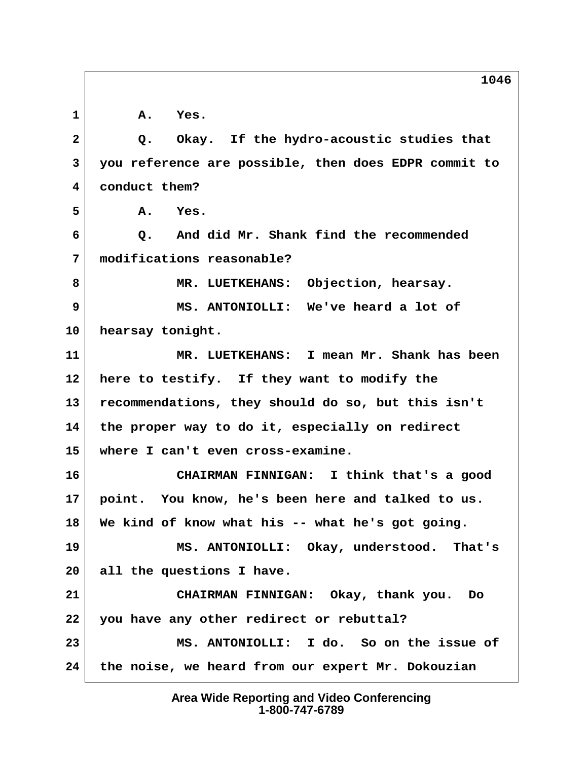A. Yes.

Q. Okay. If the hydro-acoustic studies that you reference are possible, then does EDPR commit to conduct them?

A. Yes.

Q. And did Mr. Shank find the recommended modifications reasonable?

MR. LUETKEHANS: Objection, hearsay.

MS. ANTONIOLLI: We've heard a lot of hearsay tonight.

MR. LUETKEHANS: I mean Mr. Shank has been here to testify. If they want to modify the recommendations, they should do so, but this isn't the proper way to do it, especially on redirect where I can't even cross-examine.

CHAIRMAN FINNIGAN: I think that's a good point. You know, he's been here and talked to us. We kind of know what his -- what he's got going.

MS. ANTONIOLLI: Okay, understood. That's all the questions I have.

CHAIRMAN FINNIGAN: Okay, thank you. Do you have any other redirect or rebuttal?

MS. ANTONIOLLI: I do. So on the issue of the noise, we heard from our expert Mr. Dokouzian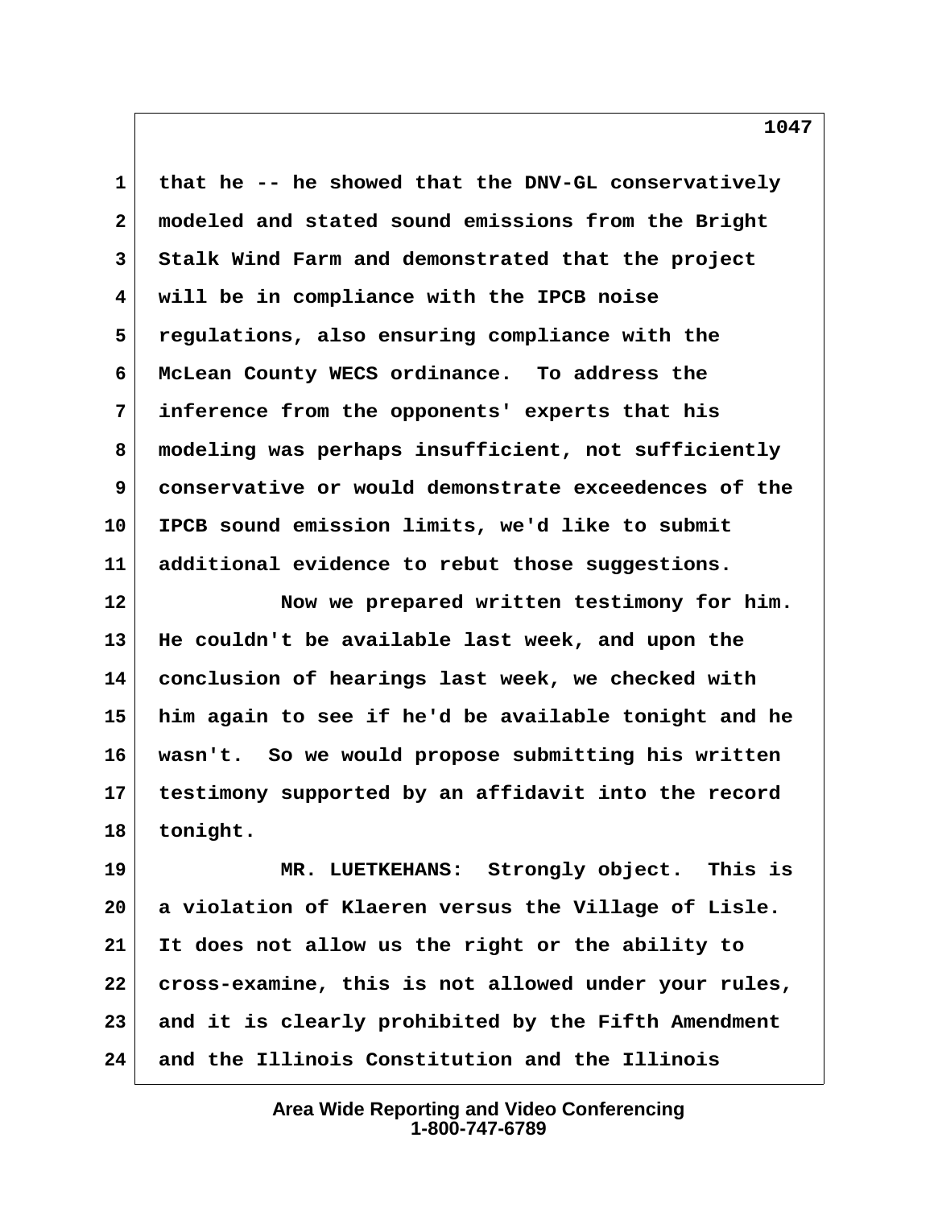that he -- he showed that the DNV-GL conservatively modeled and stated sound emissions from the Bright Stalk Wind Farm and demonstrated that the project will be in compliance with the IPCB noise regulations, also ensuring compliance with the McLean County WECS ordinance. To address the inference from the opponents' experts that his modeling was perhaps insufficient, not sufficiently conservative or would demonstrate exceedences of the IPCB sound emission limits, we'd like to submit additional evidence to rebut those suggestions.

Now we prepared written testimony for him. He couldn't be available last week, and upon the conclusion of hearings last week, we checked with him again to see if he'd be available tonight and he wasn't. So we would propose submitting his written testimony supported by an affidavit into the record tonight.

MR. LUETKEHANS: Strongly object. This is a violation of Klaeren versus the Village of Lisle. It does not allow us the right or the ability to cross-examine, this is not allowed under your rules, and it is clearly prohibited by the Fifth Amendment and the Illinois Constitution and the Illinois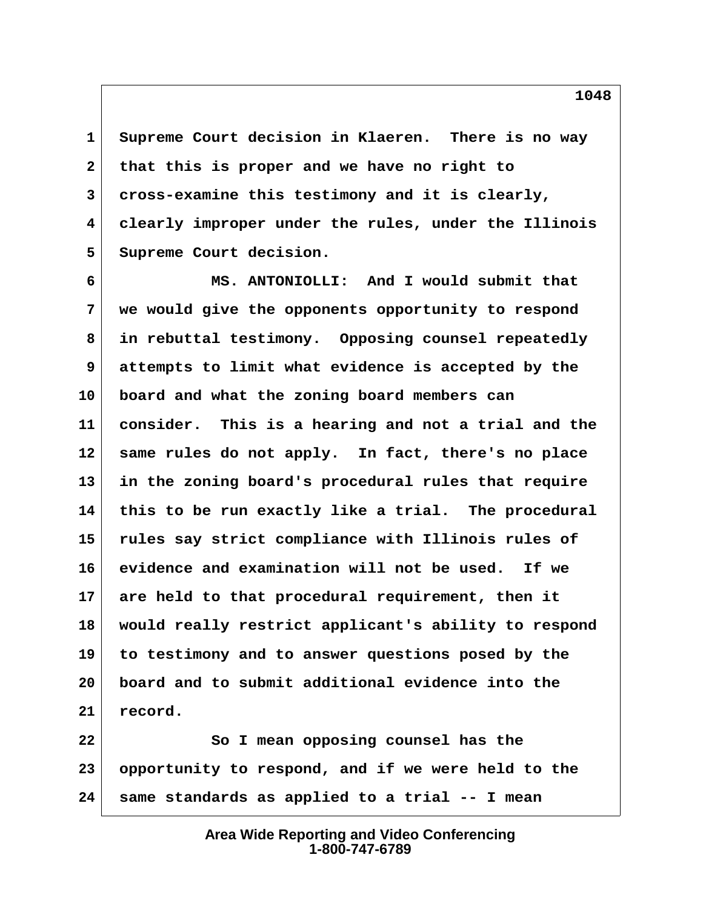Supreme Court decision in Klaeren. There is no way that this is proper and we have no right to cross-examine this testimony and it is clearly, clearly improper under the rules, under the Illinois Supreme Court decision.

MS. ANTONIOLLI: And I would submit that we would give the opponents opportunity to respond in rebuttal testimony. Opposing counsel repeatedly attempts to limit what evidence is accepted by the board and what the zoning board members can consider. This is a hearing and not a trial and the same rules do not apply. In fact, there's no place in the zoning board's procedural rules that require this to be run exactly like a trial. The procedural rules say strict compliance with Illinois rules of evidence and examination will not be used. If we are held to that procedural requirement, then it would really restrict applicant's ability to respond to testimony and to answer questions posed by the board and to submit additional evidence into the record.

So I mean opposing counsel has the opportunity to respond, and if we were held to the same standards as applied to a trial -- I mean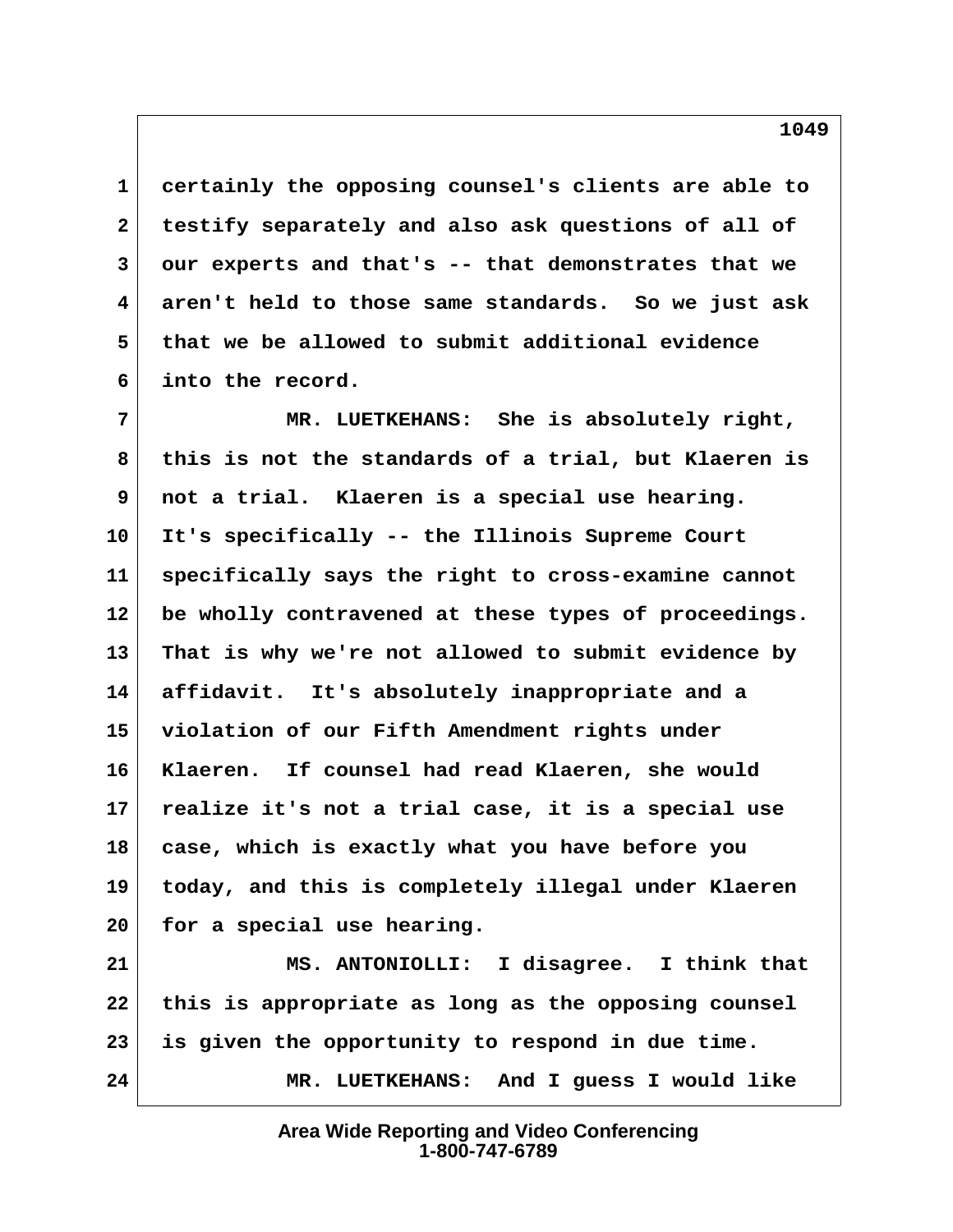certainly the opposing counsel's clients are able to testify separately and also ask questions of all of our experts and that's -- that demonstrates that we aren't held to those same standards. So we just ask that we be allowed to submit additional evidence into the record.

MR. LUETKEHANS: She is absolutely right, this is not the standards of a trial, but Klaeren is not a trial. Klaeren is a special use hearing. It's specifically -- the Illinois Supreme Court specifically says the right to cross-examine cannot be wholly contravened at these types of proceedings. That is why we're not allowed to submit evidence by affidavit. It's absolutely inappropriate and a violation of our Fifth Amendment rights under Klaeren. If counsel had read Klaeren, she would realize it's not a trial case, it is a special use case, which is exactly what you have before you today, and this is completely illegal under Klaeren for a special use hearing.

MS. ANTONIOLLI: I disagree. I think that this is appropriate as long as the opposing counsel is given the opportunity to respond in due time.

MR. LUETKEHANS: And I guess I would like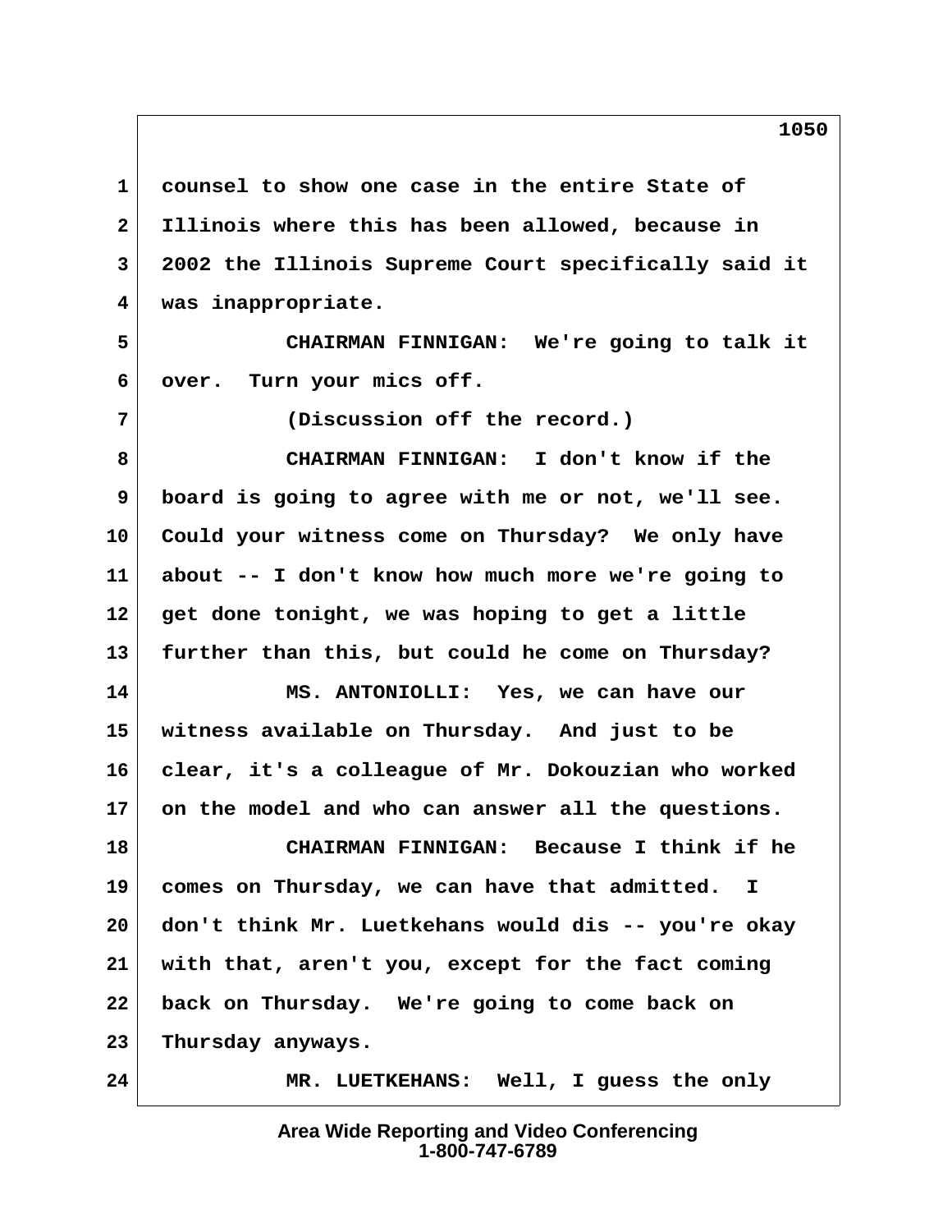1 counsel to show one case in the entire State of
2 Illinois where this has been allowed, because in
3 2002 the Illinois Supreme Court specifically said it
4 was inappropriate.

5 CHAIRMAN FINNIGAN: We're going to talk it
6 over. Turn your mics off.

7 (Discussion off the record.)

8 CHAIRMAN FINNIGAN: I don't know if the
9 board is going to agree with me or not, we'll see.
10 Could your witness come on Thursday? We only have
11 about -- I don't know how much more we're going to
12 get done tonight, we was hoping to get a little
13 further than this, but could he come on Thursday?

14 MS. ANTONIOLLI: Yes, we can have our
15 witness available on Thursday. And just to be
16 clear, it's a colleague of Mr. Dokouzian who worked
17 on the model and who can answer all the questions.

18 CHAIRMAN FINNIGAN: Because I think if he
19 comes on Thursday, we can have that admitted. I
20 don't think Mr. Luetkehans would dis -- you're okay
21 with that, aren't you, except for the fact coming
22 back on Thursday. We're going to come back on
23 Thursday anyways.

24 MR. LUETKEHANS: Well, I guess the only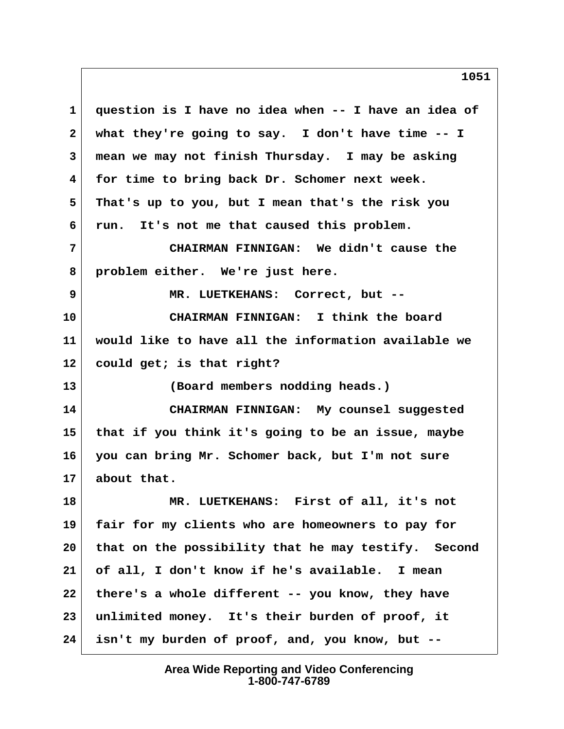question is I have no idea when -- I have an idea of what they're going to say. I don't have time -- I mean we may not finish Thursday. I may be asking for time to bring back Dr. Schomer next week. That's up to you, but I mean that's the risk you run. It's not me that caused this problem.

CHAIRMAN FINNIGAN: We didn't cause the problem either. We're just here.

MR. LUETKEHANS: Correct, but --

CHAIRMAN FINNIGAN: I think the board would like to have all the information available we could get; is that right?

(Board members nodding heads.)

CHAIRMAN FINNIGAN: My counsel suggested that if you think it's going to be an issue, maybe you can bring Mr. Schomer back, but I'm not sure about that.

MR. LUETKEHANS: First of all, it's not fair for my clients who are homeowners to pay for that on the possibility that he may testify. Second of all, I don't know if he's available. I mean there's a whole different -- you know, they have unlimited money. It's their burden of proof, it isn't my burden of proof, and, you know, but --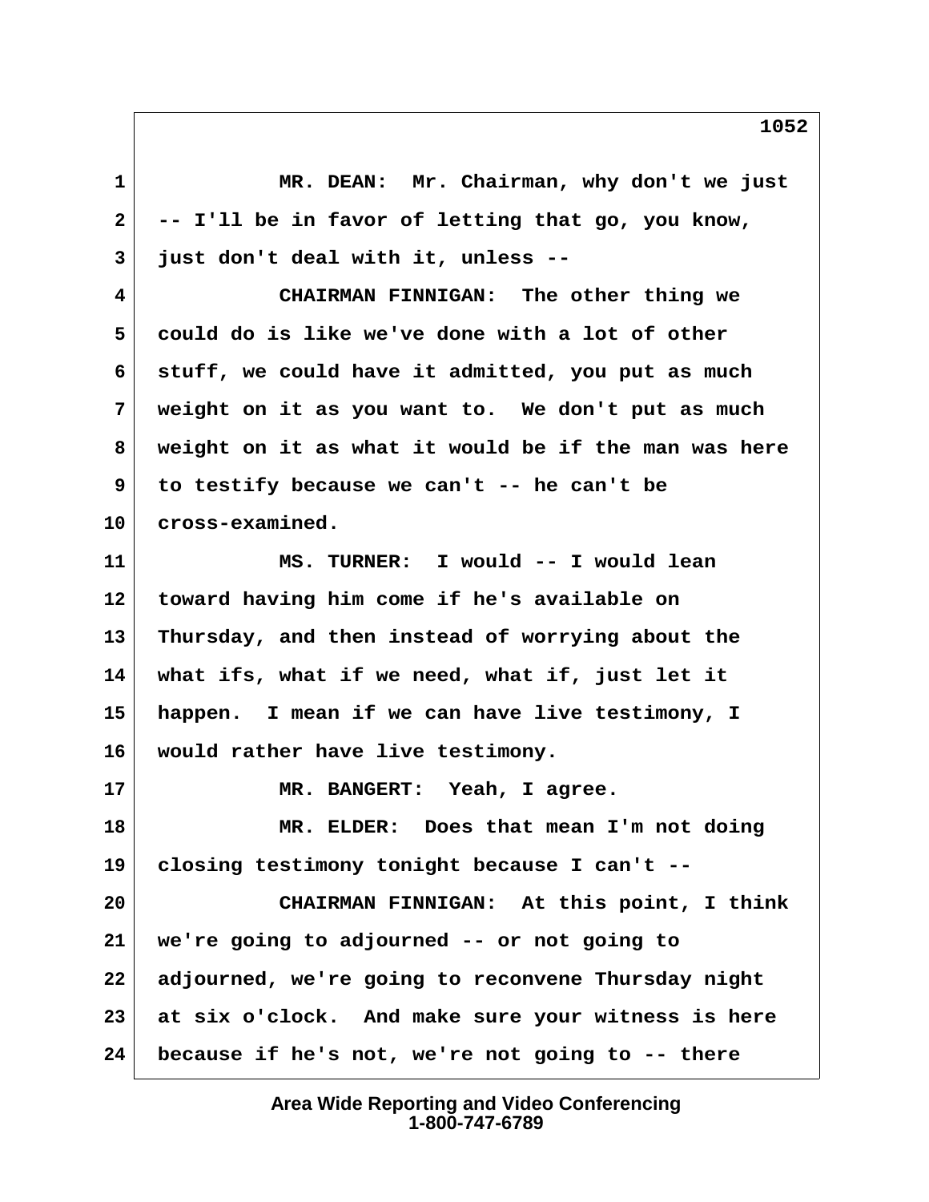MR. DEAN: Mr. Chairman, why don't we just -- I'll be in favor of letting that go, you know, just don't deal with it, unless --

CHAIRMAN FINNIGAN: The other thing we could do is like we've done with a lot of other stuff, we could have it admitted, you put as much weight on it as you want to. We don't put as much weight on it as what it would be if the man was here to testify because we can't -- he can't be cross-examined.

MS. TURNER: I would -- I would lean toward having him come if he's available on Thursday, and then instead of worrying about the what ifs, what if we need, what if, just let it happen. I mean if we can have live testimony, I would rather have live testimony.

MR. BANGERT: Yeah, I agree.

MR. ELDER: Does that mean I'm not doing closing testimony tonight because I can't --

CHAIRMAN FINNIGAN: At this point, I think we're going to adjourned -- or not going to adjourned, we're going to reconvene Thursday night at six o'clock. And make sure your witness is here because if he's not, we're not going to -- there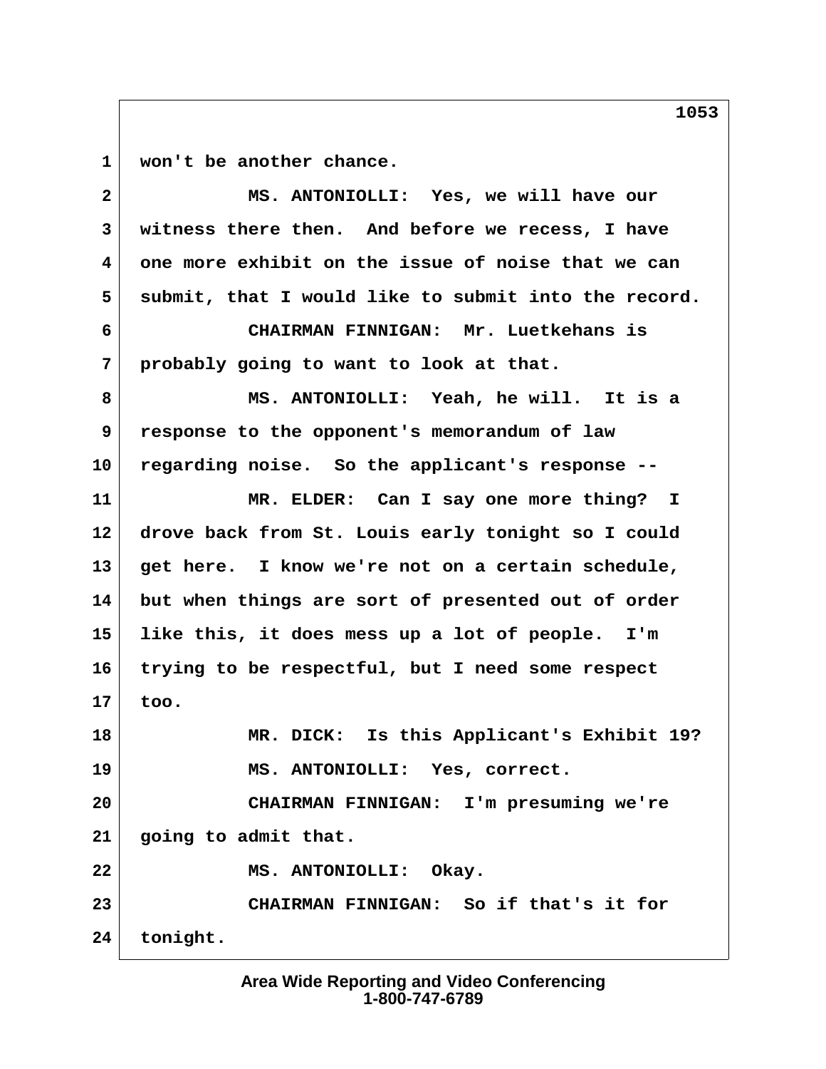1 won't be another chance.

2 MS. ANTONIOLLI: Yes, we will have our

3 witness there then. And before we recess, I have

4 one more exhibit on the issue of noise that we can

5 submit, that I would like to submit into the record.

6 CHAIRMAN FINNIGAN: Mr. Luetkehans is

7 probably going to want to look at that.

8 MS. ANTONIOLLI: Yeah, he will. It is a

9 response to the opponent's memorandum of law

10 regarding noise. So the applicant's response --

11 MR. ELDER: Can I say one more thing? I

12 drove back from St. Louis early tonight so I could

13 get here. I know we're not on a certain schedule,

14 but when things are sort of presented out of order

15 like this, it does mess up a lot of people. I'm

16 trying to be respectful, but I need some respect

17 too.

18 MR. DICK: Is this Applicant's Exhibit 19?

19 MS. ANTONIOLLI: Yes, correct.

20 CHAIRMAN FINNIGAN: I'm presuming we're

21 going to admit that.

22 MS. ANTONIOLLI: Okay.

23 CHAIRMAN FINNIGAN: So if that's it for

24 tonight.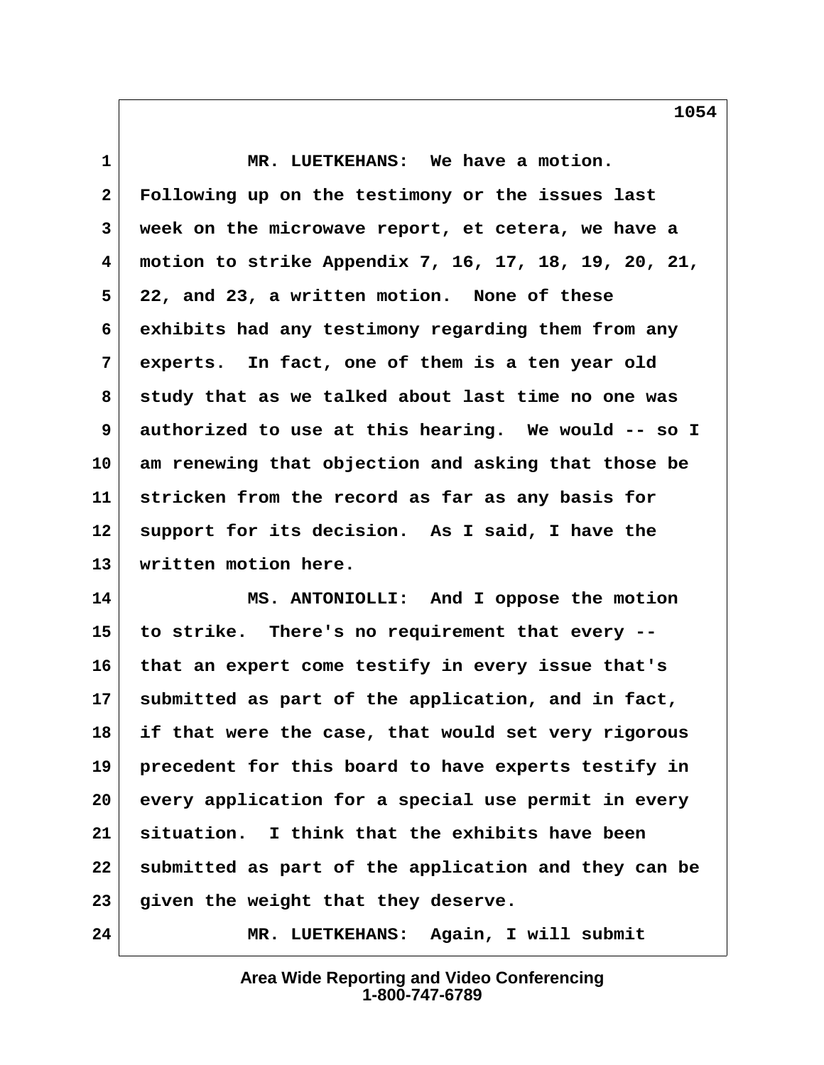MR. LUETKEHANS: We have a motion. Following up on the testimony or the issues last week on the microwave report, et cetera, we have a motion to strike Appendix 7, 16, 17, 18, 19, 20, 21, 22, and 23, a written motion. None of these exhibits had any testimony regarding them from any experts. In fact, one of them is a ten year old study that as we talked about last time no one was authorized to use at this hearing. We would -- so I am renewing that objection and asking that those be stricken from the record as far as any basis for support for its decision. As I said, I have the written motion here.

MS. ANTONIOLLI: And I oppose the motion to strike. There's no requirement that every -- that an expert come testify in every issue that's submitted as part of the application, and in fact, if that were the case, that would set very rigorous precedent for this board to have experts testify in every application for a special use permit in every situation. I think that the exhibits have been submitted as part of the application and they can be given the weight that they deserve.

MR. LUETKEHANS: Again, I will submit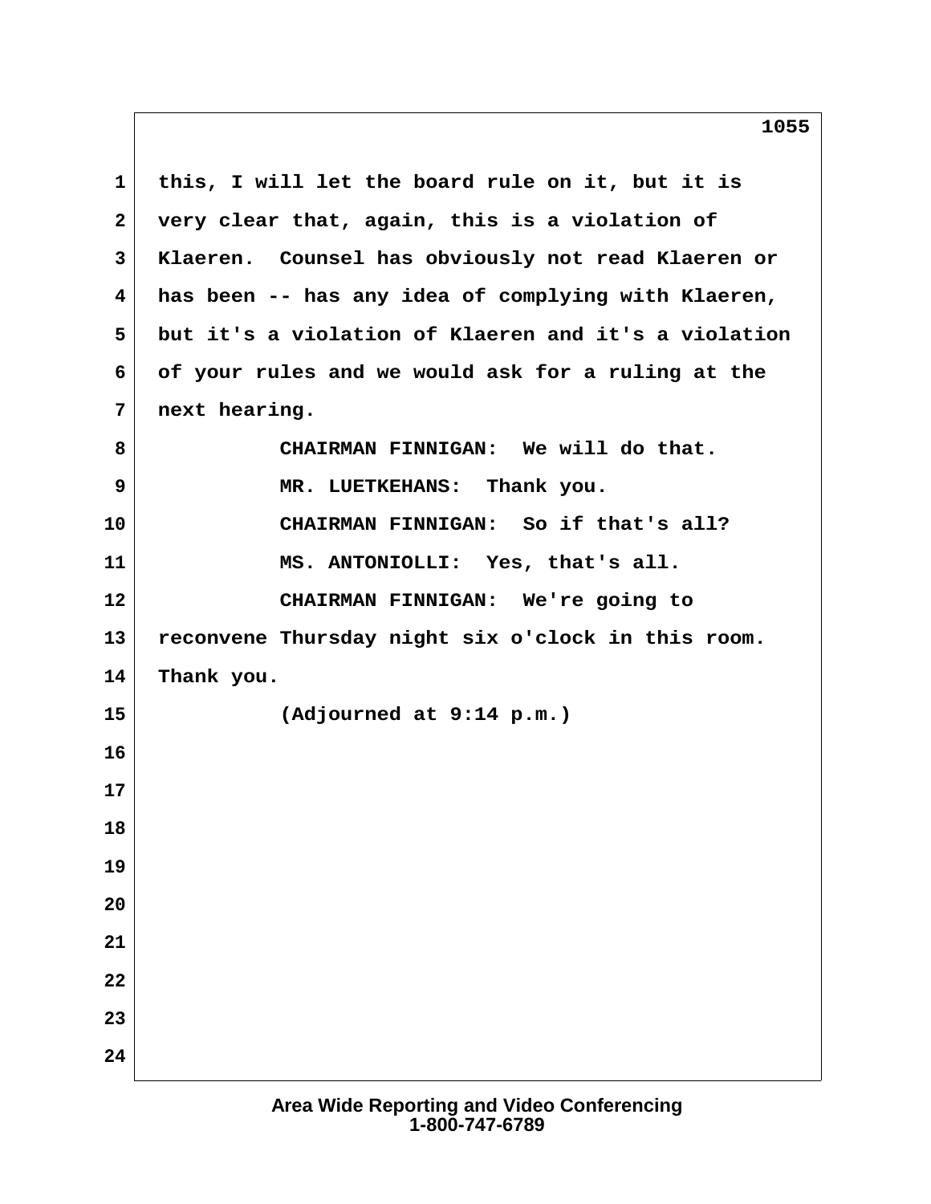this, I will let the board rule on it, but it is very clear that, again, this is a violation of Klaeren. Counsel has obviously not read Klaeren or has been -- has any idea of complying with Klaeren, but it's a violation of Klaeren and it's a violation of your rules and we would ask for a ruling at the next hearing.

CHAIRMAN FINNIGAN: We will do that.

MR. LUETKEHANS: Thank you.

CHAIRMAN FINNIGAN: So if that's all?

MS. ANTONIOLLI: Yes, that's all.

CHAIRMAN FINNIGAN: We're going to reconvene Thursday night six o'clock in this room. Thank you.

(Adjourned at 9:14 p.m.)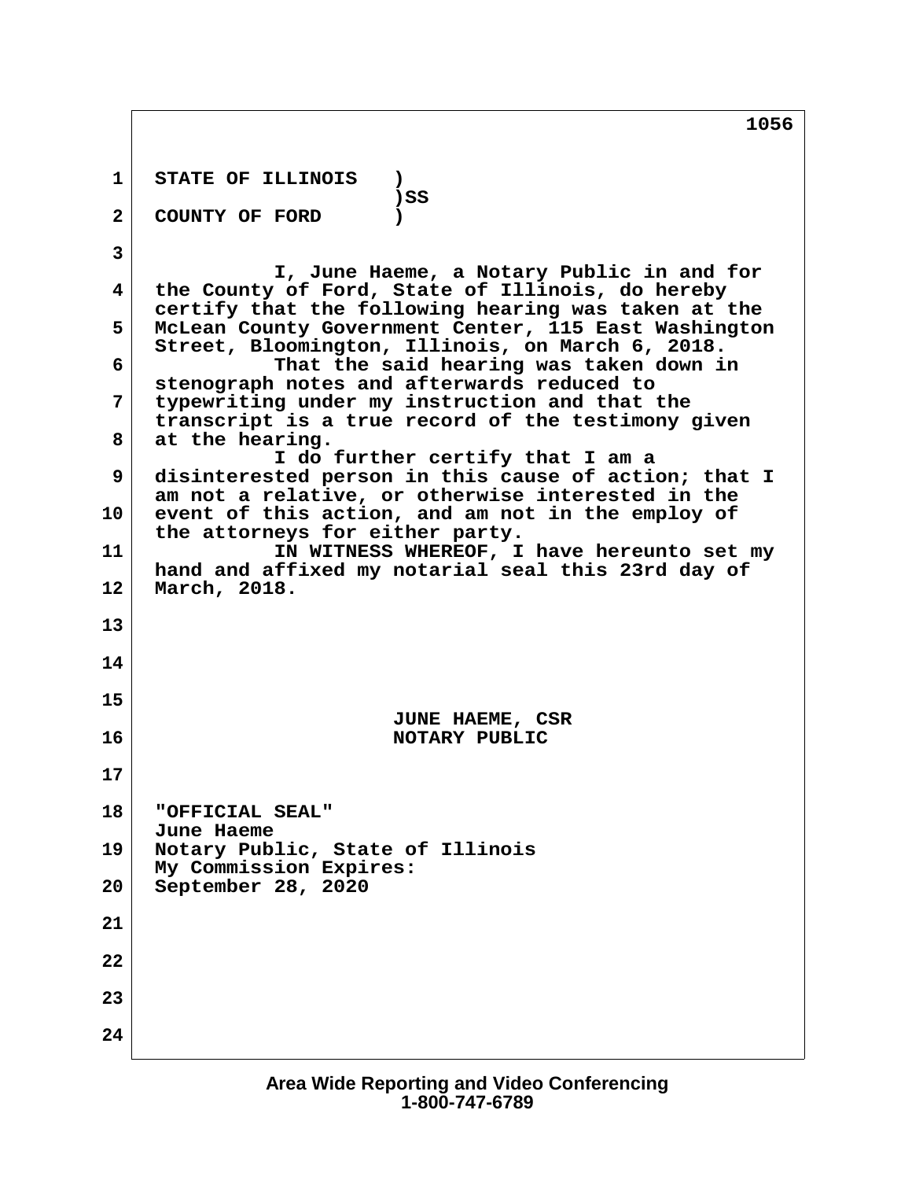STATE OF ILLINOIS )
)SS
COUNTY OF FORD )

I, June Haeme, a Notary Public in and for the County of Ford, State of Illinois, do hereby certify that the following hearing was taken at the McLean County Government Center, 115 East Washington Street, Bloomington, Illinois, on March 6, 2018.

That the said hearing was taken down in stenograph notes and afterwards reduced to typewriting under my instruction and that the transcript is a true record of the testimony given at the hearing.

I do further certify that I am a disinterested person in this cause of action; that I am not a relative, or otherwise interested in the event of this action, and am not in the employ of the attorneys for either party.

IN WITNESS WHEREOF, I have hereunto set my hand and affixed my notarial seal this 23rd day of March, 2018.

JUNE HAEME, CSR
NOTARY PUBLIC

"OFFICIAL SEAL"
June Haeme
Notary Public, State of Illinois
My Commission Expires:
September 28, 2020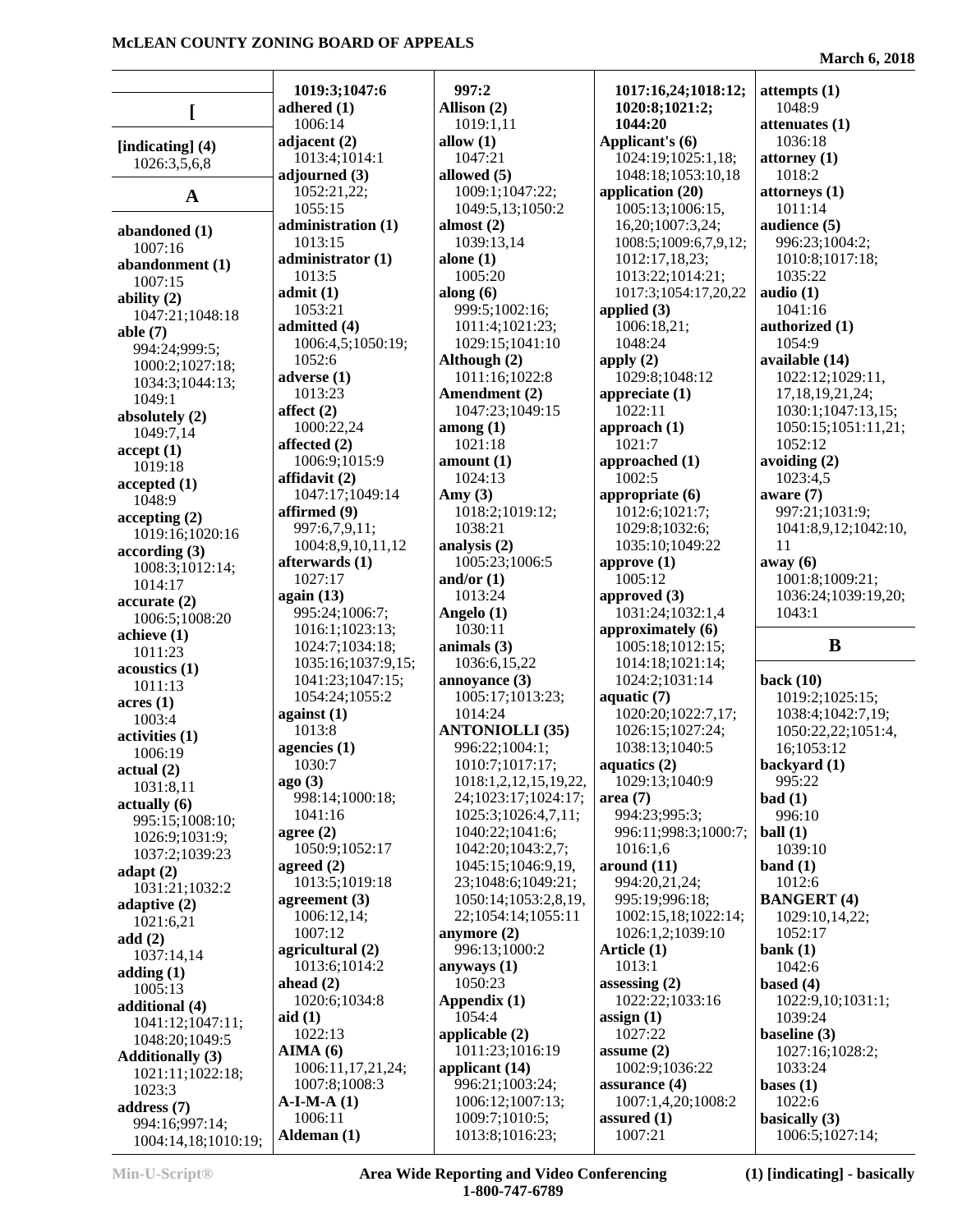## [

**[indicating] (4)**
1026:3,5,6,8

## A

**abandoned (1)**
1007:16
**abandonment (1)**
1007:15
**ability (2)**
1047:21;1048:18
**able (7)**
994:24;999:5; 1000:2;1027:18; 1034:3;1044:13; 1049:1
**absolutely (2)**
1049:7,14
**accept (1)**
1019:18
**accepted (1)**
1048:9
**accepting (2)**
1019:16;1020:16
**according (3)**
1008:3;1012:14; 1014:17
**accurate (2)**
1006:5;1008:20
**achieve (1)**
1011:23
**acoustics (1)**
1011:13
**acres (1)**
1003:4
**activities (1)**
1006:19
**actual (2)**
1031:8,11
**actually (6)**
995:15;1008:10; 1026:9;1031:9; 1037:2;1039:23
**adapt (2)**
1031:21;1032:2
**adaptive (2)**
1021:6,21
**add (2)**
1037:14,14
**adding (1)**
1005:13
**additional (4)**
1041:12;1047:11; 1048:20;1049:5
**Additionally (3)**
1021:11;1022:18; 1023:3
**address (7)**
994:16;997:14; 1004:14,18;1010:19; 1019:3;1047:6
**adhered (1)**
1006:14
**adjacent (2)**
1013:4;1014:1
**adjourned (3)**
1052:21,22; 1055:15
**administration (1)**
1013:15
**administrator (1)**
1013:5
**admit (1)**
1053:21
**admitted (4)**
1006:4,5;1050:19; 1052:6
**adverse (1)**
1013:23
**affect (2)**
1000:22,24
**affected (2)**
1006:9;1015:9
**affidavit (2)**
1047:17;1049:14
**affirmed (9)**
997:6,7,9,11; 1004:8,9,10,11,12
**afterwards (1)**
1027:17
**again (13)**
995:24;1006:7; 1016:1;1023:13; 1024:7;1034:18; 1035:16;1037:9,15; 1041:23;1047:15; 1054:24;1055:2
**against (1)**
1013:8
**agencies (1)**
1030:7
**ago (3)**
998:14;1000:18; 1041:16
**agree (2)**
1050:9;1052:17
**agreed (2)**
1013:5;1019:18
**agreement (3)**
1006:12,14; 1007:12
**agricultural (2)**
1013:6;1014:2
**ahead (2)**
1020:6;1034:8
**aid (1)**
1022:13
**AIMA (6)**
1006:11,17,21,24; 1007:8;1008:3
**A-I-M-A (1)**
1006:11
**Alderman (1)**
997:2
**Allison (2)**
1019:1,11
**allow (1)**
1047:21
**allowed (5)**
1009:1;1047:22; 1049:5,13;1050:2
**almost (2)**
1039:13,14
**alone (1)**
1005:20
**along (6)**
999:5;1002:16; 1011:4;1021:23; 1029:15;1041:10
**Although (2)**
1011:16;1022:8
**Amendment (2)**
1047:23;1049:15
**among (1)**
1021:18
**amount (1)**
1024:13
**Amy (3)**
1018:2;1019:12; 1038:21
**analysis (2)**
1005:23;1006:5
**and/or (1)**
1013:24
**Angelo (1)**
1030:11
**animals (3)**
1036:6,15,22
**annoyance (3)**
1005:17;1013:23; 1014:24
**ANTONIOLLI (35)**
996:22;1004:1; 1010:7;1017:17; 1018:1,2,12,15,19,22, 24;1023:17;1024:17; 1025:3;1026:4,7,11; 1040:22;1041:6; 1042:20;1043:2,7; 1045:15;1046:9,19, 23;1048:6;1049:21; 1050:14;1053:2,8,19, 22;1054:14;1055:11
**anymore (2)**
996:13;1000:2
**anyways (1)**
1050:23
**Appendix (1)**
1054:4
**applicable (2)**
1011:23;1016:19
**applicant (14)**
996:21;1003:24; 1006:12;1007:13; 1009:7;1010:5; 1013:8;1016:23; 1017:16,24;1018:12; 1020:8;1021:2; 1044:20
**Applicant's (6)**
1024:19;1025:1,18; 1048:18;1053:10,18
**application (20)**
1005:13;1006:15, 16,20;1007:3,24; 1008:5;1009:6,7,9,12; 1012:17,18,23; 1013:22;1014:21; 1017:3;1054:17,20,22
**applied (3)**
1006:18,21; 1048:24
**apply (2)**
1029:8;1048:12
**appreciate (1)**
1022:11
**approach (1)**
1021:7
**approached (1)**
1002:5
**appropriate (6)**
1012:6;1021:7; 1029:8;1032:6; 1035:10;1049:22
**approve (1)**
1005:12
**approved (3)**
1031:24;1032:1,4
**approximately (6)**
1005:18;1012:15; 1014:18;1021:14; 1024:2;1031:14
**aquatic (7)**
1020:20;1022:7,17; 1026:15;1027:24; 1038:13;1040:5
**aquatics (2)**
1029:13;1040:9
**area (7)**
994:23;995:3; 996:11;998:3;1000:7; 1016:1,6
**around (11)**
994:20,21,24; 995:19;996:18; 1002:15,18;1022:14; 1026:1,2;1039:10
**Article (1)**
1013:1
**assessing (2)**
1022:22;1033:16
**assign (1)**
1027:22
**assume (2)**
1002:9;1036:22
**assurance (4)**
1007:1,4,20;1008:2
**assured (1)**
1007:21
**attempts (1)**
1048:9
**attenuates (1)**
1036:18
**attorney (1)**
1018:2
**attorneys (1)**
1011:14
**audience (5)**
996:23;1004:2; 1010:8;1017:18; 1035:22
**audio (1)**
1041:16
**authorized (1)**
1054:9
**available (14)**
1022:12;1029:11, 17,18,19,21,24; 1030:1;1047:13,15; 1050:15;1051:11,21; 1052:12
**avoiding (2)**
1023:4,5
**aware (7)**
997:21;1031:9; 1041:8,9,12;1042:10, 11
**away (6)**
1001:8;1009:21; 1036:24;1039:19,20; 1043:1

## B

**back (10)**
1019:2;1025:15; 1038:4;1042:7,19; 1050:22,22;1051:4, 16;1053:12
**backyard (1)**
995:22
**bad (1)**
996:10
**ball (1)**
1039:10
**band (1)**
1012:6
**BANGERT (4)**
1029:10,14,22; 1052:17
**bank (1)**
1042:6
**based (4)**
1022:9,10;1031:1; 1039:24
**baseline (3)**
1027:16;1028:2; 1033:24
**bases (1)**
1022:6
**basically (3)**
1006:5;1027:14;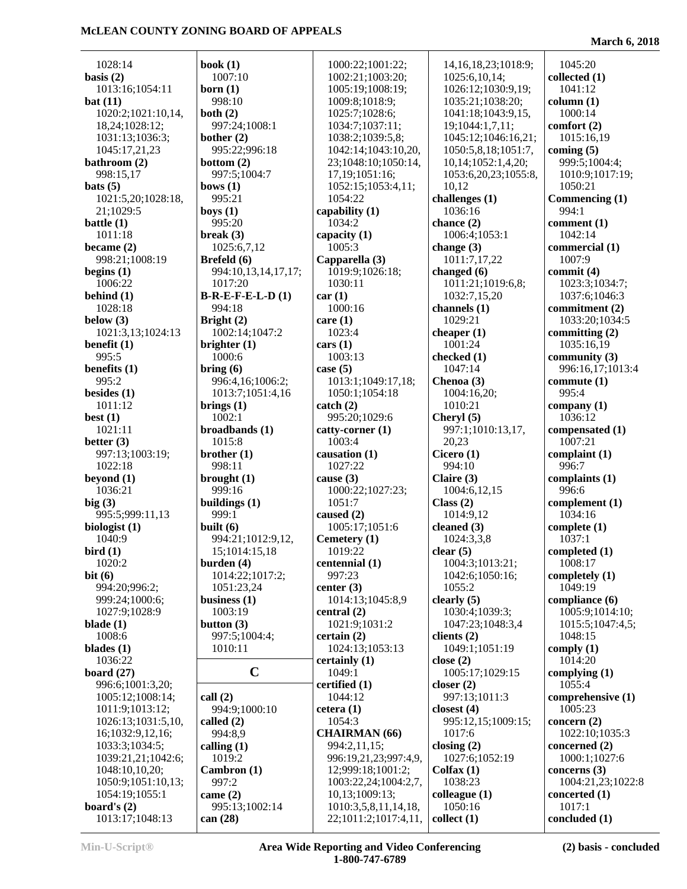1028:14
**basis (2)**
1013:16;1054:11
**bat (11)**
1020:2;1021:10,14,18,24;1028:12;1031:13;1036:3;1045:17,21,23
**bathroom (2)**
998:15,17
**bats (5)**
1021:5,20;1028:18,21;1029:5
**battle (1)**
1011:18
**became (2)**
998:21;1008:19
**begins (1)**
1006:22
**behind (1)**
1028:18
**below (3)**
1021:3,13;1024:13
**benefit (1)**
995:5
**benefits (1)**
995:2
**besides (1)**
1011:12
**best (1)**
1021:11
**better (3)**
997:13;1003:19;1022:18
**beyond (1)**
1036:21
**big (3)**
995:5;999:11,13
**biologist (1)**
1040:9
**bird (1)**
1020:2
**bit (6)**
994:20;996:2;999:24;1000:6;1027:9;1028:9
**blade (1)**
1008:6
**blades (1)**
1036:22
**board (27)**
996:6;1001:3,20;1005:12;1008:14;1011:9;1013:12;1026:13;1031:5,10,16;1032:9,12,16;1033:3;1034:5;1039:21,21;1042:6;1048:10,10,20;1050:9;1051:10,13;1054:19;1055:1
**board's (2)**
1013:17;1048:13
**book (1)**
1007:10
**born (1)**
998:10
**both (2)**
997:24;1008:1
**bother (2)**
995:22;996:18
**bottom (2)**
997:5;1004:7
**bows (1)**
995:21
**boys (1)**
995:20
**break (3)**
1025:6,7,12
**Brefeld (6)**
994:10,13,14,17,17;1017:20
**B-R-E-F-E-L-D (1)**
994:18
**Bright (2)**
1002:14;1047:2
**brighter (1)**
1000:6
**bring (6)**
996:4,16;1006:2;1013:7;1051:4,16
**brings (1)**
1002:1
**broadbands (1)**
1015:8
**brother (1)**
998:11
**brought (1)**
999:16
**buildings (1)**
999:1
**built (6)**
994:21;1012:9,12,15;1014:15,18
**burden (4)**
1014:22;1017:2;1051:23,24
**business (1)**
1003:19
**button (3)**
997:5;1004:4;1010:11

## C

**call (2)**
994:9;1000:10
**called (2)**
994:8,9
**calling (1)**
1019:2
**Cambron (1)**
997:2
**came (2)**
995:13;1002:14
**can (28)**
1000:22;1001:22;1002:21;1003:20;1005:19;1008:19;1009:8;1018:9;1025:7;1028:6;1034:7;1037:11;1038:2;1039:5,8;1042:14;1043:10,20,23;1048:10;1050:14,17,19;1051:16;1052:15;1053:4,11;1054:22
**capability (1)**
1034:2
**capacity (1)**
1005:3
**Capparella (3)**
1019:9;1026:18;1030:11
**car (1)**
1000:16
**care (1)**
1023:4
**cars (1)**
1003:13
**case (5)**
1013:1;1049:17,18;1050:1;1054:18
**catch (2)**
995:20;1029:6
**catty-corner (1)**
1003:4
**causation (1)**
1027:22
**cause (3)**
1000:22;1027:23;1051:7
**caused (2)**
1005:17;1051:6
**Cemetery (1)**
1019:22
**centennial (1)**
997:23
**center (3)**
1014:13;1045:8,9
**central (2)**
1021:9;1031:2
**certain (2)**
1024:13;1053:13
**certainly (1)**
1049:1
**certified (1)**
1044:12
**cetera (1)**
1054:3
**CHAIRMAN (66)**
994:2,11,15;996:19,21,23;997:4,9,12;999:18;1001:2;1003:22,24;1004:2,7,10,13;1009:13;1010:3,5,8,11,14,18,22;1011:2;1017:4,11,14,16,18,23;1018:9;1025:6,10,14;1026:12;1030:9,19;1035:21;1038:20;1041:18;1043:9,15,19;1044:1,7,11;1045:12;1046:16,21;1050:5,8,18;1051:7,10,14;1052:1,4,20;1053:6,20,23;1055:8,10,12
**challenges (1)**
1036:16
**chance (2)**
1006:4;1053:1
**change (3)**
1011:7,17,22
**changed (6)**
1011:21;1019:6,8;1032:7,15,20
**channels (1)**
1029:21
**cheaper (1)**
1001:24
**checked (1)**
1047:14
**Chenoa (3)**
1004:16,20;1010:21
**Cheryl (5)**
997:1;1010:13,17,20,23
**Cicero (1)**
994:10
**Claire (3)**
1004:6,12,15
**Class (2)**
1014:9,12
**cleaned (3)**
1024:3,3,8
**clear (5)**
1004:3;1013:21;1042:6;1050:16;1055:2
**clearly (5)**
1030:4;1039:3;1047:23;1048:3,4
**clients (2)**
1049:1;1051:19
**close (2)**
1005:17;1029:15
**closer (2)**
997:13;1011:3
**closest (4)**
995:12,15;1009:15;1017:6
**closing (2)**
1027:6;1052:19
**Colfax (1)**
1038:23
**colleague (1)**
1050:16
**collect (1)**
1045:20
**collected (1)**
1041:12
**column (1)**
1000:14
**comfort (2)**
1015:16,19
**coming (5)**
999:5;1004:4;1010:9;1017:19;1050:21
**Commencing (1)**
994:1
**comment (1)**
1042:14
**commercial (1)**
1007:9
**commit (4)**
1023:3;1034:7;1037:6;1046:3
**commitment (2)**
1033:20;1034:5
**committing (2)**
1035:16,19
**community (3)**
996:16,17;1013:4
**commute (1)**
995:4
**company (1)**
1036:12
**compensated (1)**
1007:21
**complaint (1)**
996:7
**complaints (1)**
996:6
**complement (1)**
1034:16
**complete (1)**
1037:1
**completed (1)**
1008:17
**completely (1)**
1049:19
**compliance (6)**
1005:9;1014:10;1015:5;1047:4,5;1048:15
**comply (1)**
1014:20
**complying (1)**
1055:4
**comprehensive (1)**
1005:23
**concern (2)**
1022:10;1035:3
**concerned (2)**
1000:1;1027:6
**concerns (3)**
1004:21,23;1022:8
**concerted (1)**
1017:1
**concluded (1)**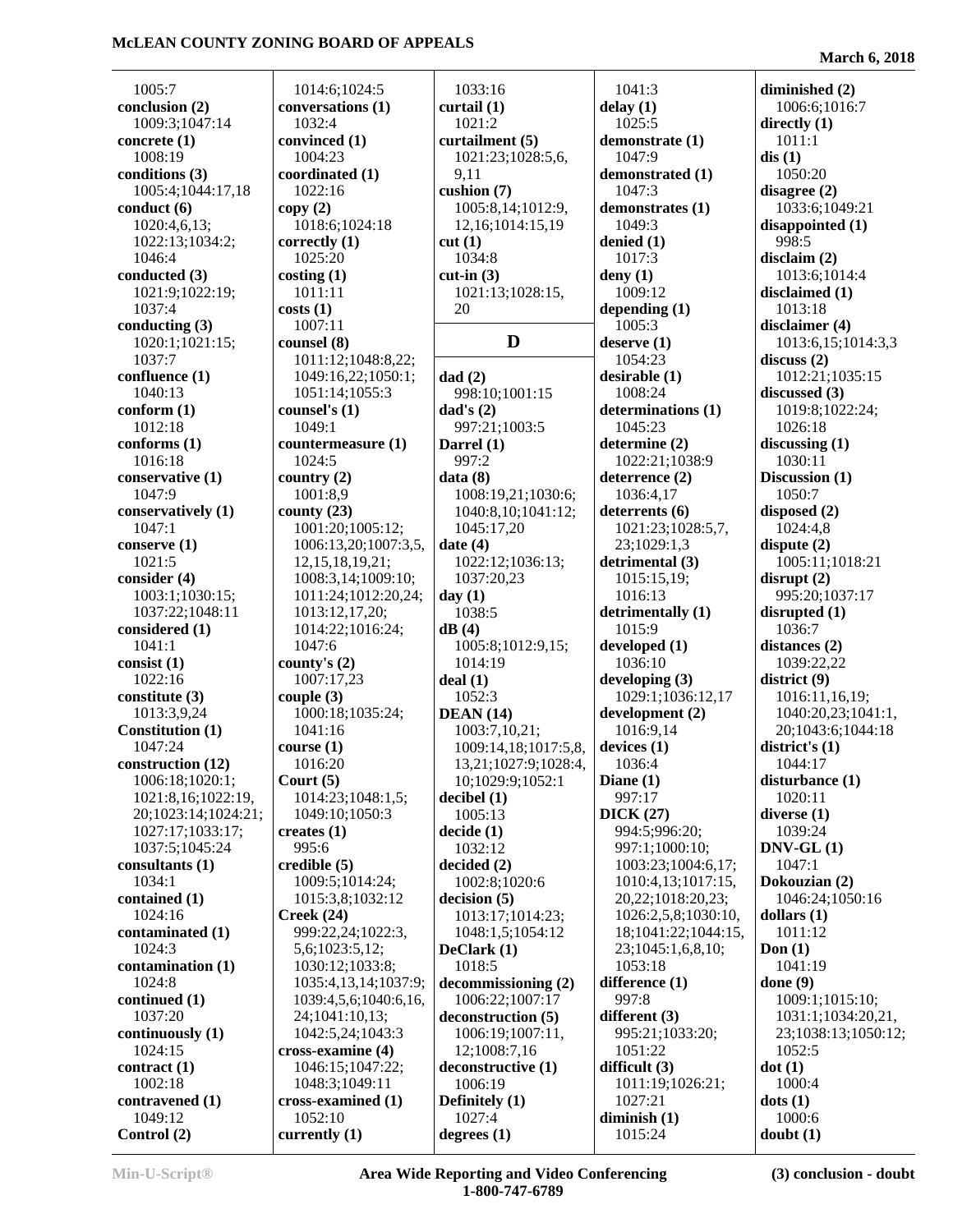1005:7
**conclusion (2)**
1009:3;1047:14
**concrete (1)**
1008:19
**conditions (3)**
1005:4;1044:17,18
**conduct (6)**
1020:4,6,13;
1022:13;1034:2;
1046:4
**conducted (3)**
1021:9;1022:19;
1037:4
**conducting (3)**
1020:1;1021:15;
1037:7
**confluence (1)**
1040:13
**conform (1)**
1012:18
**conforms (1)**
1016:18
**conservative (1)**
1047:9
**conservatively (1)**
1047:1
**conserve (1)**
1021:5
**consider (4)**
1003:1;1030:15;
1037:22;1048:11
**considered (1)**
1041:1
**consist (1)**
1022:16
**constitute (3)**
1013:3,9,24
**Constitution (1)**
1047:24
**construction (12)**
1006:18;1020:1;
1021:8,16;1022:19,
20;1023:14;1024:21;
1027:17;1033:17;
1037:5;1045:24
**consultants (1)**
1034:1
**contained (1)**
1024:16
**contaminated (1)**
1024:3
**contamination (1)**
1024:8
**continued (1)**
1037:20
**continuously (1)**
1024:15
**contract (1)**
1002:18
**contravened (1)**
1049:12
**Control (2)**
1014:6;1024:5
**conversations (1)**
1032:4
**convinced (1)**
1004:23
**coordinated (1)**
1022:16
**copy (2)**
1018:6;1024:18
**correctly (1)**
1025:20
**costing (1)**
1011:11
**costs (1)**
1007:11
**counsel (8)**
1011:12;1048:8,22;
1049:16,22;1050:1;
1051:14;1055:3
**counsel's (1)**
1049:1
**countermeasure (1)**
1024:5
**country (2)**
1001:8,9
**county (23)**
1001:20;1005:12;
1006:13,20;1007:3,5,
12,15,18,19,21;
1008:3,14;1009:10;
1011:24;1012:20,24;
1013:12,17,20;
1014:22;1016:24;
1047:6
**county's (2)**
1007:17,23
**couple (3)**
1000:18;1035:24;
1041:16
**course (1)**
1016:20
**Court (5)**
1014:23;1048:1,5;
1049:10;1050:3
**creates (1)**
995:6
**credible (5)**
1009:5;1014:24;
1015:3,8;1032:12
**Creek (24)**
999:22,24;1022:3,
5,6;1023:5,12;
1030:12;1033:8;
1035:4,13,14;1037:9;
1039:4,5,6;1040:6,16,
24;1041:10,13;
1042:5,24;1043:3
**cross-examine (4)**
1046:15;1047:22;
1048:3;1049:11
**cross-examined (1)**
1052:10
**currently (1)**
1033:16
**curtail (1)**
1021:2
**curtailment (5)**
1021:23;1028:5,6,
9,11
**cushion (7)**
1005:8,14;1012:9,
12,16;1014:15,19
**cut (1)**
1034:8
**cut-in (3)**
1021:13;1028:15,
20

## D

**dad (2)**
998:10;1001:15
**dad's (2)**
997:21;1003:5
**Darrel (1)**
997:2
**data (8)**
1008:19,21;1030:6;
1040:8,10;1041:12;
1045:17,20
**date (4)**
1022:12;1036:13;
1037:20,23
**day (1)**
1038:5
**dB (4)**
1005:8;1012:9,15;
1014:19
**deal (1)**
1052:3
**DEAN (14)**
1003:7,10,21;
1009:14,18;1017:5,8,
13,21;1027:9;1028:4,
10;1029:9;1052:1
**decibel (1)**
1005:13
**decide (1)**
1032:12
**decided (2)**
1002:8;1020:6
**decision (5)**
1013:17;1014:23;
1048:1,5;1054:12
**DeClark (1)**
1018:5
**decommissioning (2)**
1006:22;1007:17
**deconstruction (5)**
1006:19;1007:11,
12;1008:7,16
**deconstructive (1)**
1006:19
**Definitely (1)**
1027:4
**degrees (1)**
1041:3
**delay (1)**
1025:5
**demonstrate (1)**
1047:9
**demonstrated (1)**
1047:3
**demonstrates (1)**
1049:3
**denied (1)**
1017:3
**deny (1)**
1009:12
**depending (1)**
1005:3
**deserve (1)**
1054:23
**desirable (1)**
1008:24
**determinations (1)**
1045:23
**determine (2)**
1022:21;1038:9
**deterrence (2)**
1036:4,17
**deterrents (6)**
1021:23;1028:5,7,
23;1029:1,3
**detrimental (3)**
1015:15,19;
1016:13
**detrimentally (1)**
1015:9
**developed (1)**
1036:10
**developing (3)**
1029:1;1036:12,17
**development (2)**
1016:9,14
**devices (1)**
1036:4
**Diane (1)**
997:17
**DICK (27)**
994:5;996:20;
997:1;1000:10;
1003:23;1004:6,17;
1010:4,13;1017:15,
20,22;1018:20,23;
1026:2,5,8;1030:10,
18;1041:22;1044:15,
23;1045:1,6,8,10;
1053:18
**difference (1)**
997:8
**different (3)**
995:21;1033:20;
1051:22
**difficult (3)**
1011:19;1026:21;
1027:21
**diminish (1)**
1015:24
**diminished (2)**
1006:6;1016:7
**directly (1)**
1011:1
**dis (1)**
1050:20
**disagree (2)**
1033:6;1049:21
**disappointed (1)**
998:5
**disclaim (2)**
1013:6;1014:4
**disclaimed (1)**
1013:18
**disclaimer (4)**
1013:6,15;1014:3,3
**discuss (2)**
1012:21;1035:15
**discussed (3)**
1019:8;1022:24;
1026:18
**discussing (1)**
1030:11
**Discussion (1)**
1050:7
**disposed (2)**
1024:4,8
**dispute (2)**
1005:11;1018:21
**disrupt (2)**
995:20;1037:17
**disrupted (1)**
1036:7
**distances (2)**
1039:22,22
**district (9)**
1016:11,16,19;
1040:20,23;1041:1,
20;1043:6;1044:18
**district's (1)**
1044:17
**disturbance (1)**
1020:11
**diverse (1)**
1039:24
**DNV-GL (1)**
1047:1
**Dokouzian (2)**
1046:24;1050:16
**dollars (1)**
1011:12
**Don (1)**
1041:19
**done (9)**
1009:1;1015:10;
1031:1;1034:20,21,
23;1038:13;1050:12;
1052:5
**dot (1)**
1000:4
**dots (1)**
1000:6
**doubt (1)**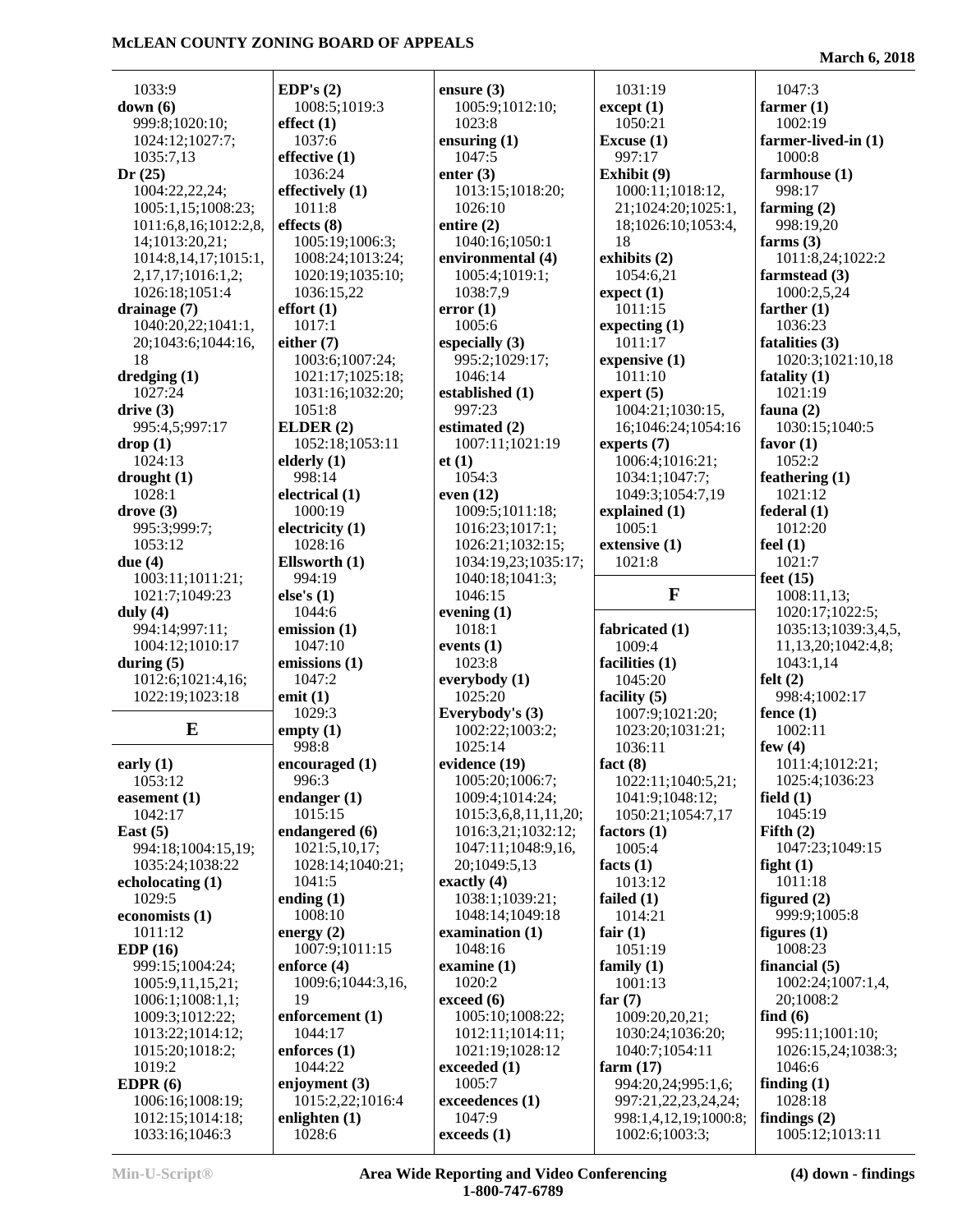1033:9
**down (6)**
999:8;1020:10;
1024:12;1027:7;
1035:7,13
**Dr (25)**
1004:22,22,24;
1005:1,15;1008:23;
1011:6,8,16;1012:2,8,
14;1013:20,21;
1014:8,14,17;1015:1,
2,17,17;1016:1,2;
1026:18;1051:4
**drainage (7)**
1040:20,22;1041:1,
20;1043:6;1044:16,
18
**dredging (1)**
1027:24
**drive (3)**
995:4,5;997:17
**drop (1)**
1024:13
**drought (1)**
1028:1
**drove (3)**
995:3;999:7;
1053:12
**due (4)**
1003:11;1011:21;
1021:7;1049:23
**duly (4)**
994:14;997:11;
1004:12;1010:17
**during (5)**
1012:6;1021:4,16;
1022:19;1023:18

## E

**early (1)**
1053:12
**easement (1)**
1042:17
**East (5)**
994:18;1004:15,19;
1035:24;1038:22
**echolocating (1)**
1029:5
**economists (1)**
1011:12
**EDP (16)**
999:15;1004:24;
1005:9,11,15,21;
1006:1;1008:1,1;
1009:3;1012:22;
1013:22;1014:12;
1015:20;1018:2;
1019:2
**EDPR (6)**
1006:16;1008:19;
1012:15;1014:18;
1033:16;1046:3
**EDP's (2)**
1008:5;1019:3
**effect (1)**
1037:6
**effective (1)**
1036:24
**effectively (1)**
1011:8
**effects (8)**
1005:19;1006:3;
1008:24;1013:24;
1020:19;1035:10;
1036:15,22
**effort (1)**
1017:1
**either (7)**
1003:6;1007:24;
1021:17;1025:18;
1031:16;1032:20;
1051:8
**ELDER (2)**
1052:18;1053:11
**elderly (1)**
998:14
**electrical (1)**
1000:19
**electricity (1)**
1028:16
**Ellsworth (1)**
994:19
**else's (1)**
1044:6
**emission (1)**
1047:10
**emissions (1)**
1047:2
**emit (1)**
1029:3
**empty (1)**
998:8
**encouraged (1)**
996:3
**endanger (1)**
1015:15
**endangered (6)**
1021:5,10,17;
1028:14;1040:21;
1041:5
**ending (1)**
1008:10
**energy (2)**
1007:9;1011:15
**enforce (4)**
1009:6;1044:3,16,
19
**enforcement (1)**
1044:17
**enforces (1)**
1044:22
**enjoyment (3)**
1015:2,22;1016:4
**enlighten (1)**
1028:6
**ensure (3)**
1005:9;1012:10;
1023:8
**ensuring (1)**
1047:5
**enter (3)**
1013:15;1018:20;
1026:10
**entire (2)**
1040:16;1050:1
**environmental (4)**
1005:4;1019:1;
1038:7,9
**error (1)**
1005:6
**especially (3)**
995:2;1029:17;
1046:14
**established (1)**
997:23
**estimated (2)**
1007:11;1021:19
**et (1)**
1054:3
**even (12)**
1009:5;1011:18;
1016:23;1017:1;
1026:21;1032:15;
1034:19,23;1035:17;
1040:18;1041:3;
1046:15
**evening (1)**
1018:1
**events (1)**
1023:8
**everybody (1)**
1025:20
**Everybody's (3)**
1002:22;1003:2;
1025:14
**evidence (19)**
1005:20;1006:7;
1009:4;1014:24;
1015:3,6,8,11,11,20;
1016:3,21;1032:12;
1047:11;1048:9,16,
20;1049:5,13
**exactly (4)**
1038:1;1039:21;
1048:14;1049:18
**examination (1)**
1048:16
**examine (1)**
1020:2
**exceed (6)**
1005:10;1008:22;
1012:11;1014:11;
1021:19;1028:12
**exceeded (1)**
1005:7
**exceedences (1)**
1047:9
**exceeds (1)**
1031:19
**except (1)**
1050:21
**Excuse (1)**
997:17
**Exhibit (9)**
1000:11;1018:12,
21;1024:20;1025:1,
18;1026:10;1053:4,
18
**exhibits (2)**
1054:6,21
**expect (1)**
1011:15
**expecting (1)**
1011:17
**expensive (1)**
1011:10
**expert (5)**
1004:21;1030:15,
16;1046:24;1054:16
**experts (7)**
1006:4;1016:21;
1034:1;1047:7;
1049:3;1054:7,19
**explained (1)**
1005:1
**extensive (1)**
1021:8

## F

**fabricated (1)**
1009:4
**facilities (1)**
1045:20
**facility (5)**
1007:9;1021:20;
1023:20;1031:21;
1036:11
**fact (8)**
1022:11;1040:5,21;
1041:9;1048:12;
1050:21;1054:7,17
**factors (1)**
1005:4
**facts (1)**
1013:12
**failed (1)**
1014:21
**fair (1)**
1051:19
**family (1)**
1001:13
**far (7)**
1009:20,20,21;
1030:24;1036:20;
1040:7;1054:11
**farm (17)**
994:20,24;995:1,6;
997:21,22,23,24,24;
998:1,4,12,19;1000:8;
1002:6;1003:3;
1047:3
**farmer (1)**
1002:19
**farmer-lived-in (1)**
1000:8
**farmhouse (1)**
998:17
**farming (2)**
998:19,20
**farms (3)**
1011:8,24;1022:2
**farmstead (3)**
1000:2,5,24
**farther (1)**
1036:23
**fatalities (3)**
1020:3;1021:10,18
**fatality (1)**
1021:19
**fauna (2)**
1030:15;1040:5
**favor (1)**
1052:2
**feathering (1)**
1021:12
**federal (1)**
1012:20
**feel (1)**
1021:7
**feet (15)**
1008:11,13;
1020:17;1022:5;
1035:13;1039:3,4,5,
11,13,20;1042:4,8;
1043:1,14
**felt (2)**
998:4;1002:17
**fence (1)**
1002:11
**few (4)**
1011:4;1012:21;
1025:4;1036:23
**field (1)**
1045:19
**Fifth (2)**
1047:23;1049:15
**fight (1)**
1011:18
**figured (2)**
999:9;1005:8
**figures (1)**
1008:23
**financial (5)**
1002:24;1007:1,4,
20;1008:2
**find (6)**
995:11;1001:10;
1026:15,24;1038:3;
1046:6
**finding (1)**
1028:18
**findings (2)**
1005:12;1013:11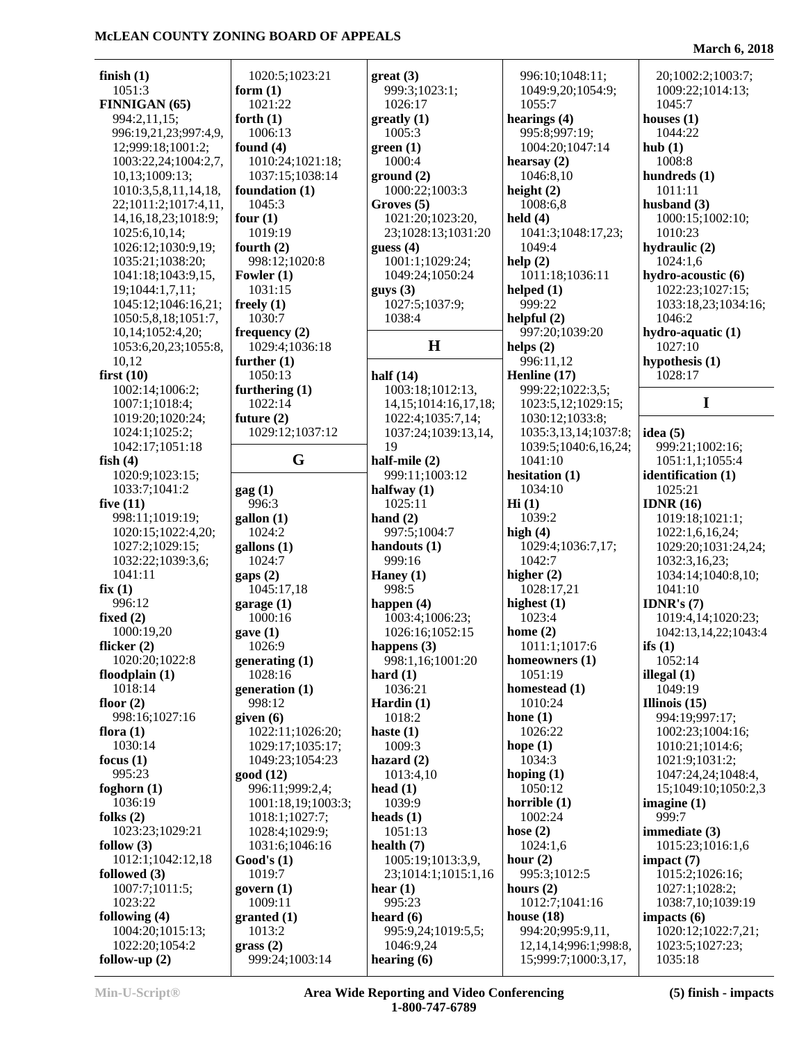**finish (1)**
1051:3
**FINNIGAN (65)**
994:2,11,15;996:19,21,23;997:4,9,12;999:18;1001:2;1003:22,24;1004:2,7,10,13;1009:13;1010:3,5,8,11,14,18,22;1011:2;1017:4,11,14,16,18,23;1018:9;1025:6,10,14;1026:12;1030:9,19;1035:21;1038:20;1041:18;1043:9,15,19;1044:1,7,11;1045:12;1046:16,21;1050:5,8,18;1051:7,10,14;1052:4,20;1053:6,20,23;1055:8,10,12
**first (10)**
1002:14;1006:2;1007:1;1018:4;1019:20;1020:24;1024:1;1025:2;1042:17;1051:18
**fish (4)**
1020:9;1023:15;1033:7;1041:2
**five (11)**
998:11;1019:19;1020:15;1022:4,20;1027:2;1029:15;1032:22;1039:3,6;1041:11
**fix (1)**
996:12
**fixed (2)**
1000:19,20
**flicker (2)**
1020:20;1022:8
**floodplain (1)**
1018:14
**floor (2)**
998:16;1027:16
**flora (1)**
1030:14
**focus (1)**
995:23
**foghorn (1)**
1036:19
**folks (2)**
1023:23;1029:21
**follow (3)**
1012:1;1042:12,18
**followed (3)**
1007:7;1011:5;1023:22
**following (4)**
1004:20;1015:13;1022:20;1054:2
**follow-up (2)**
1020:5;1023:21
**form (1)**
1021:22
**forth (1)**
1006:13
**found (4)**
1010:24;1021:18;1037:15;1038:14
**foundation (1)**
1045:3
**four (1)**
1019:19
**fourth (2)**
998:12;1020:8
**Fowler (1)**
1031:15
**freely (1)**
1030:7
**frequency (2)**
1029:4;1036:18
**further (1)**
1050:13
**furthering (1)**
1022:14
**future (2)**
1029:12;1037:12

## G

**gag (1)**
996:3
**gallon (1)**
1024:2
**gallons (1)**
1024:7
**gaps (2)**
1045:17,18
**garage (1)**
1000:16
**gave (1)**
1026:9
**generating (1)**
1028:16
**generation (1)**
998:12
**given (6)**
1022:11;1026:20;1029:17;1035:17;1049:23;1054:23
**good (12)**
996:11;999:2,4;1001:18,19;1003:3;1018:1;1027:7;1028:4;1029:9;1031:6;1046:16
**Good's (1)**
1019:7
**govern (1)**
1009:11
**granted (1)**
1013:2
**grass (2)**
999:24;1003:14
**great (3)**
999:3;1023:1;1026:17
**greatly (1)**
1005:3
**green (1)**
1000:4
**ground (2)**
1000:22;1003:3
**Groves (5)**
1021:20;1023:20,23;1028:13;1031:20
**guess (4)**
1001:1;1029:24;1049:24;1050:24
**guys (3)**
1027:5;1037:9;1038:4

## H

**half (14)**
1003:18;1012:13,14,15;1014:16,17,18;1022:4;1035:7,14;1037:24;1039:13,14,19
**half-mile (2)**
999:11;1003:12
**halfway (1)**
1025:11
**hand (2)**
997:5;1004:7
**handouts (1)**
999:16
**Haney (1)**
998:5
**happen (4)**
1003:4;1006:23;1026:16;1052:15
**happens (3)**
998:1,16;1001:20
**hard (1)**
1036:21
**Hardin (1)**
1018:2
**haste (1)**
1009:3
**hazard (2)**
1013:4,10
**head (1)**
1039:9
**heads (1)**
1051:13
**health (7)**
1005:19;1013:3,9,23;1014:1;1015:1,16
**hear (1)**
995:23
**heard (6)**
995:9,24;1019:5,5;1046:9,24
**hearing (6)**
996:10;1048:11;1049:9,20;1054:9;1055:7
**hearings (4)**
995:8;997:19;1004:20;1047:14
**hearsay (2)**
1046:8,10
**height (2)**
1008:6,8
**held (4)**
1041:3;1048:17,23;1049:4
**help (2)**
1011:18;1036:11
**helped (1)**
999:22
**helpful (2)**
997:20;1039:20
**helps (2)**
996:11,12
**Henline (17)**
999:22;1022:3,5;1023:5,12;1029:15;1030:12;1033:8;1035:3,13,14;1037:8;1039:5;1040:6,16,24;1041:10
**hesitation (1)**
1034:10
**Hi (1)**
1039:2
**high (4)**
1029:4;1036:7,17;1042:7
**higher (2)**
1028:17,21
**highest (1)**
1023:4
**home (2)**
1011:1;1017:6
**homeowners (1)**
1051:19
**homestead (1)**
1010:24
**hone (1)**
1026:22
**hope (1)**
1034:3
**hoping (1)**
1050:12
**horrible (1)**
1002:24
**hose (2)**
1024:1,6
**hour (2)**
995:3;1012:5
**hours (2)**
1012:7;1041:16
**house (18)**
994:20;995:9,11,12,14,14;996:1;998:8,15;999:7;1000:3,17,20;1002:2;1003:7;1009:22;1014:13;1045:7
**houses (1)**
1044:22
**hub (1)**
1008:8
**hundreds (1)**
1011:11
**husband (3)**
1000:15;1002:10;1010:23
**hydraulic (2)**
1024:1,6
**hydro-acoustic (6)**
1022:23;1027:15;1033:18,23;1034:16;1046:2
**hydro-aquatic (1)**
1027:10
**hypothesis (1)**
1028:17

## I

**idea (5)**
999:21;1002:16;1051:1,1;1055:4
**identification (1)**
1025:21
**IDNR (16)**
1019:18;1021:1;1022:1,6,16,24;1029:20;1031:24,24;1032:3,16,23;1034:14;1040:8,10;1041:10
**IDNR's (7)**
1019:4,14;1020:23;1042:13,14,22;1043:4
**ifs (1)**
1052:14
**illegal (1)**
1049:19
**Illinois (15)**
994:19;997:17;1002:23;1004:16;1010:21;1014:6;1021:9;1031:2;1047:24,24;1048:4,15;1049:10;1050:2,3
**imagine (1)**
999:7
**immediate (3)**
1015:23;1016:1,6
**impact (7)**
1015:2;1026:16;1027:1;1028:2;1038:7,10;1039:19
**impacts (6)**
1020:12;1022:7,21;1023:5;1027:23;1035:18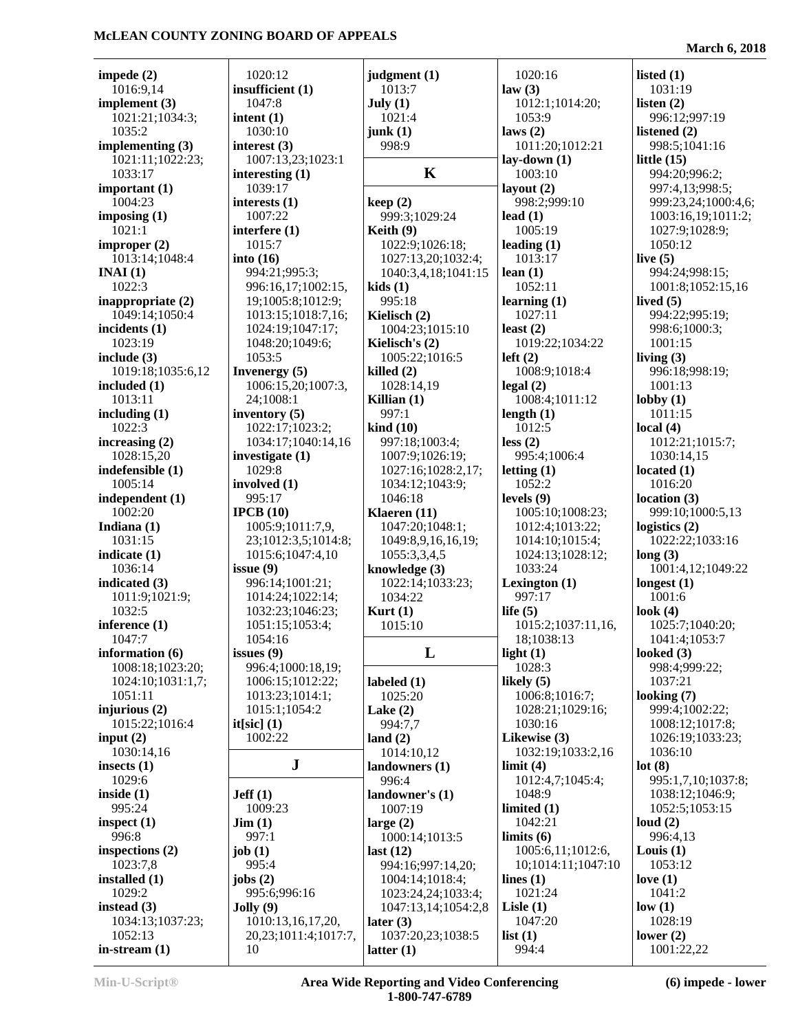**impede (2)**
1016:9,14
**implement (3)**
1021:21;1034:3;
1035:2
**implementing (3)**
1021:11;1022:23;
1033:17
**important (1)**
1004:23
**imposing (1)**
1021:1
**improper (2)**
1013:14;1048:4
**INAI (1)**
1022:3
**inappropriate (2)**
1049:14;1050:4
**incidents (1)**
1023:19
**include (3)**
1019:18;1035:6,12
**included (1)**
1013:11
**including (1)**
1022:3
**increasing (2)**
1028:15,20
**indefensible (1)**
1005:14
**independent (1)**
1002:20
**Indiana (1)**
1031:15
**indicate (1)**
1036:14
**indicated (3)**
1011:9;1021:9;
1032:5
**inference (1)**
1047:7
**information (6)**
1008:18;1023:20;
1024:10;1031:1,7;
1051:11
**injurious (2)**
1015:22;1016:4
**input (2)**
1030:14,16
**insects (1)**
1029:6
**inside (1)**
995:24
**inspect (1)**
996:8
**inspections (2)**
1023:7,8
**installed (1)**
1029:2
**instead (3)**
1034:13;1037:23;
1052:13
**in-stream (1)**
1020:12
**insufficient (1)**
1047:8
**intent (1)**
1030:10
**interest (3)**
1007:13,23;1023:1
**interesting (1)**
1039:17
**interests (1)**
1007:22
**interfere (1)**
1015:7
**into (16)**
994:21;995:3;
996:16,17;1002:15,
19;1005:8;1012:9;
1013:15;1018:7,16;
1024:19;1047:17;
1048:20;1049:6;
1053:5
**Invenergy (5)**
1006:15,20;1007:3,
24;1008:1
**inventory (5)**
1022:17;1023:2;
1034:17;1040:14,16
**investigate (1)**
1029:8
**involved (1)**
995:17
**IPCB (10)**
1005:9;1011:7,9,
23;1012:3,5;1014:8;
1015:6;1047:4,10
**issue (9)**
996:14;1001:21;
1014:24;1022:14;
1032:23;1046:23;
1051:15;1053:4;
1054:16
**issues (9)**
996:4;1000:18,19;
1006:15;1012:22;
1013:23;1014:1;
1015:1;1054:2
**it[sic] (1)**
1002:22

## J

**Jeff (1)**
1009:23
**Jim (1)**
997:1
**job (1)**
995:4
**jobs (2)**
995:6;996:16
**Jolly (9)**
1010:13,16,17,20,
20,23;1011:4;1017:7,
10
**judgment (1)**
1013:7
**July (1)**
1021:4
**junk (1)**
998:9

## K

**keep (2)**
999:3;1029:24
**Keith (9)**
1022:9;1026:18;
1027:13,20;1032:4;
1040:3,4,18;1041:15
**kids (1)**
995:18
**Kielisch (2)**
1004:23;1015:10
**Kielisch's (2)**
1005:22;1016:5
**killed (2)**
1028:14,19
**Killian (1)**
997:1
**kind (10)**
997:18;1003:4;
1007:9;1026:19;
1027:16;1028:2,17;
1034:12;1043:9;
1046:18
**Klaeren (11)**
1047:20;1048:1;
1049:8,9,16,16,19;
1055:3,3,4,5
**knowledge (3)**
1022:14;1033:23;
1034:22
**Kurt (1)**
1015:10

## L

**labeled (1)**
1025:20
**Lake (2)**
994:7,7
**land (2)**
1014:10,12
**landowners (1)**
996:4
**landowner's (1)**
1007:19
**large (2)**
1000:14;1013:5
**last (12)**
994:16;997:14,20;
1004:14;1018:4;
1023:24,24;1033:4;
1047:13,14;1054:2,8
**later (3)**
1037:20,23;1038:5
**latter (1)**
1020:16
**law (3)**
1012:1;1014:20;
1053:9
**laws (2)**
1011:20;1012:21
**lay-down (1)**
1003:10
**layout (2)**
998:2;999:10
**lead (1)**
1005:19
**leading (1)**
1013:17
**lean (1)**
1052:11
**learning (1)**
1027:11
**least (2)**
1019:22;1034:22
**left (2)**
1008:9;1018:4
**legal (2)**
1008:4;1011:12
**length (1)**
1012:5
**less (2)**
995:4;1006:4
**letting (1)**
1052:2
**levels (9)**
1005:10;1008:23;
1012:4;1013:22;
1014:10;1015:4;
1024:13;1028:12;
1033:24
**Lexington (1)**
997:17
**life (5)**
1015:2;1037:11,16,
18;1038:13
**light (1)**
1028:3
**likely (5)**
1006:8;1016:7;
1028:21;1029:16;
1030:16
**Likewise (3)**
1032:19;1033:2,16
**limit (4)**
1012:4,7;1045:4;
1048:9
**limited (1)**
1042:21
**limits (6)**
1005:6,11;1012:6,
10;1014:11;1047:10
**lines (1)**
1021:24
**Lisle (1)**
1047:20
**list (1)**
994:4
**listed (1)**
1031:19
**listen (2)**
996:12;997:19
**listened (2)**
998:5;1041:16
**little (15)**
994:20;996:2;
997:4,13;998:5;
999:23,24;1000:4,6;
1003:16,19;1011:2;
1027:9;1028:9;
1050:12
**live (5)**
994:24;998:15;
1001:8;1052:15,16
**lived (5)**
994:22;995:19;
998:6;1000:3;
1001:15
**living (3)**
996:18;998:19;
1001:13
**lobby (1)**
1011:15
**local (4)**
1012:21;1015:7;
1030:14,15
**located (1)**
1016:20
**location (3)**
999:10;1000:5,13
**logistics (2)**
1022:22;1033:16
**long (3)**
1001:4,12;1049:22
**longest (1)**
1001:6
**look (4)**
1025:7;1040:20;
1041:4;1053:7
**looked (3)**
998:4;999:22;
1037:21
**looking (7)**
999:4;1002:22;
1008:12;1017:8;
1026:19;1033:23;
1036:10
**lot (8)**
995:1,7,10;1037:8;
1038:12;1046:9;
1052:5;1053:15
**loud (2)**
996:4,13
**Louis (1)**
1053:12
**love (1)**
1041:2
**low (1)**
1028:19
**lower (2)**
1001:22,22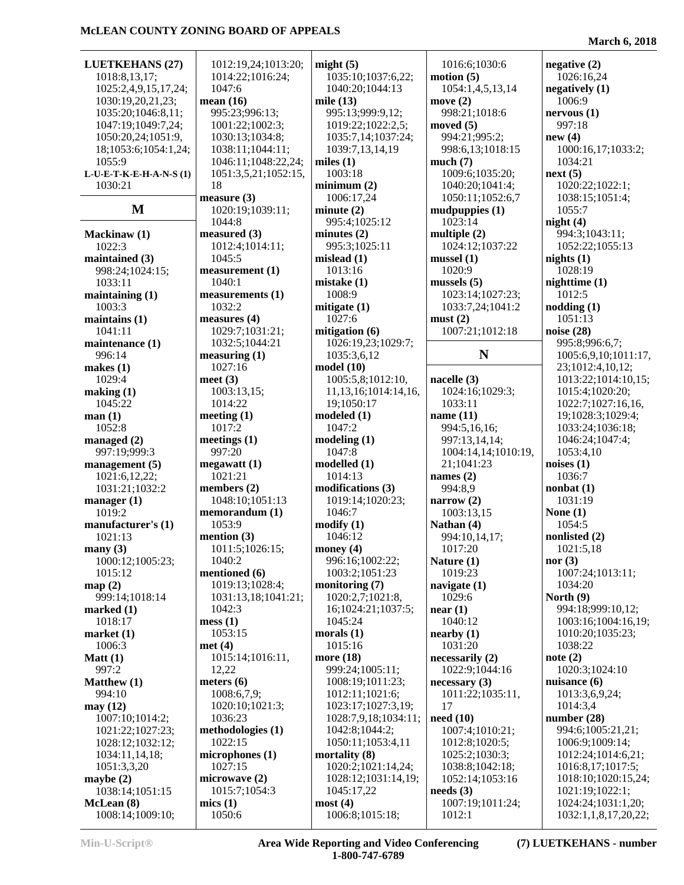**LUETKEHANS (27)**
1018:8,13,17;
1025:2,4,9,15,17,24;
1030:19,20,21,23;
1035:20;1046:8,11;
1047:19;1049:7,24;
1050:20,24;1051:9,
18;1053:6;1054:1,24;
1055:9

**L-U-E-T-K-E-H-A-N-S (1)**
1030:21

## M

**Mackinaw (1)**
1022:3

**maintained (3)**
998:24;1024:15;
1033:11

**maintaining (1)**
1003:3

**maintains (1)**
1041:11

**maintenance (1)**
996:14

**makes (1)**
1029:4

**making (1)**
1045:22

**man (1)**
1052:8

**managed (2)**
997:19;999:3

**management (5)**
1021:6,12,22;
1031:21;1032:2

**manager (1)**
1019:2

**manufacturer's (1)**
1021:13

**many (3)**
1000:12;1005:23;
1015:12

**map (2)**
999:14;1018:14

**marked (1)**
1018:17

**market (1)**
1006:3

**Matt (1)**
997:2

**Matthew (1)**
994:10

**may (12)**
1007:10;1014:2;
1021:22;1027:23;
1028:12;1032:12;
1034:11,14,18;
1051:3,3,20

**maybe (2)**
1038:14;1051:15

**McLean (8)**
1008:14;1009:10;
1012:19,24;1013:20;
1014:22;1016:24;
1047:6

**mean (16)**
995:23;996:13;
1001:22;1002:3;
1030:13;1034:8;
1038:11;1044:11;
1046:11;1048:22,24;
1051:3,5,21;1052:15,
18

**measure (3)**
1020:19;1039:11;
1044:8

**measured (3)**
1012:4;1014:11;
1045:5

**measurement (1)**
1040:1

**measurements (1)**
1032:2

**measures (4)**
1029:7;1031:21;
1032:5;1044:21

**measuring (1)**
1027:16

**meet (3)**
1003:13,15;
1014:22

**meeting (1)**
1017:2

**meetings (1)**
997:20

**megawatt (1)**
1021:21

**members (2)**
1048:10;1051:13

**memorandum (1)**
1053:9

**mention (3)**
1011:5;1026:15;
1040:2

**mentioned (6)**
1019:13;1028:4;
1031:13,18;1041:21;
1042:3

**mess (1)**
1053:15

**met (4)**
1015:14;1016:11,
12,22

**meters (6)**
1008:6,7,9;
1020:10;1021:3;
1036:23

**methodologies (1)**
1022:15

**microphones (1)**
1027:15

**microwave (2)**
1015:7;1054:3

**mics (1)**
1050:6

**might (5)**
1035:10;1037:6,22;
1040:20;1044:13

**mile (13)**
995:13;999:9,12;
1019:22;1022:2,5;
1035:7,14;1037:24;
1039:7,13,14,19

**miles (1)**
1003:18

**minimum (2)**
1006:17,24

**minute (2)**
995:4;1025:12

**minutes (2)**
995:3;1025:11

**mislead (1)**
1013:16

**mistake (1)**
1008:9

**mitigate (1)**
1027:6

**mitigation (6)**
1026:19,23;1029:7;
1035:3,6,12

**model (10)**
1005:5,8;1012:10,
11,13,16;1014:14,16,
19;1050:17

**modeled (1)**
1047:2

**modeling (1)**
1047:8

**modelled (1)**
1014:13

**modifications (3)**
1019:14;1020:23;
1046:7

**modify (1)**
1046:12

**money (4)**
996:16;1002:22;
1003:2;1051:23

**monitoring (7)**
1020:2,7;1021:8,
16;1024:21;1037:5;
1045:24

**morals (1)**
1015:16

**more (18)**
999:24;1005:11;
1008:19;1011:23;
1012:11;1021:6;
1023:17;1027:3,19;
1028:7,9,18;1034:11;
1042:8;1044:2;
1050:11;1053:4,11

**mortality (8)**
1020:2;1021:14,24;
1028:12;1031:14,19;
1045:17,22

**most (4)**
1006:8;1015:18;
1016:6;1030:6

**motion (5)**
1054:1,4,5,13,14

**move (2)**
998:21;1018:6

**moved (5)**
994:21;995:2;
998:6,13;1018:15

**much (7)**
1009:6;1035:20;
1040:20;1041:4;
1050:11;1052:6,7

**mudpuppies (1)**
1023:14

**multiple (2)**
1024:12;1037:22

**mussel (1)**
1020:9

**mussels (5)**
1023:14;1027:23;
1033:7,24;1041:2

**must (2)**
1007:21;1012:18

## N

**nacelle (3)**
1024:16;1029:3;
1033:11

**name (11)**
994:5,16,16;
997:13,14,14;
1004:14,14;1010:19,
21;1041:23

**names (2)**
994:8,9

**narrow (2)**
1003:13,15

**Nathan (4)**
994:10,14,17;
1017:20

**Nature (1)**
1019:23

**navigate (1)**
1029:6

**near (1)**
1040:12

**nearby (1)**
1031:20

**necessarily (2)**
1022:9;1044:16

**necessary (3)**
1011:22;1035:11,
17

**need (10)**
1007:4;1010:21;
1012:8;1020:5;
1025:2;1030:3;
1038:8;1042:18;
1052:14;1053:16

**needs (3)**
1007:19;1011:24;
1012:1

**negative (2)**
1026:16,24

**negatively (1)**
1006:9

**nervous (1)**
997:18

**new (4)**
1000:16,17;1033:2;
1034:21

**next (5)**
1020:22;1022:1;
1038:15;1051:4;
1055:7

**night (4)**
994:3;1043:11;
1052:22;1055:13

**nights (1)**
1028:19

**nighttime (1)**
1012:5

**nodding (1)**
1051:13

**noise (28)**
995:8;996:6,7;
1005:6,9,10;1011:17,
23;1012:4,10,12;
1013:22;1014:10,15;
1015:4;1020:20;
1022:7;1027:16,16,
19;1028:3;1029:4;
1033:24;1036:18;
1046:24;1047:4;
1053:4,10

**noises (1)**
1036:7

**nonbat (1)**
1031:19

**None (1)**
1054:5

**nonlisted (2)**
1021:5,18

**nor (3)**
1007:24;1013:11;
1034:20

**North (9)**
994:18;999:10,12;
1003:16;1004:16,19;
1010:20;1035:23;
1038:22

**note (2)**
1020:3;1024:10

**nuisance (6)**
1013:3,6,9,24;
1014:3,4

**number (28)**
994:6;1005:21,21;
1006:9;1009:14;
1012:24;1014:6,21;
1016:8,17;1017:5;
1018:10;1020:15,24;
1021:19;1022:1;
1024:24;1031:1,20;
1032:1,1,8,17,20,22;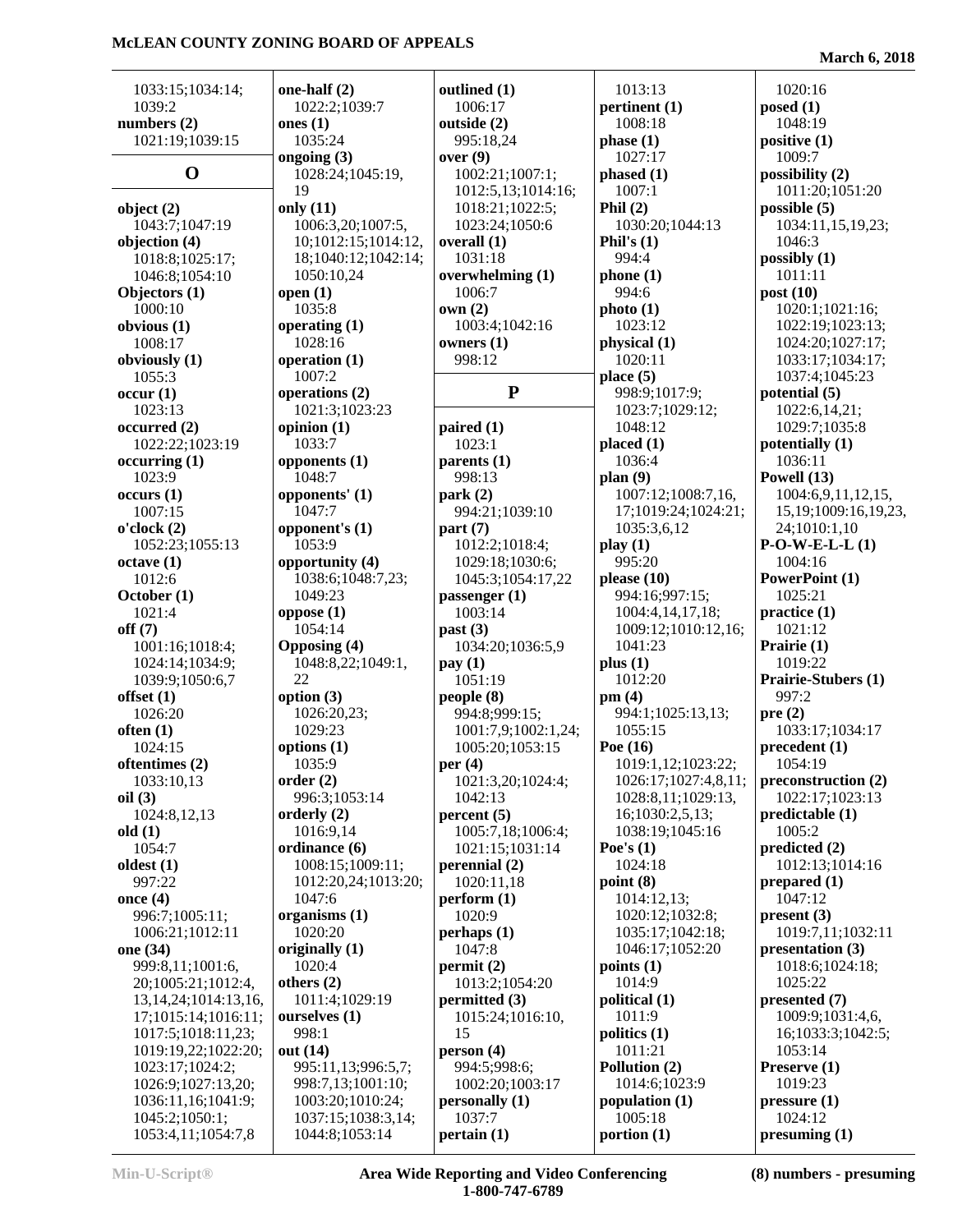1033:15;1034:14;
1039:2
**numbers (2)**
1021:19;1039:15

## O

**object (2)**
1043:7;1047:19
**objection (4)**
1018:8;1025:17;
1046:8;1054:10
**Objectors (1)**
1000:10
**obvious (1)**
1008:17
**obviously (1)**
1055:3
**occur (1)**
1023:13
**occurred (2)**
1022:22;1023:19
**occurring (1)**
1023:9
**occurs (1)**
1007:15
**o'clock (2)**
1052:23;1055:13
**octave (1)**
1012:6
**October (1)**
1021:4
**off (7)**
1001:16;1018:4;
1024:14;1034:9;
1039:9;1050:6,7
**offset (1)**
1026:20
**often (1)**
1024:15
**oftentimes (2)**
1033:10,13
**oil (3)**
1024:8,12,13
**old (1)**
1054:7
**oldest (1)**
997:22
**once (4)**
996:7;1005:11;
1006:21;1012:11
**one (34)**
999:8,11;1001:6,
20;1005:21;1012:4,
13,14,24;1014:13,16,
17;1015:14;1016:11;
1017:5;1018:11,23;
1019:19,22;1022:20;
1023:17;1024:2;
1026:9;1027:13,20;
1036:11,16;1041:9;
1045:2;1050:1;
1053:4,11;1054:7,8
**one-half (2)**
1022:2;1039:7
**ones (1)**
1035:24
**ongoing (3)**
1028:24;1045:19,
19
**only (11)**
1006:3,20;1007:5,
10;1012:15;1014:12,
18;1040:12;1042:14;
1050:10,24
**open (1)**
1035:8
**operating (1)**
1028:16
**operation (1)**
1007:2
**operations (2)**
1021:3;1023:23
**opinion (1)**
1033:7
**opponents (1)**
1048:7
**opponents' (1)**
1047:7
**opponent's (1)**
1053:9
**opportunity (4)**
1038:6;1048:7,23;
1049:23
**oppose (1)**
1054:14
**Opposing (4)**
1048:8,22;1049:1,
22
**option (3)**
1026:20,23;
1029:23
**options (1)**
1035:9
**order (2)**
996:3;1053:14
**orderly (2)**
1016:9,14
**ordinance (6)**
1008:15;1009:11;
1012:20,24;1013:20;
1047:6
**organisms (1)**
1020:20
**originally (1)**
1020:4
**others (2)**
1011:4;1029:19
**ourselves (1)**
998:1
**out (14)**
995:11,13;996:5,7;
998:7,13;1001:10;
1003:20;1010:24;
1037:15;1038:3,14;
1044:8;1053:14
**outlined (1)**
1006:17
**outside (2)**
995:18,24
**over (9)**
1002:21;1007:1;
1012:5,13;1014:16;
1018:21;1022:5;
1023:24;1050:6
**overall (1)**
1031:18
**overwhelming (1)**
1006:7
**own (2)**
1003:4;1042:16
**owners (1)**
998:12

## P

**paired (1)**
1023:1
**parents (1)**
998:13
**park (2)**
994:21;1039:10
**part (7)**
1012:2;1018:4;
1029:18;1030:6;
1045:3;1054:17,22
**passenger (1)**
1003:14
**past (3)**
1034:20;1036:5,9
**pay (1)**
1051:19
**people (8)**
994:8;999:15;
1001:7,9;1002:1,24;
1005:20;1053:15
**per (4)**
1021:3,20;1024:4;
1042:13
**percent (5)**
1005:7,18;1006:4;
1021:15;1031:14
**perennial (2)**
1020:11,18
**perform (1)**
1020:9
**perhaps (1)**
1047:8
**permit (2)**
1013:2;1054:20
**permitted (3)**
1015:24;1016:10,
15
**person (4)**
994:5;998:6;
1002:20;1003:17
**personally (1)**
1037:7
**pertain (1)**
1013:13
**pertinent (1)**
1008:18
**phase (1)**
1027:17
**phased (1)**
1007:1
**Phil (2)**
1030:20;1044:13
**Phil's (1)**
994:4
**phone (1)**
994:6
**photo (1)**
1023:12
**physical (1)**
1020:11
**place (5)**
998:9;1017:9;
1023:7;1029:12;
1048:12
**placed (1)**
1036:4
**plan (9)**
1007:12;1008:7,16,
17;1019:24;1024:21;
1035:3,6,12
**play (1)**
995:20
**please (10)**
994:16;997:15;
1004:4,14,17,18;
1009:12;1010:12,16;
1041:23
**plus (1)**
1012:20
**pm (4)**
994:1;1025:13,13;
1055:15
**Poe (16)**
1019:1,12;1023:22;
1026:17;1027:4,8,11;
1028:8,11;1029:13,
16;1030:2,5,13;
1038:19;1045:16
**Poe's (1)**
1024:18
**point (8)**
1014:12,13;
1020:12;1032:8;
1035:17;1042:18;
1046:17;1052:20
**points (1)**
1014:9
**political (1)**
1011:9
**politics (1)**
1011:21
**Pollution (2)**
1014:6;1023:9
**population (1)**
1005:18
**portion (1)**
1020:16
**posed (1)**
1048:19
**positive (1)**
1009:7
**possibility (2)**
1011:20;1051:20
**possible (5)**
1034:11,15,19,23;
1046:3
**possibly (1)**
1011:11
**post (10)**
1020:1;1021:16;
1022:19;1023:13;
1024:20;1027:17;
1033:17;1034:17;
1037:4;1045:23
**potential (5)**
1022:6,14,21;
1029:7;1035:8
**potentially (1)**
1036:11
**Powell (13)**
1004:6,9,11,12,15,
15,19;1009:16,19,23,
24;1010:1,10
**P-O-W-E-L-L (1)**
1004:16
**PowerPoint (1)**
1025:21
**practice (1)**
1021:12
**Prairie (1)**
1019:22
**Prairie-Stubers (1)**
997:2
**pre (2)**
1033:17;1034:17
**precedent (1)**
1054:19
**preconstruction (2)**
1022:17;1023:13
**predictable (1)**
1005:2
**predicted (2)**
1012:13;1014:16
**prepared (1)**
1047:12
**present (3)**
1019:7,11;1032:11
**presentation (3)**
1018:6;1024:18;
1025:22
**presented (7)**
1009:9;1031:4,6,
16;1033:3;1042:5;
1053:14
**Preserve (1)**
1019:23
**pressure (1)**
1024:12
**presuming (1)**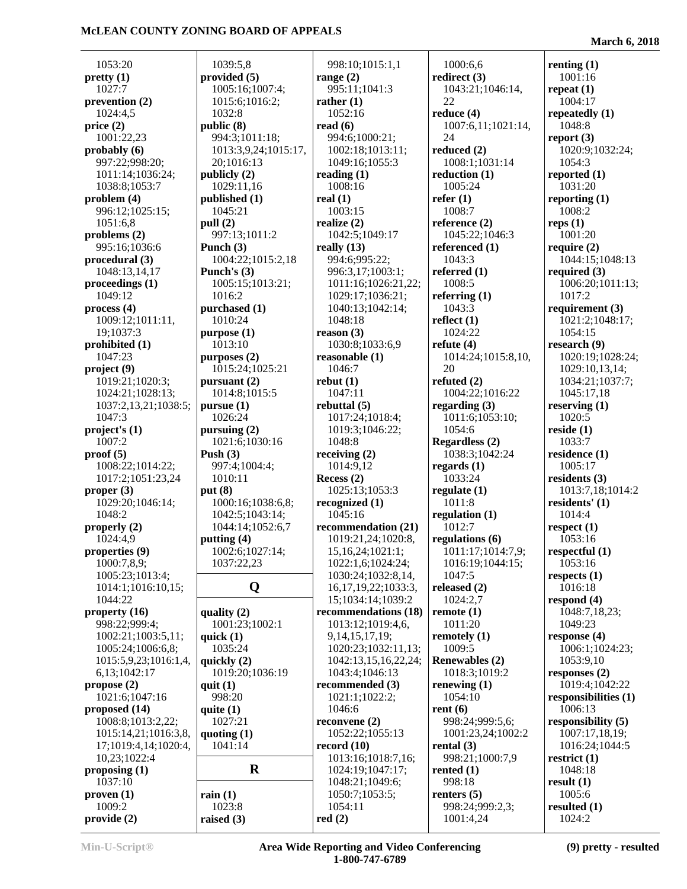1053:20
**pretty (1)**
1027:7
**prevention (2)**
1024:4,5
**price (2)**
1001:22,23
**probably (6)**
997:22;998:20;
1011:14;1036:24;
1038:8;1053:7
**problem (4)**
996:12;1025:15;
1051:6,8
**problems (2)**
995:16;1036:6
**procedural (3)**
1048:13,14,17
**proceedings (1)**
1049:12
**process (4)**
1009:12;1011:11,
19;1037:3
**prohibited (1)**
1047:23
**project (9)**
1019:21;1020:3;
1024:21;1028:13;
1037:2,13,21;1038:5;
1047:3
**project's (1)**
1007:2
**proof (5)**
1008:22;1014:22;
1017:2;1051:23,24
**proper (3)**
1029:20;1046:14;
1048:2
**properly (2)**
1024:4,9
**properties (9)**
1000:7,8,9;
1005:23;1013:4;
1014:1;1016:10,15;
1044:22
**property (16)**
998:22;999:4;
1002:21;1003:5,11;
1005:24;1006:6,8;
1015:5,9,23;1016:1,4,
6,13;1042:17
**propose (2)**
1021:6;1047:16
**proposed (14)**
1008:8;1013:2,22;
1015:14,21;1016:3,8,
17;1019:4,14;1020:4,
10,23;1022:4
**proposing (1)**
1037:10
**proven (1)**
1009:2
**provide (2)**
1039:5,8
**provided (5)**
1005:16;1007:4;
1015:6;1016:2;
1032:8
**public (8)**
994:3;1011:18;
1013:3,9,24;1015:17,
20;1016:13
**publicly (2)**
1029:11,16
**published (1)**
1045:21
**pull (2)**
997:13;1011:2
**Punch (3)**
1004:22;1015:2,18
**Punch's (3)**
1005:15;1013:21;
1016:2
**purchased (1)**
1010:24
**purpose (1)**
1013:10
**purposes (2)**
1015:24;1025:21
**pursuant (2)**
1014:8;1015:5
**pursue (1)**
1026:24
**pursuing (2)**
1021:6;1030:16
**Push (3)**
997:4;1004:4;
1010:11
**put (8)**
1000:16;1038:6,8;
1042:5;1043:14;
1044:14;1052:6,7
**putting (4)**
1002:6;1027:14;
1037:22,23

## Q

**quality (2)**
1001:23;1002:1
**quick (1)**
1035:24
**quickly (2)**
1019:20;1036:19
**quit (1)**
998:20
**quite (1)**
1027:21
**quoting (1)**
1041:14

## R

**rain (1)**
1023:8
**raised (3)**
998:10;1015:1,1
**range (2)**
995:11;1041:3
**rather (1)**
1052:16
**read (6)**
994:6;1000:21;
1002:18;1013:11;
1049:16;1055:3
**reading (1)**
1008:16
**real (1)**
1003:15
**realize (2)**
1042:5;1049:17
**really (13)**
994:6;995:22;
996:3,17;1003:1;
1011:16;1026:21,22;
1029:17;1036:21;
1040:13;1042:14;
1048:18
**reason (3)**
1030:8;1033:6,9
**reasonable (1)**
1046:7
**rebut (1)**
1047:11
**rebuttal (5)**
1017:24;1018:4;
1019:3;1046:22;
1048:8
**receiving (2)**
1014:9,12
**Recess (2)**
1025:13;1053:3
**recognized (1)**
1045:16
**recommendation (21)**
1019:21,24;1020:8,
15,16,24;1021:1;
1022:1,6;1024:24;
1030:24;1032:8,14,
16,17,19,22;1033:3,
15;1034:14;1039:2
**recommendations (18)**
1013:12;1019:4,6,
9,14,15,17,19;
1020:23;1032:11,13;
1042:13,15,16,22,24;
1043:4;1046:13
**recommended (3)**
1021:1;1022:2;
1046:6
**reconvene (2)**
1052:22;1055:13
**record (10)**
1013:16;1018:7,16;
1024:19;1047:17;
1048:21;1049:6;
1050:7;1053:5;
1054:11
**red (2)**
1000:6,6
**redirect (3)**
1043:21;1046:14,
22
**reduce (4)**
1007:6,11;1021:14,
24
**reduced (2)**
1008:1;1031:14
**reduction (1)**
1005:24
**refer (1)**
1008:7
**reference (2)**
1045:22;1046:3
**referenced (1)**
1043:3
**referred (1)**
1008:5
**referring (1)**
1043:3
**reflect (1)**
1024:22
**refute (4)**
1014:24;1015:8,10,
20
**refuted (2)**
1004:22;1016:22
**regarding (3)**
1011:6;1053:10;
1054:6
**Regardless (2)**
1038:3;1042:24
**regards (1)**
1033:24
**regulate (1)**
1011:8
**regulation (1)**
1012:7
**regulations (6)**
1011:17;1014:7,9;
1016:19;1044:15;
1047:5
**released (2)**
1024:2,7
**remote (1)**
1011:20
**remotely (1)**
1009:5
**Renewables (2)**
1018:3;1019:2
**renewing (1)**
1054:10
**rent (6)**
998:24;999:5,6;
1001:23,24;1002:2
**rental (3)**
998:21;1000:7,9
**rented (1)**
998:18
**renters (5)**
998:24;999:2,3;
1001:4,24
**renting (1)**
1001:16
**repeat (1)**
1004:17
**repeatedly (1)**
1048:8
**report (3)**
1020:9;1032:24;
1054:3
**reported (1)**
1031:20
**reporting (1)**
1008:2
**reps (1)**
1001:20
**require (2)**
1044:15;1048:13
**required (3)**
1006:20;1011:13;
1017:2
**requirement (3)**
1021:2;1048:17;
1054:15
**research (9)**
1020:19;1028:24;
1029:10,13,14;
1034:21;1037:7;
1045:17,18
**reserving (1)**
1020:5
**reside (1)**
1033:7
**residence (1)**
1005:17
**residents (3)**
1013:7,18;1014:2
**residents' (1)**
1014:4
**respect (1)**
1053:16
**respectful (1)**
1053:16
**respects (1)**
1016:18
**respond (4)**
1048:7,18,23;
1049:23
**response (4)**
1006:1;1024:23;
1053:9,10
**responses (2)**
1019:4;1042:22
**responsibilities (1)**
1006:13
**responsibility (5)**
1007:17,18,19;
1016:24;1044:5
**restrict (1)**
1048:18
**result (1)**
1005:6
**resulted (1)**
1024:2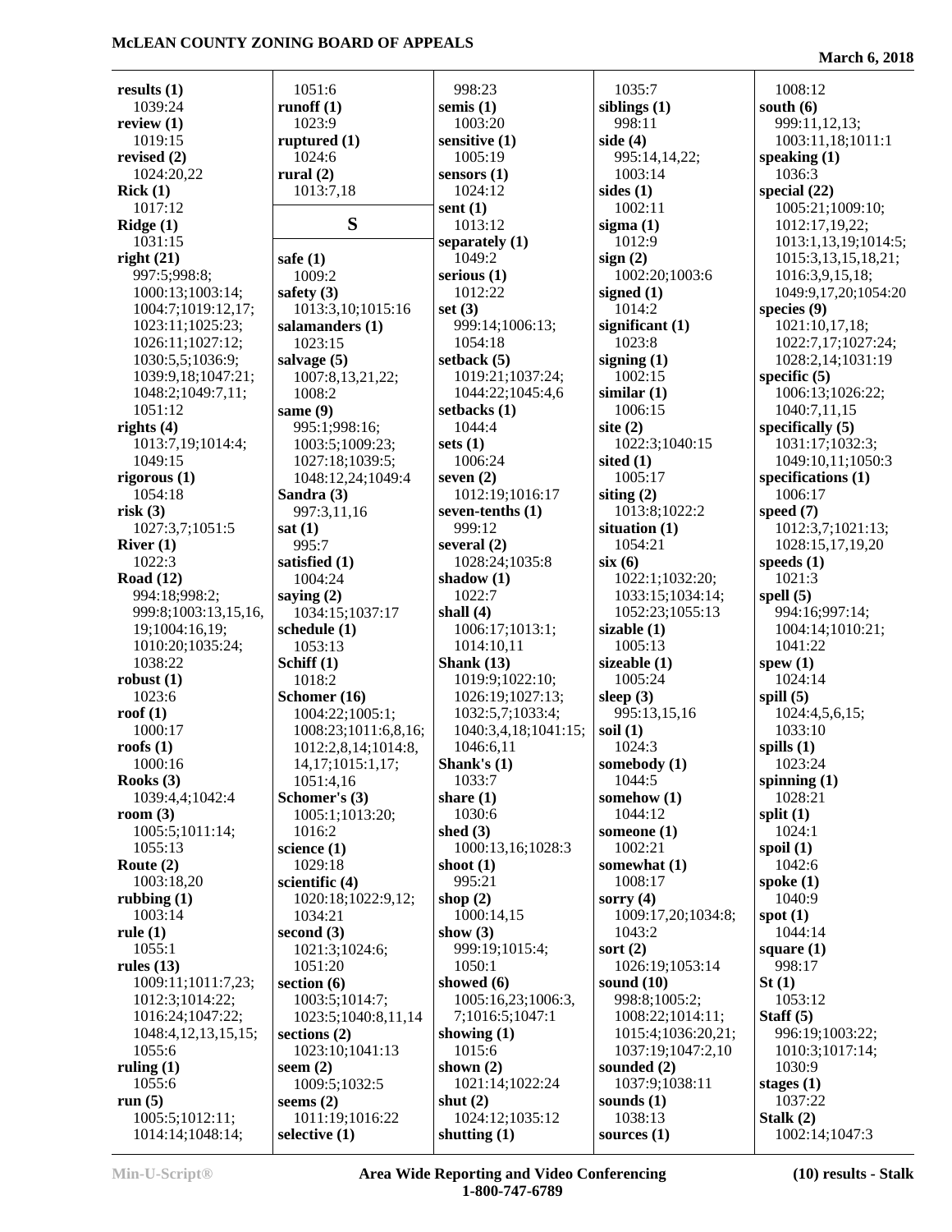**results (1)**
1039:24
**review (1)**
1019:15
**revised (2)**
1024:20,22
**Rick (1)**
1017:12
**Ridge (1)**
1031:15
**right (21)**
997:5;998:8;
1000:13;1003:14;
1004:7;1019:12,17;
1023:11;1025:23;
1026:11;1027:12;
1030:5,5;1036:9;
1039:9,18;1047:21;
1048:2;1049:7,11;
1051:12
**rights (4)**
1013:7,19;1014:4;
1049:15
**rigorous (1)**
1054:18
**risk (3)**
1027:3,7;1051:5
**River (1)**
1022:3
**Road (12)**
994:18;998:2;
999:8;1003:13,15,16,
19;1004:16,19;
1010:20;1035:24;
1038:22
**robust (1)**
1023:6
**roof (1)**
1000:17
**roofs (1)**
1000:16
**Rooks (3)**
1039:4,4;1042:4
**room (3)**
1005:5;1011:14;
1055:13
**Route (2)**
1003:18,20
**rubbing (1)**
1003:14
**rule (1)**
1055:1
**rules (13)**
1009:11;1011:7,23;
1012:3;1014:22;
1016:24;1047:22;
1048:4,12,13,15,15;
1055:6
**ruling (1)**
1055:6
**run (5)**
1005:5;1012:11;
1014:14;1048:14;
1051:6
**runoff (1)**
1023:9
**ruptured (1)**
1024:6
**rural (2)**
1013:7,18

## S

**safe (1)**
1009:2
**safety (3)**
1013:3,10;1015:16
**salamanders (1)**
1023:15
**salvage (5)**
1007:8,13,21,22;
1008:2
**same (9)**
995:1;998:16;
1003:5;1009:23;
1027:18;1039:5;
1048:12,24;1049:4
**Sandra (3)**
997:3,11,16
**sat (1)**
995:7
**satisfied (1)**
1004:24
**saying (2)**
1034:15;1037:17
**schedule (1)**
1053:13
**Schiff (1)**
1018:2
**Schomer (16)**
1004:22;1005:1;
1008:23;1011:6,8,16;
1012:2,8,14;1014:8,
14,17;1015:1,17;
1051:4,16
**Schomer's (3)**
1005:1;1013:20;
1016:2
**science (1)**
1029:18
**scientific (4)**
1020:18;1022:9,12;
1034:21
**second (3)**
1021:3;1024:6;
1051:20
**section (6)**
1003:5;1014:7;
1023:5;1040:8,11,14
**sections (2)**
1023:10;1041:13
**seem (2)**
1009:5;1032:5
**seems (2)**
1011:19;1016:22
**selective (1)**
998:23
**semis (1)**
1003:20
**sensitive (1)**
1005:19
**sensors (1)**
1024:12
**sent (1)**
1013:12
**separately (1)**
1049:2
**serious (1)**
1012:22
**set (3)**
999:14;1006:13;
1054:18
**setback (5)**
1019:21;1037:24;
1044:22;1045:4,6
**setbacks (1)**
1044:4
**sets (1)**
1006:24
**seven (2)**
1012:19;1016:17
**seven-tenths (1)**
999:12
**several (2)**
1028:24;1035:8
**shadow (1)**
1022:7
**shall (4)**
1006:17;1013:1;
1014:10,11
**Shank (13)**
1019:9;1022:10;
1026:19;1027:13;
1032:5,7;1033:4;
1040:3,4,18;1041:15;
1046:6,11
**Shank's (1)**
1033:7
**share (1)**
1030:6
**shed (3)**
1000:13,16;1028:3
**shoot (1)**
995:21
**shop (2)**
1000:14,15
**show (3)**
999:19;1015:4;
1050:1
**showed (6)**
1005:16,23;1006:3,
7;1016:5;1047:1
**showing (1)**
1015:6
**shown (2)**
1021:14;1022:24
**shut (2)**
1024:12;1035:12
**shutting (1)**
1035:7
**siblings (1)**
998:11
**side (4)**
995:14,14,22;
1003:14
**sides (1)**
1002:11
**sigma (1)**
1012:9
**sign (2)**
1002:20;1003:6
**signed (1)**
1014:2
**significant (1)**
1023:8
**signing (1)**
1002:15
**similar (1)**
1006:15
**site (2)**
1022:3;1040:15
**sited (1)**
1005:17
**siting (2)**
1013:8;1022:2
**situation (1)**
1054:21
**six (6)**
1022:1;1032:20;
1033:15;1034:14;
1052:23;1055:13
**sizable (1)**
1005:13
**sizeable (1)**
1005:24
**sleep (3)**
995:13,15,16
**soil (1)**
1024:3
**somebody (1)**
1044:5
**somehow (1)**
1044:12
**someone (1)**
1002:21
**somewhat (1)**
1008:17
**sorry (4)**
1009:17,20;1034:8;
1043:2
**sort (2)**
1026:19;1053:14
**sound (10)**
998:8;1005:2;
1008:22;1014:11;
1015:4;1036:20,21;
1037:19;1047:2,10
**sounded (2)**
1037:9;1038:11
**sounds (1)**
1038:13
**sources (1)**
1008:12
**south (6)**
999:11,12,13;
1003:11,18;1011:1
**speaking (1)**
1036:3
**special (22)**
1005:21;1009:10;
1012:17,19,22;
1013:1,13,19;1014:5;
1015:3,13,15,18,21;
1016:3,9,15,18;
1049:9,17,20;1054:20
**species (9)**
1021:10,17,18;
1022:7,17;1027:24;
1028:2,14;1031:19
**specific (5)**
1006:13;1026:22;
1040:7,11,15
**specifically (5)**
1031:17;1032:3;
1049:10,11;1050:3
**specifications (1)**
1006:17
**speed (7)**
1012:3,7;1021:13;
1028:15,17,19,20
**speeds (1)**
1021:3
**spell (5)**
994:16;997:14;
1004:14;1010:21;
1041:22
**spew (1)**
1024:14
**spill (5)**
1024:4,5,6,15;
1033:10
**spills (1)**
1023:24
**spinning (1)**
1028:21
**split (1)**
1024:1
**spoil (1)**
1042:6
**spoke (1)**
1040:9
**spot (1)**
1044:14
**square (1)**
998:17
**St (1)**
1053:12
**Staff (5)**
996:19;1003:22;
1010:3;1017:14;
1030:9
**stages (1)**
1037:22
**Stalk (2)**
1002:14;1047:3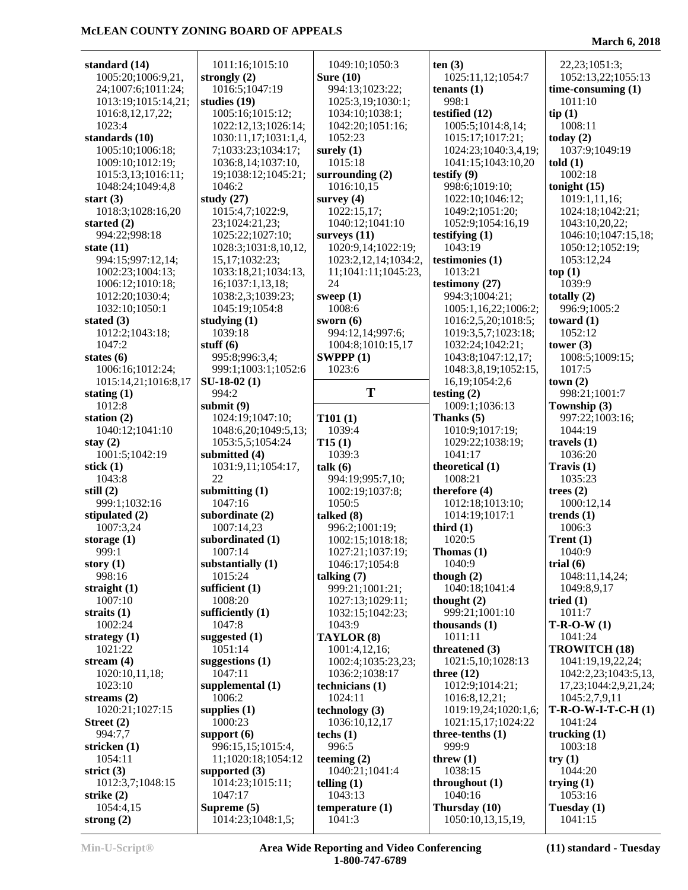**standard (14)**
1005:20;1006:9,21, 24;1007:6;1011:24; 1013:19;1015:14,21; 1016:8,12,17,22; 1023:4
**standards (10)**
1005:10;1006:18; 1009:10;1012:19; 1015:3,13;1016:11; 1048:24;1049:4,8
**start (3)**
1018:3;1028:16,20
**started (2)**
994:22;998:18
**state (11)**
994:15;997:12,14; 1002:23;1004:13; 1006:12;1010:18; 1012:20;1030:4; 1032:10;1050:1
**stated (3)**
1012:2;1043:18; 1047:2
**states (6)**
1006:16;1012:24; 1015:14,21;1016:8,17
**stating (1)**
1012:8
**station (2)**
1040:12;1041:10
**stay (2)**
1001:5;1042:19
**stick (1)**
1043:8
**still (2)**
999:1;1032:16
**stipulated (2)**
1007:3,24
**storage (1)**
999:1
**story (1)**
998:16
**straight (1)**
1007:10
**straits (1)**
1002:24
**strategy (1)**
1021:22
**stream (4)**
1020:10,11,18; 1023:10
**streams (2)**
1020:21;1027:15
**Street (2)**
994:7,7
**stricken (1)**
1054:11
**strict (3)**
1012:3,7;1048:15
**strike (2)**
1054:4,15
**strong (2)**
1011:16;1015:10
**strongly (2)**
1016:5;1047:19
**studies (19)**
1005:16;1015:12; 1022:12,13;1026:14; 1030:11,17;1031:1,4, 7;1033:23;1034:17; 1036:8,14;1037:10, 19;1038:12;1045:21; 1046:2
**study (27)**
1015:4,7;1022:9, 23;1024:21,23; 1025:22;1027:10; 1028:3;1031:8,10,12, 15,17;1032:23; 1033:18,21;1034:13, 16;1037:1,13,18; 1038:2,3;1039:23; 1045:19;1054:8
**studying (1)**
1039:18
**stuff (6)**
995:8;996:3,4; 999:1;1003:1;1052:6
**SU-18-02 (1)**
994:2
**submit (9)**
1024:19;1047:10; 1048:6,20;1049:5,13; 1053:5,5;1054:24
**submitted (4)**
1031:9,11;1054:17, 22
**submitting (1)**
1047:16
**subordinate (2)**
1007:14,23
**subordinated (1)**
1007:14
**substantially (1)**
1015:24
**sufficient (1)**
1008:20
**sufficiently (1)**
1047:8
**suggested (1)**
1051:14
**suggestions (1)**
1047:11
**supplemental (1)**
1006:2
**supplies (1)**
1000:23
**support (6)**
996:15,15;1015:4, 11;1020:18;1054:12
**supported (3)**
1014:23;1015:11; 1047:17
**Supreme (5)**
1014:23;1048:1,5; 1049:10;1050:3
**Sure (10)**
994:13;1023:22; 1025:3,19;1030:1; 1034:10;1038:1; 1042:20;1051:16; 1052:23
**surely (1)**
1015:18
**surrounding (2)**
1016:10,15
**survey (4)**
1022:15,17; 1040:12;1041:10
**surveys (11)**
1020:9,14;1022:19; 1023:2,12,14;1034:2, 11;1041:11;1045:23, 24
**sweep (1)**
1008:6
**sworn (6)**
994:12,14;997:6; 1004:8;1010:15,17
**SWPPP (1)**
1023:6

## T

**T101 (1)**
1039:4
**T15 (1)**
1039:3
**talk (6)**
994:19;995:7,10; 1002:19;1037:8; 1050:5
**talked (8)**
996:2;1001:19; 1002:15;1018:18; 1027:21;1037:19; 1046:17;1054:8
**talking (7)**
999:21;1001:21; 1027:13;1029:11; 1032:15;1042:23; 1043:9
**TAYLOR (8)**
1001:4,12,16; 1002:4;1035:23,23; 1036:2;1038:17
**technicians (1)**
1024:11
**technology (3)**
1036:10,12,17
**techs (1)**
996:5
**teeming (2)**
1040:21;1041:4
**telling (1)**
1043:13
**temperature (1)**
1041:3
**ten (3)**
1025:11,12;1054:7
**tenants (1)**
998:1
**testified (12)**
1005:5;1014:8,14; 1015:17;1017:21; 1024:23;1040:3,4,19; 1041:15;1043:10,20
**testify (9)**
998:6;1019:10; 1022:10;1046:12; 1049:2;1051:20; 1052:9;1054:16,19
**testifying (1)**
1043:19
**testimonies (1)**
1013:21
**testimony (27)**
994:3;1004:21; 1005:1,16,22;1006:2; 1016:2,5,20;1018:5; 1019:3,5,7;1023:18; 1032:24;1042:21; 1043:8;1047:12,17; 1048:3,8,19;1052:15, 16,19;1054:2,6
**testing (2)**
1009:1;1036:13
**Thanks (5)**
1010:9;1017:19; 1029:22;1038:19; 1041:17
**theoretical (1)**
1008:21
**therefore (4)**
1012:18;1013:10; 1014:19;1017:1
**third (1)**
1020:5
**Thomas (1)**
1040:9
**though (2)**
1040:18;1041:4
**thought (2)**
999:21;1001:10
**thousands (1)**
1011:11
**threatened (3)**
1021:5,10;1028:13
**three (12)**
1012:9;1014:21; 1016:8,12,21; 1019:19,24;1020:1,6; 1021:15,17;1024:22
**three-tenths (1)**
999:9
**threw (1)**
1038:15
**throughout (1)**
1040:16
**Thursday (10)**
1050:10,13,15,19, 22,23;1051:3; 1052:13,22;1055:13
**time-consuming (1)**
1011:10
**tip (1)**
1008:11
**today (2)**
1037:9;1049:19
**told (1)**
1002:18
**tonight (15)**
1019:1,11,16; 1024:18;1042:21; 1043:10,20,22; 1046:10;1047:15,18; 1050:12;1052:19; 1053:12,24
**top (1)**
1039:9
**totally (2)**
996:9;1005:2
**toward (1)**
1052:12
**tower (3)**
1008:5;1009:15; 1017:5
**town (2)**
998:21;1001:7
**Township (3)**
997:22;1003:16; 1044:19
**travels (1)**
1036:20
**Travis (1)**
1035:23
**trees (2)**
1000:12,14
**trends (1)**
1006:3
**Trent (1)**
1040:9
**trial (6)**
1048:11,14,24; 1049:8,9,17
**tried (1)**
1011:7
**T-R-O-W (1)**
1041:24
**TROWITCH (18)**
1041:19,19,22,24; 1042:2,23;1043:5,13, 17,23;1044:2,9,21,24; 1045:2,7,9,11
**T-R-O-W-I-T-C-H (1)**
1041:24
**trucking (1)**
1003:18
**try (1)**
1044:20
**trying (1)**
1053:16
**Tuesday (1)**
1041:15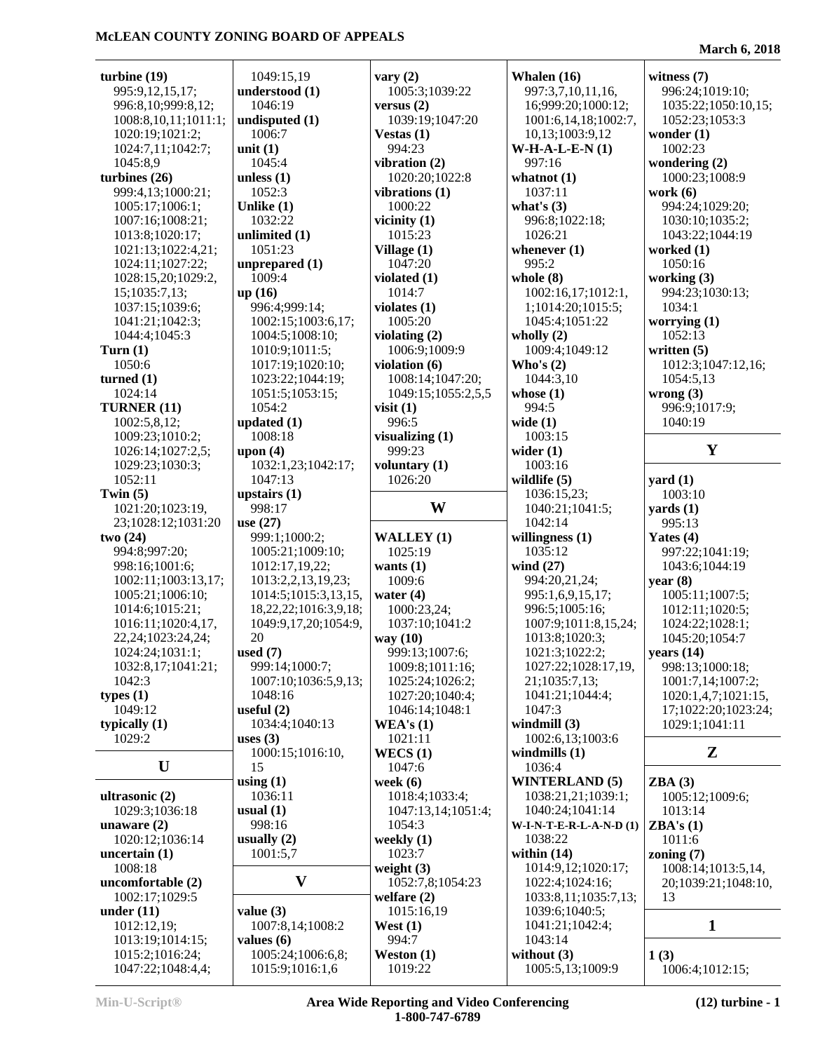**turbine (19)**
995:9,12,15,17;
996:8,10;999:8,12;
1008:8,10,11;1011:1;
1020:19;1021:2;
1024:7,11;1042:7;
1045:8,9

**turbines (26)**
999:4,13;1000:21;
1005:17;1006:1;
1007:16;1008:21;
1013:8;1020:17;
1021:13;1022:4,21;
1024:11;1027:22;
1028:15,20;1029:2,
15;1035:7,13;
1037:15;1039:6;
1041:21;1042:3;
1044:4;1045:3

**Turn (1)**
1050:6

**turned (1)**
1024:14

**TURNER (11)**
1002:5,8,12;
1009:23;1010:2;
1026:14;1027:2,5;
1029:23;1030:3;
1052:11

**Twin (5)**
1021:20;1023:19,
23;1028:12;1031:20

**two (24)**
994:8;997:20;
998:16;1001:6;
1002:11;1003:13,17;
1005:21;1006:10;
1014:6;1015:21;
1016:11;1020:4,17,
22,24;1023:24,24;
1024:24;1031:1;
1032:8,17;1041:21;
1042:3

**types (1)**
1049:12

**typically (1)**
1029:2

## U

**ultrasonic (2)**
1029:3;1036:18

**unaware (2)**
1020:12;1036:14

**uncertain (1)**
1008:18

**uncomfortable (2)**
1002:17;1029:5

**under (11)**
1012:12,19;
1013:19;1014:15;
1015:2;1016:24;
1047:22;1048:4,4;
1049:15,19

**understood (1)**
1046:19

**undisputed (1)**
1006:7

**unit (1)**
1045:4

**unless (1)**
1052:3

**Unlike (1)**
1032:22

**unlimited (1)**
1051:23

**unprepared (1)**
1009:4

**up (16)**
996:4;999:14;
1002:15;1003:6,17;
1004:5;1008:10;
1010:9;1011:5;
1017:19;1020:10;
1023:22;1044:19;
1051:5;1053:15;
1054:2

**updated (1)**
1008:18

**upon (4)**
1032:1,23;1042:17;
1047:13

**upstairs (1)**
998:17

**use (27)**
999:1;1000:2;
1005:21;1009:10;
1012:17,19,22;
1013:2,2,13,19,23;
1014:5;1015:3,13,15,
18,22,22;1016:3,9,18;
1049:9,17,20;1054:9,
20

**used (7)**
999:14;1000:7;
1007:10;1036:5,9,13;
1048:16

**useful (2)**
1034:4;1040:13

**uses (3)**
1000:15;1016:10,
15

**using (1)**
1036:11

**usual (1)**
998:16

**usually (2)**
1001:5,7

## V

**value (3)**
1007:8,14;1008:2

**values (6)**
1005:24;1006:6,8;
1015:9;1016:1,6

**vary (2)**
1005:3;1039:22

**versus (2)**
1039:19;1047:20

**Vestas (1)**
994:23

**vibration (2)**
1020:20;1022:8

**vibrations (1)**
1000:22

**vicinity (1)**
1015:23

**Village (1)**
1047:20

**violated (1)**
1014:7

**violates (1)**
1005:20

**violating (2)**
1006:9;1009:9

**violation (6)**
1008:14;1047:20;
1049:15;1055:2,5,5

**visit (1)**
996:5

**visualizing (1)**
999:23

**voluntary (1)**
1026:20

## W

**WALLEY (1)**
1025:19

**wants (1)**
1009:6

**water (4)**
1000:23,24;
1037:10;1041:2

**way (10)**
999:13;1007:6;
1009:8;1011:16;
1025:24;1026:2;
1027:20;1040:4;
1046:14;1048:1

**WEA's (1)**
1021:11

**WECS (1)**
1047:6

**week (6)**
1018:4;1033:4;
1047:13,14;1051:4;
1054:3

**weekly (1)**
1023:7

**weight (3)**
1052:7,8;1054:23

**welfare (2)**
1015:16,19

**West (1)**
994:7

**Weston (1)**
1019:22

**Whalen (16)**
997:3,7,10,11,16,
16;999:20;1000:12;
1001:6,14,18;1002:7,
10,13;1003:9,12

**W-H-A-L-E-N (1)**
997:16

**whatnot (1)**
1037:11

**what's (3)**
996:8;1022:18;
1026:21

**whenever (1)**
995:2

**whole (8)**
1002:16,17;1012:1,
1;1014:20;1015:5;
1045:4;1051:22

**wholly (2)**
1009:4;1049:12

**Who's (2)**
1044:3,10

**whose (1)**
994:5

**wide (1)**
1003:15

**wider (1)**
1003:16

**wildlife (5)**
1036:15,23;
1040:21;1041:5;
1042:14

**willingness (1)**
1035:12

**wind (27)**
994:20,21,24;
995:1,6,9,15,17;
996:5;1005:16;
1007:9;1011:8,15,24;
1013:8;1020:3;
1021:3;1022:2;
1027:22;1028:17,19,
21;1035:7,13;
1041:21;1044:4;
1047:3

**windmill (3)**
1002:6,13;1003:6

**windmills (1)**
1036:4

**WINTERLAND (5)**
1038:21,21;1039:1;
1040:24;1041:14

**W-I-N-T-E-R-L-A-N-D (1)**
1038:22

**within (14)**
1014:9,12;1020:17;
1022:4;1024:16;
1033:8,11;1035:7,13;
1039:6;1040:5;
1041:21;1042:4;
1043:14

**without (3)**
1005:5,13;1009:9

**witness (7)**
996:24;1019:10;
1035:22;1050:10,15;
1052:23;1053:3

**wonder (1)**
1002:23

**wondering (2)**
1000:23;1008:9

**work (6)**
994:24;1029:20;
1030:10;1035:2;
1043:22;1044:19

**worked (1)**
1050:16

**working (3)**
994:23;1030:13;
1034:1

**worrying (1)**
1052:13

**written (5)**
1012:3;1047:12,16;
1054:5,13

**wrong (3)**
996:9;1017:9;
1040:19

## Y

**yard (1)**
1003:10

**yards (1)**
995:13

**Yates (4)**
997:22;1041:19;
1043:6;1044:19

**year (8)**
1005:11;1007:5;
1012:11;1020:5;
1024:22;1028:1;
1045:20;1054:7

**years (14)**
998:13;1000:18;
1001:7,14;1007:2;
1020:1,4,7;1021:15,
17;1022:20;1023:24;
1029:1;1041:11

## Z

**ZBA (3)**
1005:12;1009:6;
1013:14

**ZBA's (1)**
1011:6

**zoning (7)**
1008:14;1013:5,14,
20;1039:21;1048:10,
13

## 1

**1 (3)**
1006:4;1012:15;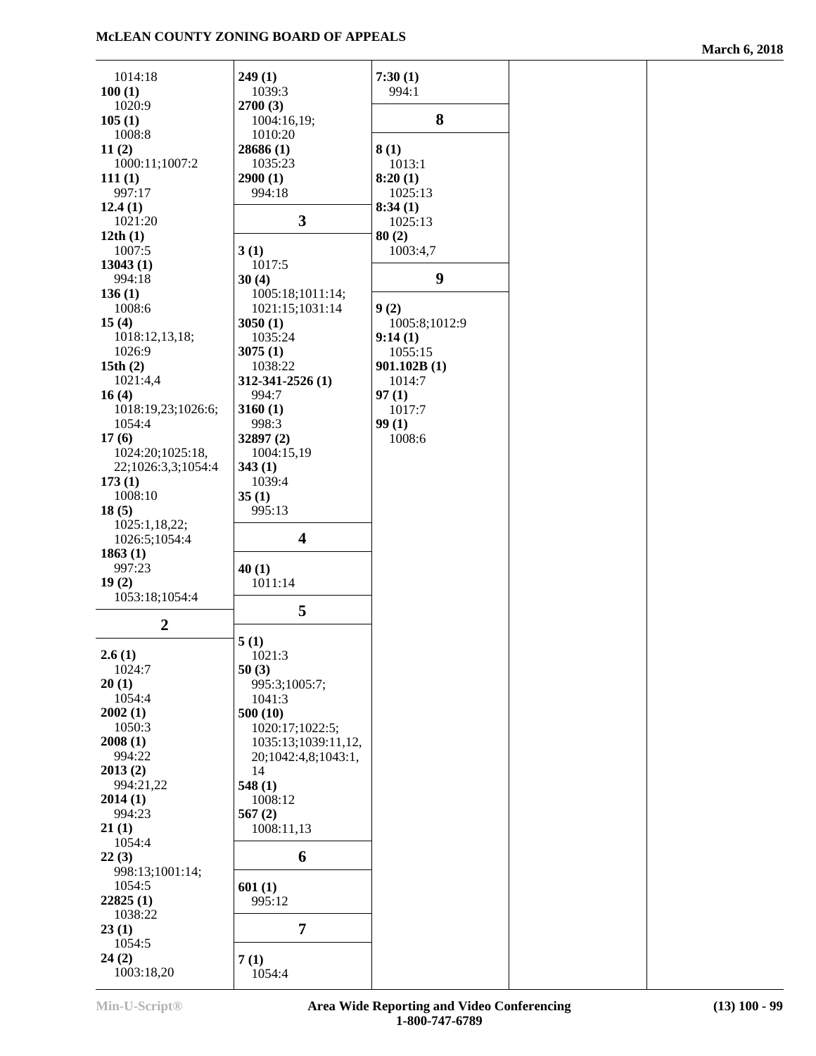1014:18
**100 (1)**
1020:9
**105 (1)**
1008:8
**11 (2)**
1000:11;1007:2
**111 (1)**
997:17
**12.4 (1)**
1021:20
**12th (1)**
1007:5
**13043 (1)**
994:18
**136 (1)**
1008:6
**15 (4)**
1018:12,13,18;
1026:9
**15th (2)**
1021:4,4
**16 (4)**
1018:19,23;1026:6;
1054:4
**17 (6)**
1024:20;1025:18,
22;1026:3,3;1054:4
**173 (1)**
1008:10
**18 (5)**
1025:1,18,22;
1026:5;1054:4
**1863 (1)**
997:23
**19 (2)**
1053:18;1054:4

## 2

**2.6 (1)**
1024:7
**20 (1)**
1054:4
**2002 (1)**
1050:3
**2008 (1)**
994:22
**2013 (2)**
994:21,22
**2014 (1)**
994:23
**21 (1)**
1054:4
**22 (3)**
998:13;1001:14;
1054:5
**22825 (1)**
1038:22
**23 (1)**
1054:5
**24 (2)**
1003:18,20
**249 (1)**
1039:3
**2700 (3)**
1004:16,19;
1010:20
**28686 (1)**
1035:23
**2900 (1)**
994:18

## 3

**3 (1)**
1017:5
**30 (4)**
1005:18;1011:14;
1021:15;1031:14
**3050 (1)**
1035:24
**3075 (1)**
1038:22
**312-341-2526 (1)**
994:7
**3160 (1)**
998:3
**32897 (2)**
1004:15,19
**343 (1)**
1039:4
**35 (1)**
995:13

## 4

**40 (1)**
1011:14

## 5

**5 (1)**
1021:3
**50 (3)**
995:3;1005:7;
1041:3
**500 (10)**
1020:17;1022:5;
1035:13;1039:11,12,
20;1042:4,8;1043:1,
14
**548 (1)**
1008:12
**567 (2)**
1008:11,13

## 6

**601 (1)**
995:12

## 7

**7 (1)**
1054:4
**7:30 (1)**
994:1

## 8

**8 (1)**
1013:1
**8:20 (1)**
1025:13
**8:34 (1)**
1025:13
**80 (2)**
1003:4,7

## 9

**9 (2)**
1005:8;1012:9
**9:14 (1)**
1055:15
**901.102B (1)**
1014:7
**97 (1)**
1017:7
**99 (1)**
1008:6